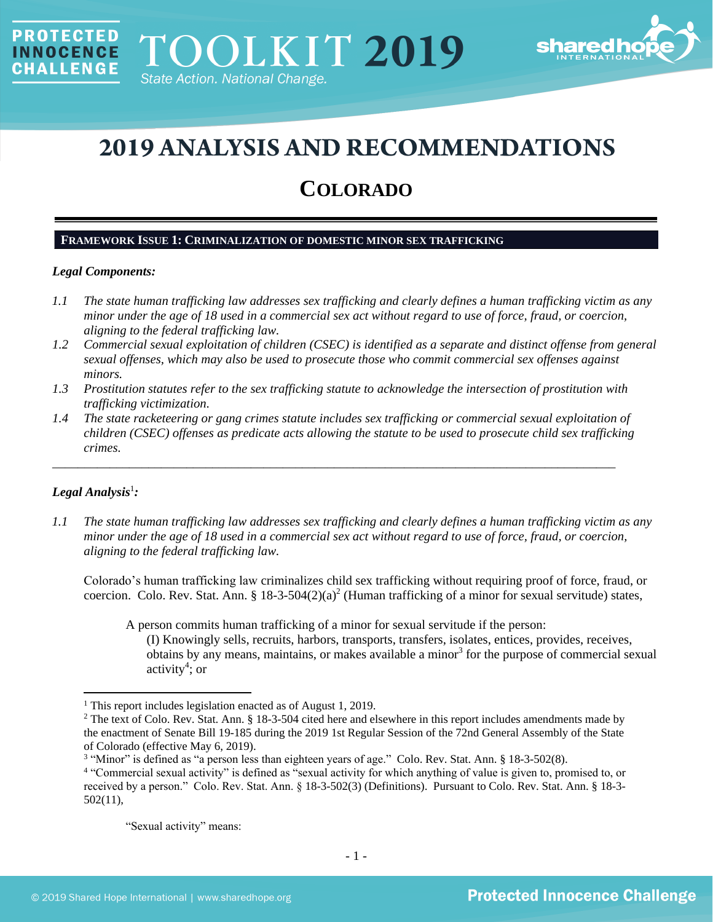# 2019 ANALYSIS AND RECOMMENDATIONS

## COLORADO

### FRAMEWORK ISSUE 1: CRIMINALIZATION OF DOMESTIC MINOR SEX TRAFFICKING

***Legal Components:***

*1.1 The state human trafficking law addresses sex trafficking and clearly defines a human trafficking victim as any minor under the age of 18 used in a commercial sex act without regard to use of force, fraud, or coercion, aligning to the federal trafficking law.*

*1.2 Commercial sexual exploitation of children (CSEC) is identified as a separate and distinct offense from general sexual offenses, which may also be used to prosecute those who commit commercial sex offenses against minors.*

*1.3 Prostitution statutes refer to the sex trafficking statute to acknowledge the intersection of prostitution with trafficking victimization.*

*1.4 The state racketeering or gang crimes statute includes sex trafficking or commercial sexual exploitation of children (CSEC) offenses as predicate acts allowing the statute to be used to prosecute child sex trafficking crimes.*

---

***Legal Analysis*[1]*:***

*1.1 The state human trafficking law addresses sex trafficking and clearly defines a human trafficking victim as any minor under the age of 18 used in a commercial sex act without regard to use of force, fraud, or coercion, aligning to the federal trafficking law.*

Colorado's human trafficking law criminalizes child sex trafficking without requiring proof of force, fraud, or coercion. Colo. Rev. Stat. Ann. § 18-3-504(2)(a)[2] (Human trafficking of a minor for sexual servitude) states,

> A person commits human trafficking of a minor for sexual servitude if the person:
> (I) Knowingly sells, recruits, harbors, transports, transfers, isolates, entices, provides, receives, obtains by any means, maintains, or makes available a minor[3] for the purpose of commercial sexual activity[4]; or

---

[1] This report includes legislation enacted as of August 1, 2019.

[2] The text of Colo. Rev. Stat. Ann. § 18-3-504 cited here and elsewhere in this report includes amendments made by the enactment of Senate Bill 19-185 during the 2019 1st Regular Session of the 72nd General Assembly of the State of Colorado (effective May 6, 2019).

[3] "Minor" is defined as "a person less than eighteen years of age." Colo. Rev. Stat. Ann. § 18-3-502(8).

[4] "Commercial sexual activity" is defined as "sexual activity for which anything of value is given to, promised to, or received by a person." Colo. Rev. Stat. Ann. § 18-3-502(3) (Definitions). Pursuant to Colo. Rev. Stat. Ann. § 18-3-502(11),

> "Sexual activity" means: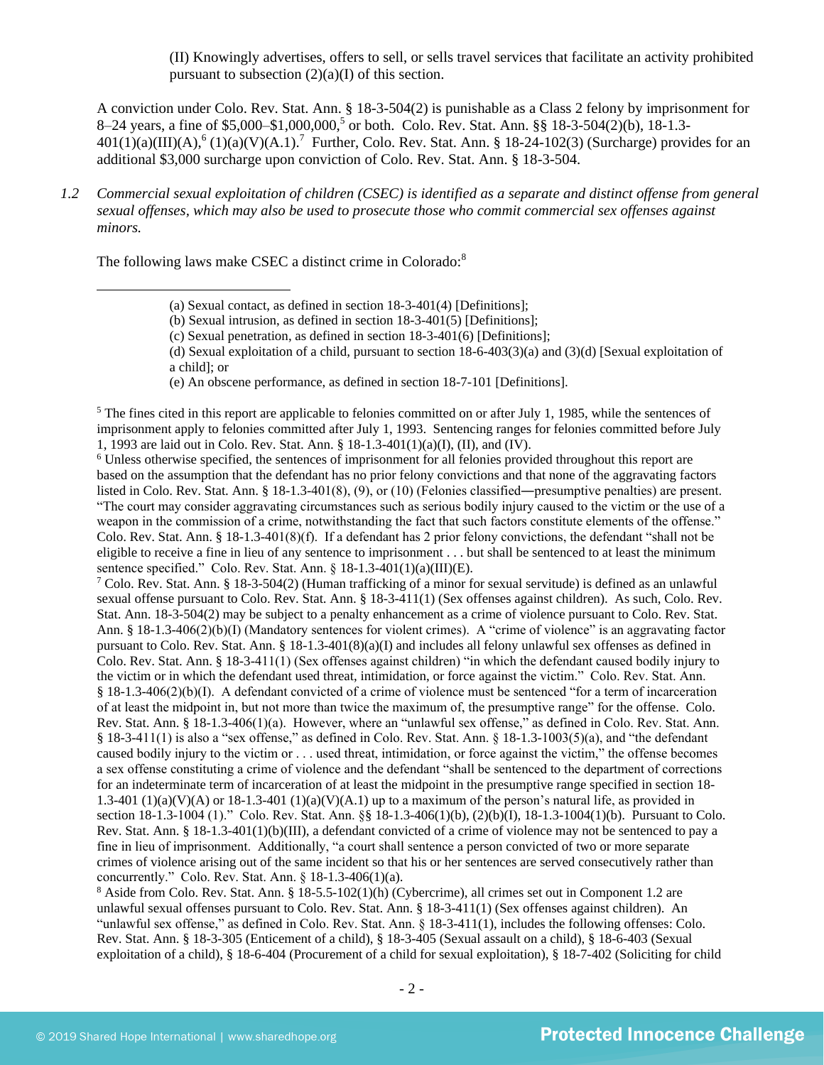(II) Knowingly advertises, offers to sell, or sells travel services that facilitate an activity prohibited pursuant to subsection (2)(a)(I) of this section.

A conviction under Colo. Rev. Stat. Ann. § 18-3-504(2) is punishable as a Class 2 felony by imprisonment for 8–24 years, a fine of $5,000–$1,000,000,[5] or both. Colo. Rev. Stat. Ann. §§ 18-3-504(2)(b), 18-1.3-401(1)(a)(III)(A),[6] (1)(a)(V)(A.1).[7] Further, Colo. Rev. Stat. Ann. § 18-24-102(3) (Surcharge) provides for an additional $3,000 surcharge upon conviction of Colo. Rev. Stat. Ann. § 18-3-504.

*1.2 Commercial sexual exploitation of children (CSEC) is identified as a separate and distinct offense from general sexual offenses, which may also be used to prosecute those who commit commercial sex offenses against minors.*

The following laws make CSEC a distinct crime in Colorado:[8]

---

(a) Sexual contact, as defined in section 18-3-401(4) [Definitions];
(b) Sexual intrusion, as defined in section 18-3-401(5) [Definitions];
(c) Sexual penetration, as defined in section 18-3-401(6) [Definitions];
(d) Sexual exploitation of a child, pursuant to section 18-6-403(3)(a) and (3)(d) [Sexual exploitation of a child]; or
(e) An obscene performance, as defined in section 18-7-101 [Definitions].

[5] The fines cited in this report are applicable to felonies committed on or after July 1, 1985, while the sentences of imprisonment apply to felonies committed after July 1, 1993. Sentencing ranges for felonies committed before July 1, 1993 are laid out in Colo. Rev. Stat. Ann. § 18-1.3-401(1)(a)(I), (II), and (IV).

[6] Unless otherwise specified, the sentences of imprisonment for all felonies provided throughout this report are based on the assumption that the defendant has no prior felony convictions and that none of the aggravating factors listed in Colo. Rev. Stat. Ann. § 18-1.3-401(8), (9), or (10) (Felonies classified—presumptive penalties) are present. "The court may consider aggravating circumstances such as serious bodily injury caused to the victim or the use of a weapon in the commission of a crime, notwithstanding the fact that such factors constitute elements of the offense." Colo. Rev. Stat. Ann. § 18-1.3-401(8)(f). If a defendant has 2 prior felony convictions, the defendant "shall not be eligible to receive a fine in lieu of any sentence to imprisonment . . . but shall be sentenced to at least the minimum sentence specified." Colo. Rev. Stat. Ann. § 18-1.3-401(1)(a)(III)(E).

[7] Colo. Rev. Stat. Ann. § 18-3-504(2) (Human trafficking of a minor for sexual servitude) is defined as an unlawful sexual offense pursuant to Colo. Rev. Stat. Ann. § 18-3-411(1) (Sex offenses against children). As such, Colo. Rev. Stat. Ann. 18-3-504(2) may be subject to a penalty enhancement as a crime of violence pursuant to Colo. Rev. Stat. Ann. § 18-1.3-406(2)(b)(I) (Mandatory sentences for violent crimes). A "crime of violence" is an aggravating factor pursuant to Colo. Rev. Stat. Ann. § 18-1.3-401(8)(a)(I) and includes all felony unlawful sex offenses as defined in Colo. Rev. Stat. Ann. § 18-3-411(1) (Sex offenses against children) "in which the defendant caused bodily injury to the victim or in which the defendant used threat, intimidation, or force against the victim." Colo. Rev. Stat. Ann. § 18-1.3-406(2)(b)(I). A defendant convicted of a crime of violence must be sentenced "for a term of incarceration of at least the midpoint in, but not more than twice the maximum of, the presumptive range" for the offense. Colo. Rev. Stat. Ann. § 18-1.3-406(1)(a). However, where an "unlawful sex offense," as defined in Colo. Rev. Stat. Ann. § 18-3-411(1) is also a "sex offense," as defined in Colo. Rev. Stat. Ann. § 18-1.3-1003(5)(a), and "the defendant caused bodily injury to the victim or . . . used threat, intimidation, or force against the victim," the offense becomes a sex offense constituting a crime of violence and the defendant "shall be sentenced to the department of corrections for an indeterminate term of incarceration of at least the midpoint in the presumptive range specified in section 18-1.3-401 (1)(a)(V)(A) or 18-1.3-401 (1)(a)(V)(A.1) up to a maximum of the person's natural life, as provided in section 18-1.3-1004 (1)." Colo. Rev. Stat. Ann. §§ 18-1.3-406(1)(b), (2)(b)(I), 18-1.3-1004(1)(b). Pursuant to Colo. Rev. Stat. Ann. § 18-1.3-401(1)(b)(III), a defendant convicted of a crime of violence may not be sentenced to pay a fine in lieu of imprisonment. Additionally, "a court shall sentence a person convicted of two or more separate crimes of violence arising out of the same incident so that his or her sentences are served consecutively rather than concurrently." Colo. Rev. Stat. Ann. § 18-1.3-406(1)(a).

[8] Aside from Colo. Rev. Stat. Ann. § 18-5.5-102(1)(h) (Cybercrime), all crimes set out in Component 1.2 are unlawful sexual offenses pursuant to Colo. Rev. Stat. Ann. § 18-3-411(1) (Sex offenses against children). An "unlawful sex offense," as defined in Colo. Rev. Stat. Ann. § 18-3-411(1), includes the following offenses: Colo. Rev. Stat. Ann. § 18-3-305 (Enticement of a child), § 18-3-405 (Sexual assault on a child), § 18-6-403 (Sexual exploitation of a child), § 18-6-404 (Procurement of a child for sexual exploitation), § 18-7-402 (Soliciting for child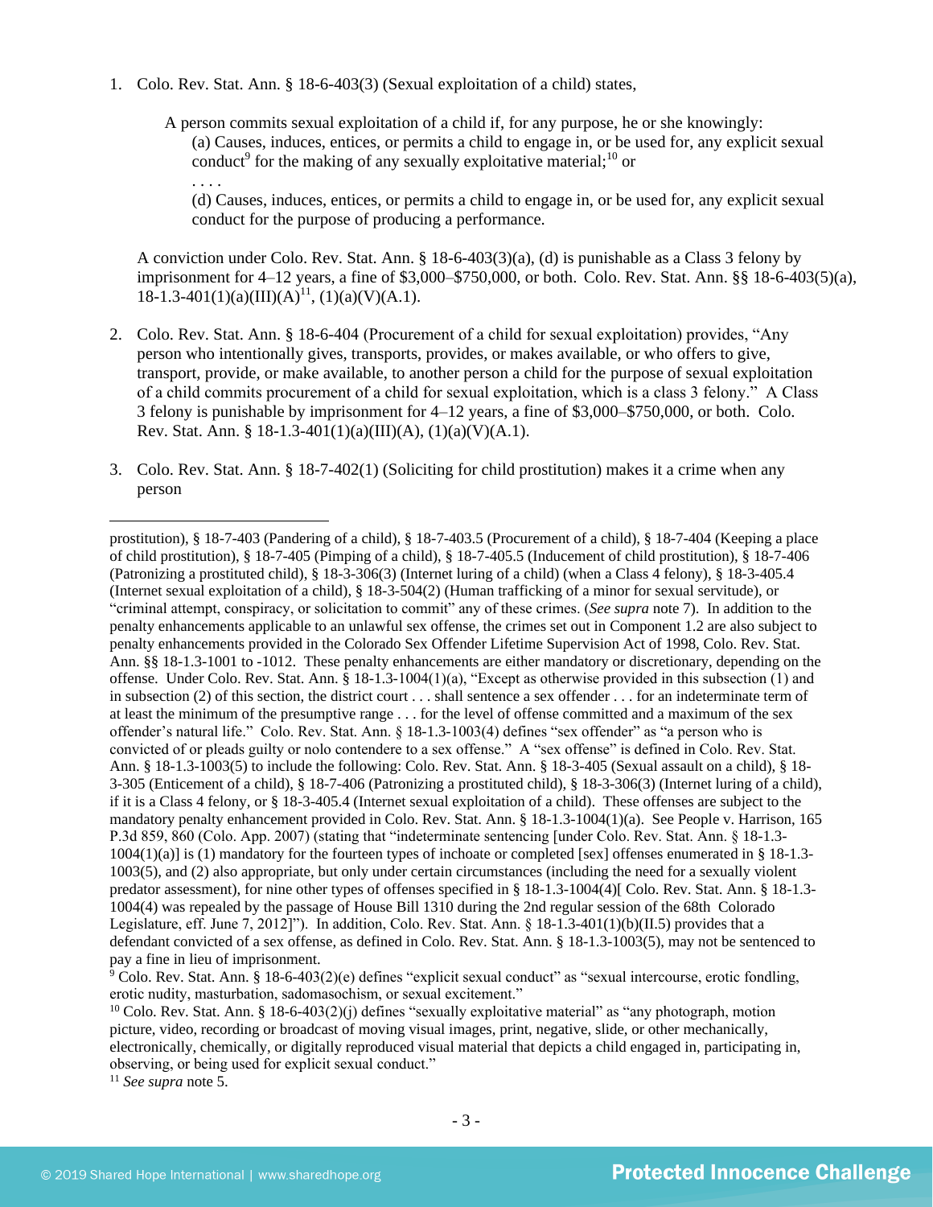1. Colo. Rev. Stat. Ann. § 18-6-403(3) (Sexual exploitation of a child) states,

   > A person commits sexual exploitation of a child if, for any purpose, he or she knowingly:
   >
   > (a) Causes, induces, entices, or permits a child to engage in, or be used for, any explicit sexual conduct[9] for the making of any sexually exploitative material;[10] or
   >
   > . . . .
   >
   > (d) Causes, induces, entices, or permits a child to engage in, or be used for, any explicit sexual conduct for the purpose of producing a performance.

   A conviction under Colo. Rev. Stat. Ann. § 18-6-403(3)(a), (d) is punishable as a Class 3 felony by imprisonment for 4–12 years, a fine of $3,000–$750,000, or both. Colo. Rev. Stat. Ann. §§ 18-6-403(5)(a), 18-1.3-401(1)(a)(III)(A)[11], (1)(a)(V)(A.1).

2. Colo. Rev. Stat. Ann. § 18-6-404 (Procurement of a child for sexual exploitation) provides, "Any person who intentionally gives, transports, provides, or makes available, or who offers to give, transport, provide, or make available, to another person a child for the purpose of sexual exploitation of a child commits procurement of a child for sexual exploitation, which is a class 3 felony." A Class 3 felony is punishable by imprisonment for 4–12 years, a fine of $3,000–$750,000, or both. Colo. Rev. Stat. Ann. § 18-1.3-401(1)(a)(III)(A), (1)(a)(V)(A.1).

3. Colo. Rev. Stat. Ann. § 18-7-402(1) (Soliciting for child prostitution) makes it a crime when any person

---

prostitution), § 18-7-403 (Pandering of a child), § 18-7-403.5 (Procurement of a child), § 18-7-404 (Keeping a place of child prostitution), § 18-7-405 (Pimping of a child), § 18-7-405.5 (Inducement of child prostitution), § 18-7-406 (Patronizing a prostituted child), § 18-3-306(3) (Internet luring of a child) (when a Class 4 felony), § 18-3-405.4 (Internet sexual exploitation of a child), § 18-3-504(2) (Human trafficking of a minor for sexual servitude), or "criminal attempt, conspiracy, or solicitation to commit" any of these crimes. (*See supra* note 7). In addition to the penalty enhancements applicable to an unlawful sex offense, the crimes set out in Component 1.2 are also subject to penalty enhancements provided in the Colorado Sex Offender Lifetime Supervision Act of 1998, Colo. Rev. Stat. Ann. §§ 18-1.3-1001 to -1012. These penalty enhancements are either mandatory or discretionary, depending on the offense. Under Colo. Rev. Stat. Ann. § 18-1.3-1004(1)(a), "Except as otherwise provided in this subsection (1) and in subsection (2) of this section, the district court . . . shall sentence a sex offender . . . for an indeterminate term of at least the minimum of the presumptive range . . . for the level of offense committed and a maximum of the sex offender's natural life." Colo. Rev. Stat. Ann. § 18-1.3-1003(4) defines "sex offender" as "a person who is convicted of or pleads guilty or nolo contendere to a sex offense." A "sex offense" is defined in Colo. Rev. Stat. Ann. § 18-1.3-1003(5) to include the following: Colo. Rev. Stat. Ann. § 18-3-405 (Sexual assault on a child), § 18-3-305 (Enticement of a child), § 18-7-406 (Patronizing a prostituted child), § 18-3-306(3) (Internet luring of a child), if it is a Class 4 felony, or § 18-3-405.4 (Internet sexual exploitation of a child). These offenses are subject to the mandatory penalty enhancement provided in Colo. Rev. Stat. Ann. § 18-1.3-1004(1)(a). See People v. Harrison, 165 P.3d 859, 860 (Colo. App. 2007) (stating that "indeterminate sentencing [under Colo. Rev. Stat. Ann. § 18-1.3-1004(1)(a)] is (1) mandatory for the fourteen types of inchoate or completed [sex] offenses enumerated in § 18-1.3-1003(5), and (2) also appropriate, but only under certain circumstances (including the need for a sexually violent predator assessment), for nine other types of offenses specified in § 18-1.3-1004(4)[ Colo. Rev. Stat. Ann. § 18-1.3-1004(4) was repealed by the passage of House Bill 1310 during the 2nd regular session of the 68th Colorado Legislature, eff. June 7, 2012]"). In addition, Colo. Rev. Stat. Ann. § 18-1.3-401(1)(b)(II.5) provides that a defendant convicted of a sex offense, as defined in Colo. Rev. Stat. Ann. § 18-1.3-1003(5), may not be sentenced to pay a fine in lieu of imprisonment.

[9] Colo. Rev. Stat. Ann. § 18-6-403(2)(e) defines "explicit sexual conduct" as "sexual intercourse, erotic fondling, erotic nudity, masturbation, sadomasochism, or sexual excitement."

[10] Colo. Rev. Stat. Ann. § 18-6-403(2)(j) defines "sexually exploitative material" as "any photograph, motion picture, video, recording or broadcast of moving visual images, print, negative, slide, or other mechanically, electronically, chemically, or digitally reproduced visual material that depicts a child engaged in, participating in, observing, or being used for explicit sexual conduct."

[11] *See supra* note 5.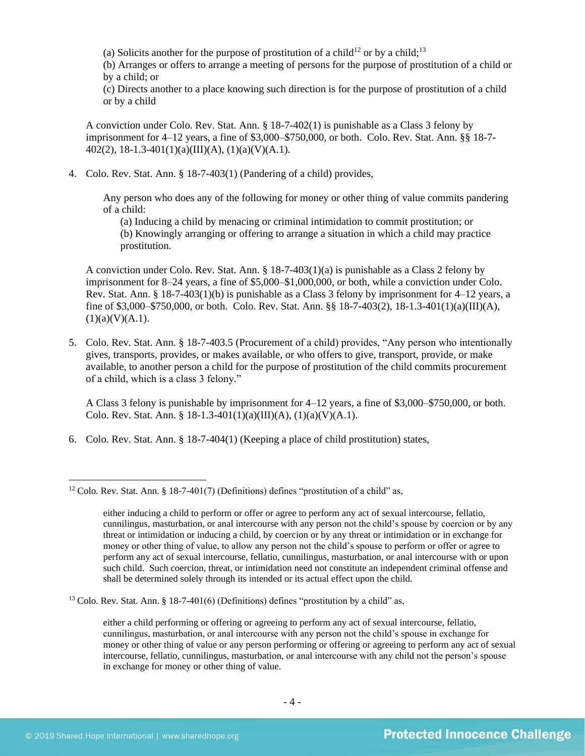(a) Solicits another for the purpose of prostitution of a child[12] or by a child;[13]
(b) Arranges or offers to arrange a meeting of persons for the purpose of prostitution of a child or by a child; or
(c) Directs another to a place knowing such direction is for the purpose of prostitution of a child or by a child

A conviction under Colo. Rev. Stat. Ann. § 18-7-402(1) is punishable as a Class 3 felony by imprisonment for 4–12 years, a fine of $3,000–$750,000, or both. Colo. Rev. Stat. Ann. §§ 18-7-402(2), 18-1.3-401(1)(a)(III)(A), (1)(a)(V)(A.1).

4. Colo. Rev. Stat. Ann. § 18-7-403(1) (Pandering of a child) provides,

   Any person who does any of the following for money or other thing of value commits pandering of a child:
   (a) Inducing a child by menacing or criminal intimidation to commit prostitution; or
   (b) Knowingly arranging or offering to arrange a situation in which a child may practice prostitution.

   A conviction under Colo. Rev. Stat. Ann. § 18-7-403(1)(a) is punishable as a Class 2 felony by imprisonment for 8–24 years, a fine of $5,000–$1,000,000, or both, while a conviction under Colo. Rev. Stat. Ann. § 18-7-403(1)(b) is punishable as a Class 3 felony by imprisonment for 4–12 years, a fine of $3,000–$750,000, or both. Colo. Rev. Stat. Ann. §§ 18-7-403(2), 18-1.3-401(1)(a)(III)(A), (1)(a)(V)(A.1).

5. Colo. Rev. Stat. Ann. § 18-7-403.5 (Procurement of a child) provides, "Any person who intentionally gives, transports, provides, or makes available, or who offers to give, transport, provide, or make available, to another person a child for the purpose of prostitution of the child commits procurement of a child, which is a class 3 felony."

   A Class 3 felony is punishable by imprisonment for 4–12 years, a fine of $3,000–$750,000, or both. Colo. Rev. Stat. Ann. § 18-1.3-401(1)(a)(III)(A), (1)(a)(V)(A.1).

6. Colo. Rev. Stat. Ann. § 18-7-404(1) (Keeping a place of child prostitution) states,

---

[12] Colo. Rev. Stat. Ann. § 18-7-401(7) (Definitions) defines "prostitution of a child" as,

> either inducing a child to perform or offer or agree to perform any act of sexual intercourse, fellatio, cunnilingus, masturbation, or anal intercourse with any person not the child's spouse by coercion or by any threat or intimidation or inducing a child, by coercion or by any threat or intimidation or in exchange for money or other thing of value, to allow any person not the child's spouse to perform or offer or agree to perform any act of sexual intercourse, fellatio, cunnilingus, masturbation, or anal intercourse with or upon such child. Such coercion, threat, or intimidation need not constitute an independent criminal offense and shall be determined solely through its intended or its actual effect upon the child.

[13] Colo. Rev. Stat. Ann. § 18-7-401(6) (Definitions) defines "prostitution by a child" as,

> either a child performing or offering or agreeing to perform any act of sexual intercourse, fellatio, cunnilingus, masturbation, or anal intercourse with any person not the child's spouse in exchange for money or other thing of value or any person performing or offering or agreeing to perform any act of sexual intercourse, fellatio, cunnilingus, masturbation, or anal intercourse with any child not the person's spouse in exchange for money or other thing of value.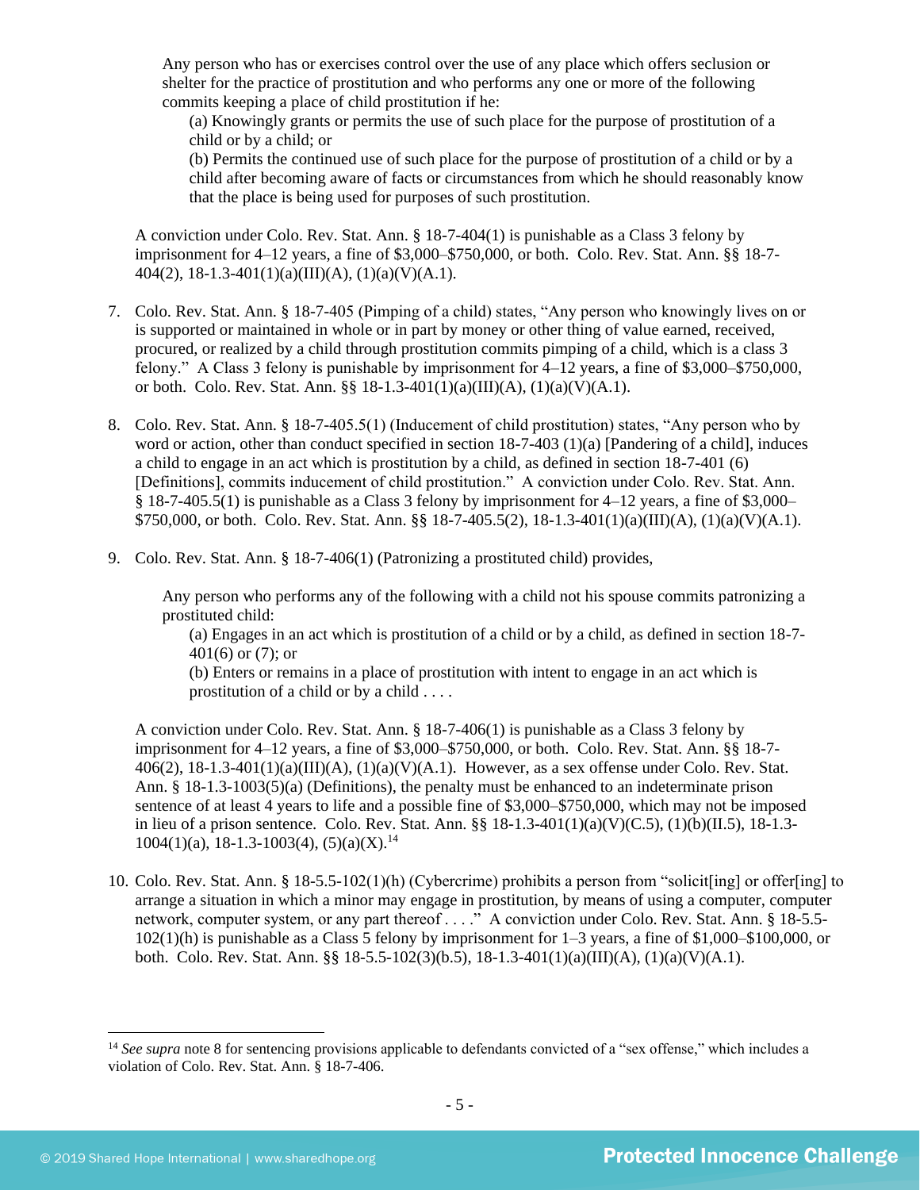> Any person who has or exercises control over the use of any place which offers seclusion or shelter for the practice of prostitution and who performs any one or more of the following commits keeping a place of child prostitution if he:
>
> (a) Knowingly grants or permits the use of such place for the purpose of prostitution of a child or by a child; or
>
> (b) Permits the continued use of such place for the purpose of prostitution of a child or by a child after becoming aware of facts or circumstances from which he should reasonably know that the place is being used for purposes of such prostitution.

A conviction under Colo. Rev. Stat. Ann. § 18-7-404(1) is punishable as a Class 3 felony by imprisonment for 4–12 years, a fine of $3,000–$750,000, or both. Colo. Rev. Stat. Ann. §§ 18-7-404(2), 18-1.3-401(1)(a)(III)(A), (1)(a)(V)(A.1).

7. Colo. Rev. Stat. Ann. § 18-7-405 (Pimping of a child) states, "Any person who knowingly lives on or is supported or maintained in whole or in part by money or other thing of value earned, received, procured, or realized by a child through prostitution commits pimping of a child, which is a class 3 felony." A Class 3 felony is punishable by imprisonment for 4–12 years, a fine of $3,000–$750,000, or both. Colo. Rev. Stat. Ann. §§ 18-1.3-401(1)(a)(III)(A), (1)(a)(V)(A.1).

8. Colo. Rev. Stat. Ann. § 18-7-405.5(1) (Inducement of child prostitution) states, "Any person who by word or action, other than conduct specified in section 18-7-403 (1)(a) [Pandering of a child], induces a child to engage in an act which is prostitution by a child, as defined in section 18-7-401 (6) [Definitions], commits inducement of child prostitution." A conviction under Colo. Rev. Stat. Ann. § 18-7-405.5(1) is punishable as a Class 3 felony by imprisonment for 4–12 years, a fine of $3,000–$750,000, or both. Colo. Rev. Stat. Ann. §§ 18-7-405.5(2), 18-1.3-401(1)(a)(III)(A), (1)(a)(V)(A.1).

9. Colo. Rev. Stat. Ann. § 18-7-406(1) (Patronizing a prostituted child) provides,

> Any person who performs any of the following with a child not his spouse commits patronizing a prostituted child:
>
> (a) Engages in an act which is prostitution of a child or by a child, as defined in section 18-7-401(6) or (7); or
>
> (b) Enters or remains in a place of prostitution with intent to engage in an act which is prostitution of a child or by a child . . . .

A conviction under Colo. Rev. Stat. Ann. § 18-7-406(1) is punishable as a Class 3 felony by imprisonment for 4–12 years, a fine of $3,000–$750,000, or both. Colo. Rev. Stat. Ann. §§ 18-7-406(2), 18-1.3-401(1)(a)(III)(A), (1)(a)(V)(A.1). However, as a sex offense under Colo. Rev. Stat. Ann. § 18-1.3-1003(5)(a) (Definitions), the penalty must be enhanced to an indeterminate prison sentence of at least 4 years to life and a possible fine of $3,000–$750,000, which may not be imposed in lieu of a prison sentence. Colo. Rev. Stat. Ann. §§ 18-1.3-401(1)(a)(V)(C.5), (1)(b)(II.5), 18-1.3-1004(1)(a), 18-1.3-1003(4), (5)(a)(X).[14]

10. Colo. Rev. Stat. Ann. § 18-5.5-102(1)(h) (Cybercrime) prohibits a person from "solicit[ing] or offer[ing] to arrange a situation in which a minor may engage in prostitution, by means of using a computer, computer network, computer system, or any part thereof . . . ." A conviction under Colo. Rev. Stat. Ann. § 18-5.5-102(1)(h) is punishable as a Class 5 felony by imprisonment for 1–3 years, a fine of $1,000–$100,000, or both. Colo. Rev. Stat. Ann. §§ 18-5.5-102(3)(b.5), 18-1.3-401(1)(a)(III)(A), (1)(a)(V)(A.1).

---

[14] *See supra* note 8 for sentencing provisions applicable to defendants convicted of a "sex offense," which includes a violation of Colo. Rev. Stat. Ann. § 18-7-406.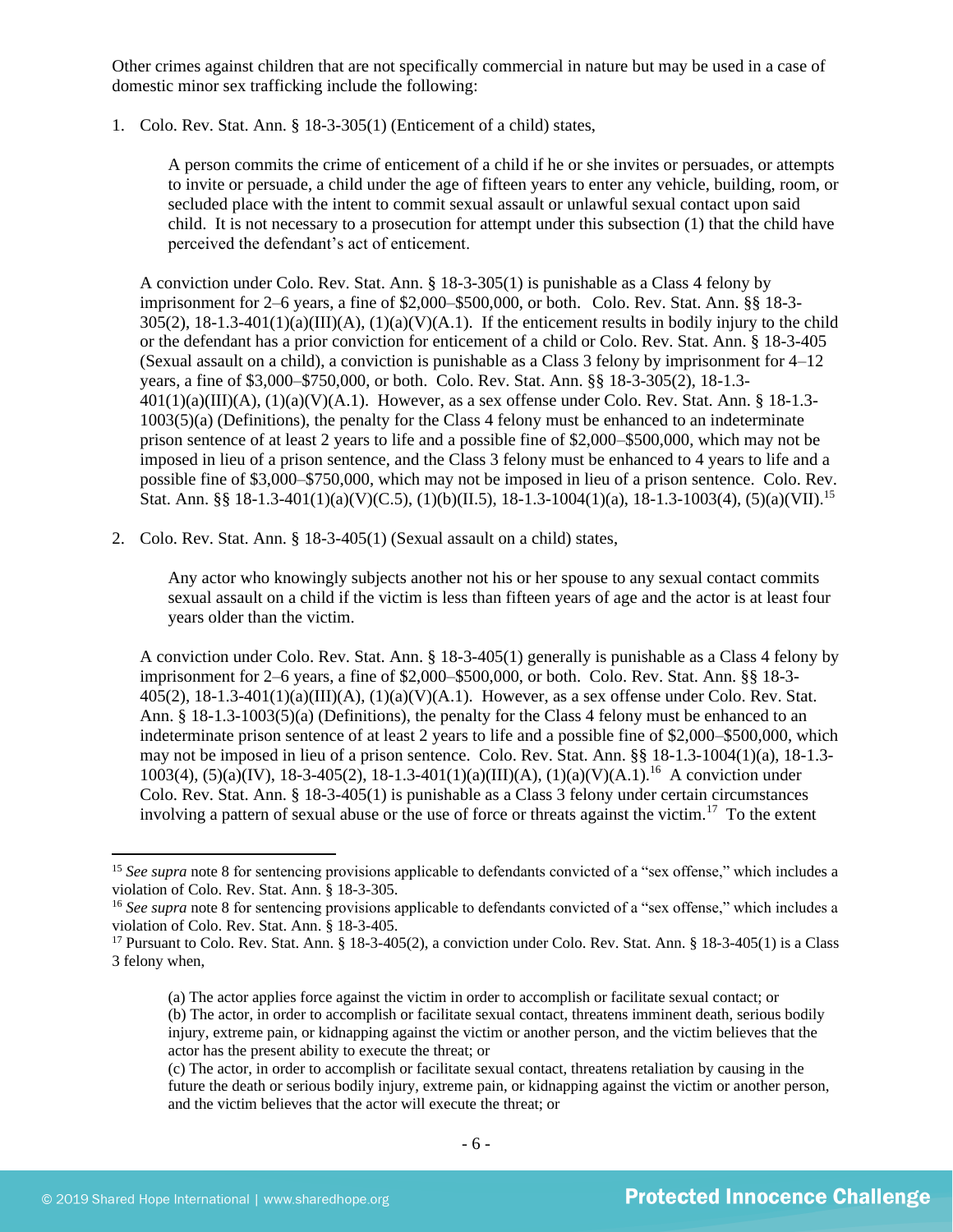Other crimes against children that are not specifically commercial in nature but may be used in a case of domestic minor sex trafficking include the following:

1. Colo. Rev. Stat. Ann. § 18-3-305(1) (Enticement of a child) states,

   > A person commits the crime of enticement of a child if he or she invites or persuades, or attempts to invite or persuade, a child under the age of fifteen years to enter any vehicle, building, room, or secluded place with the intent to commit sexual assault or unlawful sexual contact upon said child. It is not necessary to a prosecution for attempt under this subsection (1) that the child have perceived the defendant's act of enticement.

   A conviction under Colo. Rev. Stat. Ann. § 18-3-305(1) is punishable as a Class 4 felony by imprisonment for 2–6 years, a fine of $2,000–$500,000, or both. Colo. Rev. Stat. Ann. §§ 18-3-305(2), 18-1.3-401(1)(a)(III)(A), (1)(a)(V)(A.1). If the enticement results in bodily injury to the child or the defendant has a prior conviction for enticement of a child or Colo. Rev. Stat. Ann. § 18-3-405 (Sexual assault on a child), a conviction is punishable as a Class 3 felony by imprisonment for 4–12 years, a fine of $3,000–$750,000, or both. Colo. Rev. Stat. Ann. §§ 18-3-305(2), 18-1.3-401(1)(a)(III)(A), (1)(a)(V)(A.1). However, as a sex offense under Colo. Rev. Stat. Ann. § 18-1.3-1003(5)(a) (Definitions), the penalty for the Class 4 felony must be enhanced to an indeterminate prison sentence of at least 2 years to life and a possible fine of $2,000–$500,000, which may not be imposed in lieu of a prison sentence, and the Class 3 felony must be enhanced to 4 years to life and a possible fine of $3,000–$750,000, which may not be imposed in lieu of a prison sentence. Colo. Rev. Stat. Ann. §§ 18-1.3-401(1)(a)(V)(C.5), (1)(b)(II.5), 18-1.3-1004(1)(a), 18-1.3-1003(4), (5)(a)(VII).[15]

2. Colo. Rev. Stat. Ann. § 18-3-405(1) (Sexual assault on a child) states,

   > Any actor who knowingly subjects another not his or her spouse to any sexual contact commits sexual assault on a child if the victim is less than fifteen years of age and the actor is at least four years older than the victim.

   A conviction under Colo. Rev. Stat. Ann. § 18-3-405(1) generally is punishable as a Class 4 felony by imprisonment for 2–6 years, a fine of $2,000–$500,000, or both. Colo. Rev. Stat. Ann. §§ 18-3-405(2), 18-1.3-401(1)(a)(III)(A), (1)(a)(V)(A.1). However, as a sex offense under Colo. Rev. Stat. Ann. § 18-1.3-1003(5)(a) (Definitions), the penalty for the Class 4 felony must be enhanced to an indeterminate prison sentence of at least 2 years to life and a possible fine of $2,000–$500,000, which may not be imposed in lieu of a prison sentence. Colo. Rev. Stat. Ann. §§ 18-1.3-1004(1)(a), 18-1.3-1003(4), (5)(a)(IV), 18-3-405(2), 18-1.3-401(1)(a)(III)(A), (1)(a)(V)(A.1).[16] A conviction under Colo. Rev. Stat. Ann. § 18-3-405(1) is punishable as a Class 3 felony under certain circumstances involving a pattern of sexual abuse or the use of force or threats against the victim.[17] To the extent

---

[15] *See supra* note 8 for sentencing provisions applicable to defendants convicted of a "sex offense," which includes a violation of Colo. Rev. Stat. Ann. § 18-3-305.

[16] *See supra* note 8 for sentencing provisions applicable to defendants convicted of a "sex offense," which includes a violation of Colo. Rev. Stat. Ann. § 18-3-405.

[17] Pursuant to Colo. Rev. Stat. Ann. § 18-3-405(2), a conviction under Colo. Rev. Stat. Ann. § 18-3-405(1) is a Class 3 felony when,

> (a) The actor applies force against the victim in order to accomplish or facilitate sexual contact; or
> (b) The actor, in order to accomplish or facilitate sexual contact, threatens imminent death, serious bodily injury, extreme pain, or kidnapping against the victim or another person, and the victim believes that the actor has the present ability to execute the threat; or
> (c) The actor, in order to accomplish or facilitate sexual contact, threatens retaliation by causing in the future the death or serious bodily injury, extreme pain, or kidnapping against the victim or another person, and the victim believes that the actor will execute the threat; or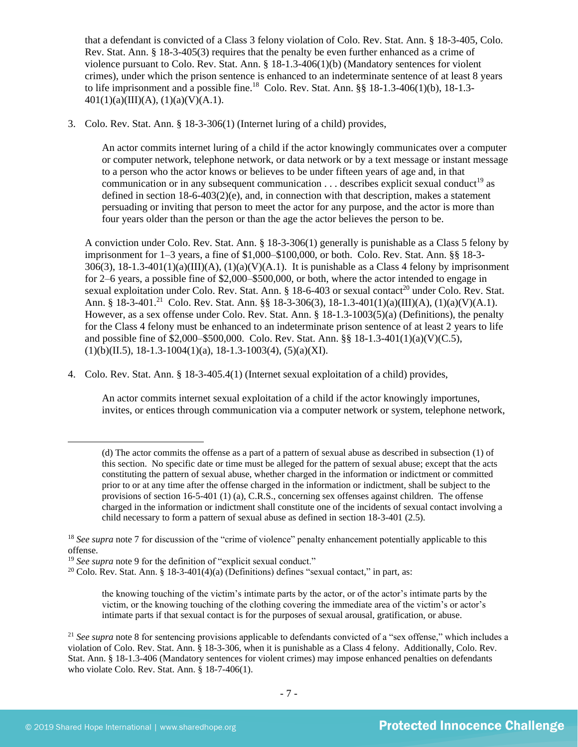that a defendant is convicted of a Class 3 felony violation of Colo. Rev. Stat. Ann. § 18-3-405, Colo. Rev. Stat. Ann. § 18-3-405(3) requires that the penalty be even further enhanced as a crime of violence pursuant to Colo. Rev. Stat. Ann. § 18-1.3-406(1)(b) (Mandatory sentences for violent crimes), under which the prison sentence is enhanced to an indeterminate sentence of at least 8 years to life imprisonment and a possible fine.[18] Colo. Rev. Stat. Ann. §§ 18-1.3-406(1)(b), 18-1.3-401(1)(a)(III)(A), (1)(a)(V)(A.1).

3. Colo. Rev. Stat. Ann. § 18-3-306(1) (Internet luring of a child) provides,

   > An actor commits internet luring of a child if the actor knowingly communicates over a computer or computer network, telephone network, or data network or by a text message or instant message to a person who the actor knows or believes to be under fifteen years of age and, in that communication or in any subsequent communication . . . describes explicit sexual conduct[19] as defined in section 18-6-403(2)(e), and, in connection with that description, makes a statement persuading or inviting that person to meet the actor for any purpose, and the actor is more than four years older than the person or than the age the actor believes the person to be.

   A conviction under Colo. Rev. Stat. Ann. § 18-3-306(1) generally is punishable as a Class 5 felony by imprisonment for 1–3 years, a fine of $1,000–$100,000, or both. Colo. Rev. Stat. Ann. §§ 18-3-306(3), 18-1.3-401(1)(a)(III)(A), (1)(a)(V)(A.1). It is punishable as a Class 4 felony by imprisonment for 2–6 years, a possible fine of $2,000–$500,000, or both, where the actor intended to engage in sexual exploitation under Colo. Rev. Stat. Ann. § 18-6-403 or sexual contact[20] under Colo. Rev. Stat. Ann. § 18-3-401.[21] Colo. Rev. Stat. Ann. §§ 18-3-306(3), 18-1.3-401(1)(a)(III)(A), (1)(a)(V)(A.1). However, as a sex offense under Colo. Rev. Stat. Ann. § 18-1.3-1003(5)(a) (Definitions), the penalty for the Class 4 felony must be enhanced to an indeterminate prison sentence of at least 2 years to life and possible fine of $2,000–$500,000. Colo. Rev. Stat. Ann. §§ 18-1.3-401(1)(a)(V)(C.5), (1)(b)(II.5), 18-1.3-1004(1)(a), 18-1.3-1003(4), (5)(a)(XI).

4. Colo. Rev. Stat. Ann. § 18-3-405.4(1) (Internet sexual exploitation of a child) provides,

   > An actor commits internet sexual exploitation of a child if the actor knowingly importunes, invites, or entices through communication via a computer network or system, telephone network,

---

> (d) The actor commits the offense as a part of a pattern of sexual abuse as described in subsection (1) of this section. No specific date or time must be alleged for the pattern of sexual abuse; except that the acts constituting the pattern of sexual abuse, whether charged in the information or indictment or committed prior to or at any time after the offense charged in the information or indictment, shall be subject to the provisions of section 16-5-401 (1) (a), C.R.S., concerning sex offenses against children. The offense charged in the information or indictment shall constitute one of the incidents of sexual contact involving a child necessary to form a pattern of sexual abuse as defined in section 18-3-401 (2.5).

[18] *See supra* note 7 for discussion of the "crime of violence" penalty enhancement potentially applicable to this offense.

[19] *See supra* note 9 for the definition of "explicit sexual conduct."

[20] Colo. Rev. Stat. Ann. § 18-3-401(4)(a) (Definitions) defines "sexual contact," in part, as:

> the knowing touching of the victim's intimate parts by the actor, or of the actor's intimate parts by the victim, or the knowing touching of the clothing covering the immediate area of the victim's or actor's intimate parts if that sexual contact is for the purposes of sexual arousal, gratification, or abuse.

[21] *See supra* note 8 for sentencing provisions applicable to defendants convicted of a "sex offense," which includes a violation of Colo. Rev. Stat. Ann. § 18-3-306, when it is punishable as a Class 4 felony. Additionally, Colo. Rev. Stat. Ann. § 18-1.3-406 (Mandatory sentences for violent crimes) may impose enhanced penalties on defendants who violate Colo. Rev. Stat. Ann. § 18-7-406(1).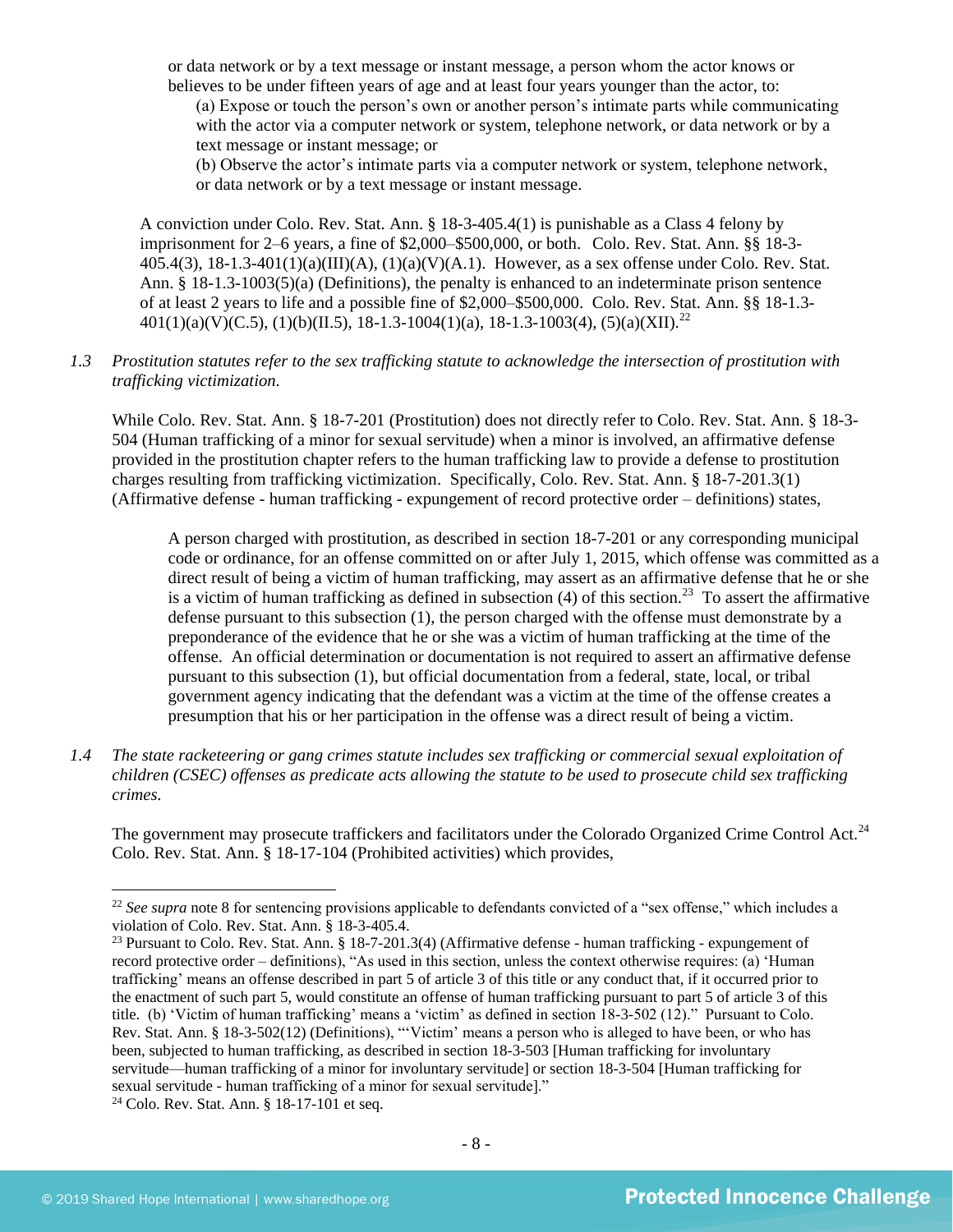or data network or by a text message or instant message, a person whom the actor knows or believes to be under fifteen years of age and at least four years younger than the actor, to:

> (a) Expose or touch the person's own or another person's intimate parts while communicating with the actor via a computer network or system, telephone network, or data network or by a text message or instant message; or
>
> (b) Observe the actor's intimate parts via a computer network or system, telephone network, or data network or by a text message or instant message.

A conviction under Colo. Rev. Stat. Ann. § 18-3-405.4(1) is punishable as a Class 4 felony by imprisonment for 2–6 years, a fine of $2,000–$500,000, or both. Colo. Rev. Stat. Ann. §§ 18-3-405.4(3), 18-1.3-401(1)(a)(III)(A), (1)(a)(V)(A.1). However, as a sex offense under Colo. Rev. Stat. Ann. § 18-1.3-1003(5)(a) (Definitions), the penalty is enhanced to an indeterminate prison sentence of at least 2 years to life and a possible fine of $2,000–$500,000. Colo. Rev. Stat. Ann. §§ 18-1.3-401(1)(a)(V)(C.5), (1)(b)(II.5), 18-1.3-1004(1)(a), 18-1.3-1003(4), (5)(a)(XII).[22]

*1.3 Prostitution statutes refer to the sex trafficking statute to acknowledge the intersection of prostitution with trafficking victimization.*

While Colo. Rev. Stat. Ann. § 18-7-201 (Prostitution) does not directly refer to Colo. Rev. Stat. Ann. § 18-3-504 (Human trafficking of a minor for sexual servitude) when a minor is involved, an affirmative defense provided in the prostitution chapter refers to the human trafficking law to provide a defense to prostitution charges resulting from trafficking victimization. Specifically, Colo. Rev. Stat. Ann. § 18-7-201.3(1) (Affirmative defense - human trafficking - expungement of record protective order – definitions) states,

> A person charged with prostitution, as described in section 18-7-201 or any corresponding municipal code or ordinance, for an offense committed on or after July 1, 2015, which offense was committed as a direct result of being a victim of human trafficking, may assert as an affirmative defense that he or she is a victim of human trafficking as defined in subsection (4) of this section.[23] To assert the affirmative defense pursuant to this subsection (1), the person charged with the offense must demonstrate by a preponderance of the evidence that he or she was a victim of human trafficking at the time of the offense. An official determination or documentation is not required to assert an affirmative defense pursuant to this subsection (1), but official documentation from a federal, state, local, or tribal government agency indicating that the defendant was a victim at the time of the offense creates a presumption that his or her participation in the offense was a direct result of being a victim.

*1.4 The state racketeering or gang crimes statute includes sex trafficking or commercial sexual exploitation of children (CSEC) offenses as predicate acts allowing the statute to be used to prosecute child sex trafficking crimes.*

The government may prosecute traffickers and facilitators under the Colorado Organized Crime Control Act.[24] Colo. Rev. Stat. Ann. § 18-17-104 (Prohibited activities) which provides,

---

[22] *See supra* note 8 for sentencing provisions applicable to defendants convicted of a "sex offense," which includes a violation of Colo. Rev. Stat. Ann. § 18-3-405.4.

[23] Pursuant to Colo. Rev. Stat. Ann. § 18-7-201.3(4) (Affirmative defense - human trafficking - expungement of record protective order – definitions), "As used in this section, unless the context otherwise requires: (a) 'Human trafficking' means an offense described in part 5 of article 3 of this title or any conduct that, if it occurred prior to the enactment of such part 5, would constitute an offense of human trafficking pursuant to part 5 of article 3 of this title. (b) 'Victim of human trafficking' means a 'victim' as defined in section 18-3-502 (12)." Pursuant to Colo. Rev. Stat. Ann. § 18-3-502(12) (Definitions), "'Victim' means a person who is alleged to have been, or who has been, subjected to human trafficking, as described in section 18-3-503 [Human trafficking for involuntary servitude—human trafficking of a minor for involuntary servitude] or section 18-3-504 [Human trafficking for sexual servitude - human trafficking of a minor for sexual servitude]."

[24] Colo. Rev. Stat. Ann. § 18-17-101 et seq.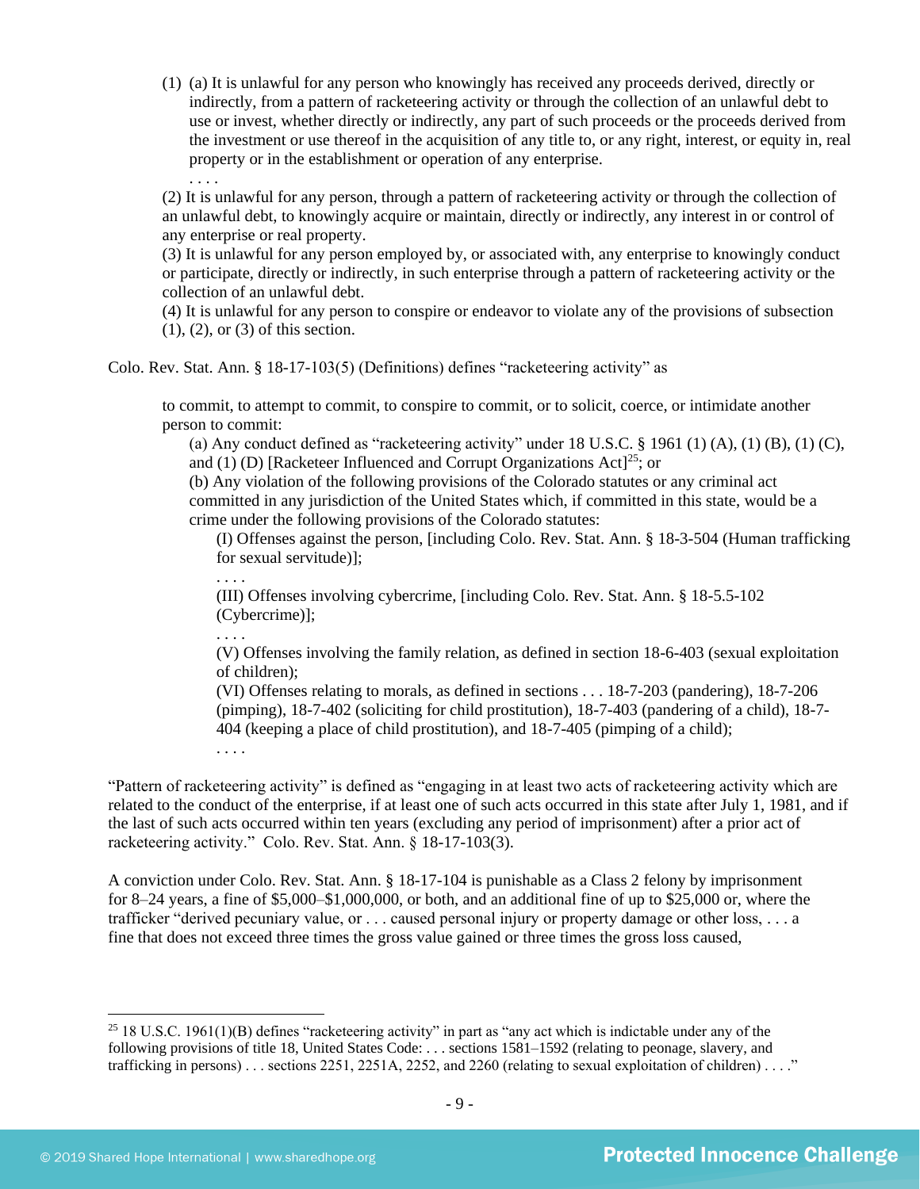> (1) (a) It is unlawful for any person who knowingly has received any proceeds derived, directly or indirectly, from a pattern of racketeering activity or through the collection of an unlawful debt to use or invest, whether directly or indirectly, any part of such proceeds or the proceeds derived from the investment or use thereof in the acquisition of any title to, or any right, interest, or equity in, real property or in the establishment or operation of any enterprise.
>
> . . . .
>
> (2) It is unlawful for any person, through a pattern of racketeering activity or through the collection of an unlawful debt, to knowingly acquire or maintain, directly or indirectly, any interest in or control of any enterprise or real property.
>
> (3) It is unlawful for any person employed by, or associated with, any enterprise to knowingly conduct or participate, directly or indirectly, in such enterprise through a pattern of racketeering activity or the collection of an unlawful debt.
>
> (4) It is unlawful for any person to conspire or endeavor to violate any of the provisions of subsection (1), (2), or (3) of this section.

Colo. Rev. Stat. Ann. § 18-17-103(5) (Definitions) defines "racketeering activity" as

> to commit, to attempt to commit, to conspire to commit, or to solicit, coerce, or intimidate another person to commit:
>
> (a) Any conduct defined as "racketeering activity" under 18 U.S.C. § 1961 (1) (A), (1) (B), (1) (C), and (1) (D) [Racketeer Influenced and Corrupt Organizations Act][25]; or
>
> (b) Any violation of the following provisions of the Colorado statutes or any criminal act committed in any jurisdiction of the United States which, if committed in this state, would be a crime under the following provisions of the Colorado statutes:
>
> (I) Offenses against the person, [including Colo. Rev. Stat. Ann. § 18-3-504 (Human trafficking for sexual servitude)];
>
> . . . .
>
> (III) Offenses involving cybercrime, [including Colo. Rev. Stat. Ann. § 18-5.5-102 (Cybercrime)];
>
> . . . .
>
> (V) Offenses involving the family relation, as defined in section 18-6-403 (sexual exploitation of children);
>
> (VI) Offenses relating to morals, as defined in sections . . . 18-7-203 (pandering), 18-7-206 (pimping), 18-7-402 (soliciting for child prostitution), 18-7-403 (pandering of a child), 18-7-404 (keeping a place of child prostitution), and 18-7-405 (pimping of a child);
>
> . . . .

"Pattern of racketeering activity" is defined as "engaging in at least two acts of racketeering activity which are related to the conduct of the enterprise, if at least one of such acts occurred in this state after July 1, 1981, and if the last of such acts occurred within ten years (excluding any period of imprisonment) after a prior act of racketeering activity." Colo. Rev. Stat. Ann. § 18-17-103(3).

A conviction under Colo. Rev. Stat. Ann. § 18-17-104 is punishable as a Class 2 felony by imprisonment for 8–24 years, a fine of $5,000–$1,000,000, or both, and an additional fine of up to $25,000 or, where the trafficker "derived pecuniary value, or . . . caused personal injury or property damage or other loss, . . . a fine that does not exceed three times the gross value gained or three times the gross loss caused,

---

[25] 18 U.S.C. 1961(1)(B) defines "racketeering activity" in part as "any act which is indictable under any of the following provisions of title 18, United States Code: . . . sections 1581–1592 (relating to peonage, slavery, and trafficking in persons) . . . sections 2251, 2251A, 2252, and 2260 (relating to sexual exploitation of children) . . . ."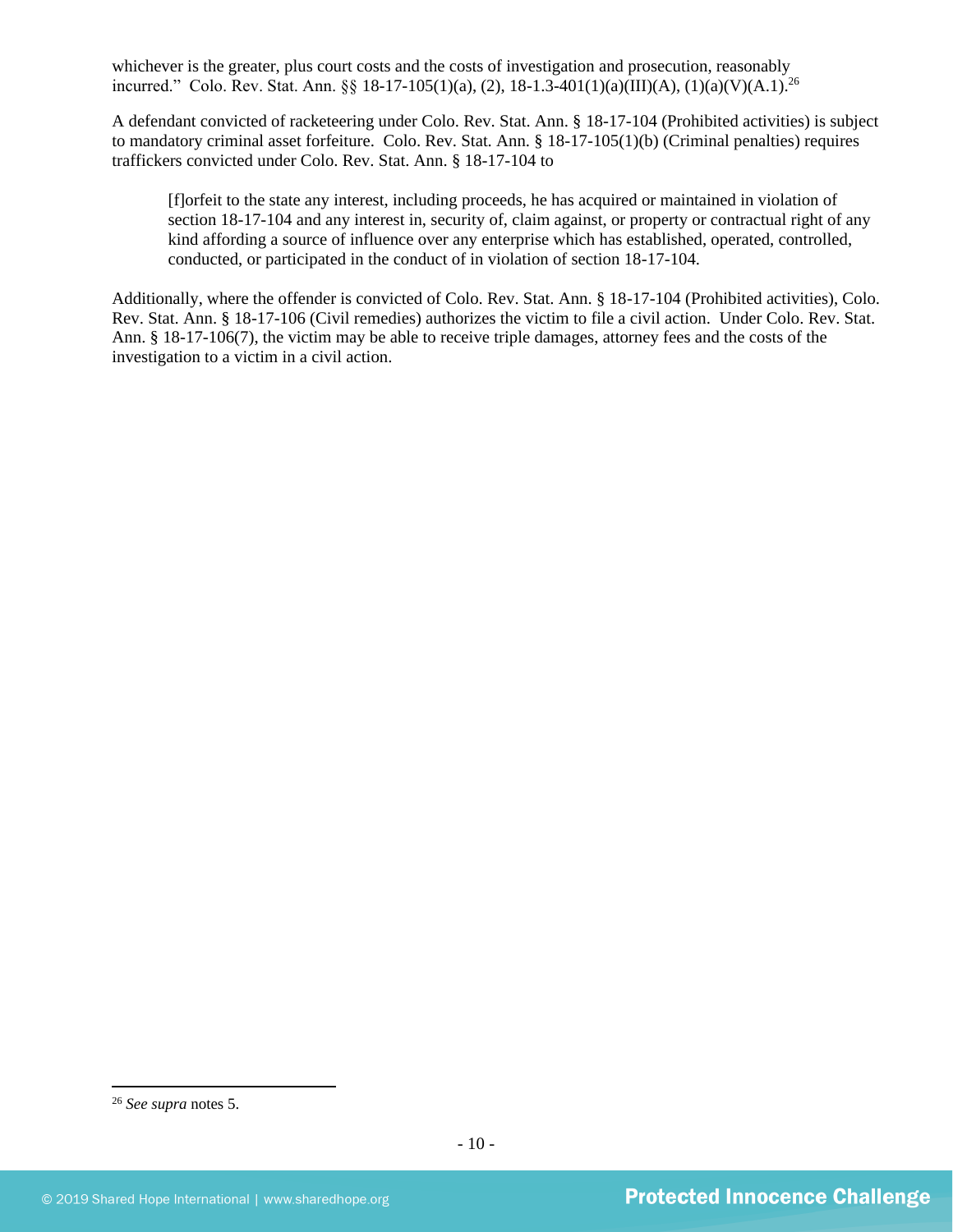whichever is the greater, plus court costs and the costs of investigation and prosecution, reasonably incurred." Colo. Rev. Stat. Ann. §§ 18-17-105(1)(a), (2), 18-1.3-401(1)(a)(III)(A), (1)(a)(V)(A.1).[26]

A defendant convicted of racketeering under Colo. Rev. Stat. Ann. § 18-17-104 (Prohibited activities) is subject to mandatory criminal asset forfeiture. Colo. Rev. Stat. Ann. § 18-17-105(1)(b) (Criminal penalties) requires traffickers convicted under Colo. Rev. Stat. Ann. § 18-17-104 to

> [f]orfeit to the state any interest, including proceeds, he has acquired or maintained in violation of section 18-17-104 and any interest in, security of, claim against, or property or contractual right of any kind affording a source of influence over any enterprise which has established, operated, controlled, conducted, or participated in the conduct of in violation of section 18-17-104.

Additionally, where the offender is convicted of Colo. Rev. Stat. Ann. § 18-17-104 (Prohibited activities), Colo. Rev. Stat. Ann. § 18-17-106 (Civil remedies) authorizes the victim to file a civil action. Under Colo. Rev. Stat. Ann. § 18-17-106(7), the victim may be able to receive triple damages, attorney fees and the costs of the investigation to a victim in a civil action.

---

[26] *See supra* notes 5.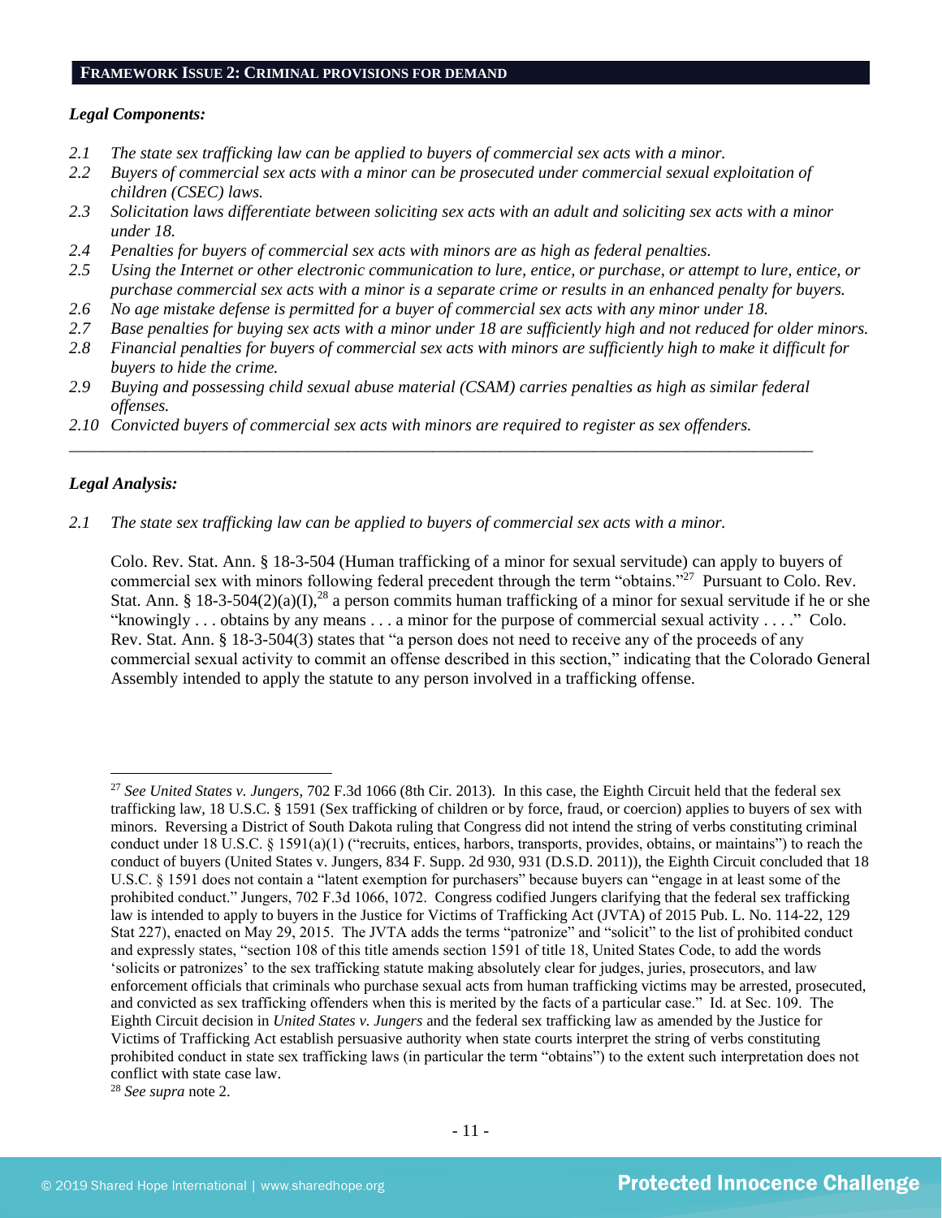## FRAMEWORK ISSUE 2: CRIMINAL PROVISIONS FOR DEMAND

***Legal Components:***

*2.1 The state sex trafficking law can be applied to buyers of commercial sex acts with a minor.*
*2.2 Buyers of commercial sex acts with a minor can be prosecuted under commercial sexual exploitation of children (CSEC) laws.*
*2.3 Solicitation laws differentiate between soliciting sex acts with an adult and soliciting sex acts with a minor under 18.*
*2.4 Penalties for buyers of commercial sex acts with minors are as high as federal penalties.*
*2.5 Using the Internet or other electronic communication to lure, entice, or purchase, or attempt to lure, entice, or purchase commercial sex acts with a minor is a separate crime or results in an enhanced penalty for buyers.*
*2.6 No age mistake defense is permitted for a buyer of commercial sex acts with any minor under 18.*
*2.7 Base penalties for buying sex acts with a minor under 18 are sufficiently high and not reduced for older minors.*
*2.8 Financial penalties for buyers of commercial sex acts with minors are sufficiently high to make it difficult for buyers to hide the crime.*
*2.9 Buying and possessing child sexual abuse material (CSAM) carries penalties as high as similar federal offenses.*
*2.10 Convicted buyers of commercial sex acts with minors are required to register as sex offenders.*

---

***Legal Analysis:***

*2.1 The state sex trafficking law can be applied to buyers of commercial sex acts with a minor.*

Colo. Rev. Stat. Ann. § 18-3-504 (Human trafficking of a minor for sexual servitude) can apply to buyers of commercial sex with minors following federal precedent through the term "obtains."[27] Pursuant to Colo. Rev. Stat. Ann. § 18-3-504(2)(a)(I),[28] a person commits human trafficking of a minor for sexual servitude if he or she "knowingly . . . obtains by any means . . . a minor for the purpose of commercial sexual activity . . . ." Colo. Rev. Stat. Ann. § 18-3-504(3) states that "a person does not need to receive any of the proceeds of any commercial sexual activity to commit an offense described in this section," indicating that the Colorado General Assembly intended to apply the statute to any person involved in a trafficking offense.

---

[27] *See United States v. Jungers*, 702 F.3d 1066 (8th Cir. 2013). In this case, the Eighth Circuit held that the federal sex trafficking law, 18 U.S.C. § 1591 (Sex trafficking of children or by force, fraud, or coercion) applies to buyers of sex with minors. Reversing a District of South Dakota ruling that Congress did not intend the string of verbs constituting criminal conduct under 18 U.S.C. § 1591(a)(1) ("recruits, entices, harbors, transports, provides, obtains, or maintains") to reach the conduct of buyers (United States v. Jungers, 834 F. Supp. 2d 930, 931 (D.S.D. 2011)), the Eighth Circuit concluded that 18 U.S.C. § 1591 does not contain a "latent exemption for purchasers" because buyers can "engage in at least some of the prohibited conduct." Jungers, 702 F.3d 1066, 1072. Congress codified Jungers clarifying that the federal sex trafficking law is intended to apply to buyers in the Justice for Victims of Trafficking Act (JVTA) of 2015 Pub. L. No. 114-22, 129 Stat 227), enacted on May 29, 2015. The JVTA adds the terms "patronize" and "solicit" to the list of prohibited conduct and expressly states, "section 108 of this title amends section 1591 of title 18, United States Code, to add the words 'solicits or patronizes' to the sex trafficking statute making absolutely clear for judges, juries, prosecutors, and law enforcement officials that criminals who purchase sexual acts from human trafficking victims may be arrested, prosecuted, and convicted as sex trafficking offenders when this is merited by the facts of a particular case." Id. at Sec. 109. The Eighth Circuit decision in *United States v. Jungers* and the federal sex trafficking law as amended by the Justice for Victims of Trafficking Act establish persuasive authority when state courts interpret the string of verbs constituting prohibited conduct in state sex trafficking laws (in particular the term "obtains") to the extent such interpretation does not conflict with state case law.

[28] *See supra* note 2.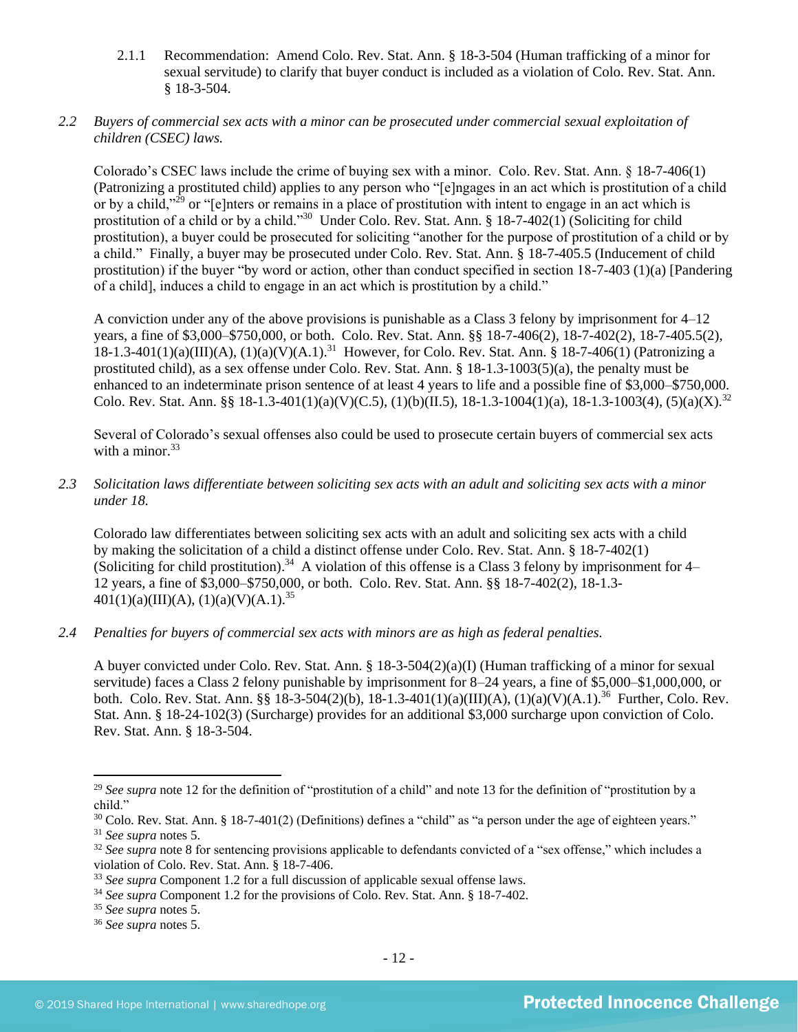2.1.1 Recommendation: Amend Colo. Rev. Stat. Ann. § 18-3-504 (Human trafficking of a minor for sexual servitude) to clarify that buyer conduct is included as a violation of Colo. Rev. Stat. Ann. § 18-3-504.

*2.2 Buyers of commercial sex acts with a minor can be prosecuted under commercial sexual exploitation of children (CSEC) laws.*

Colorado's CSEC laws include the crime of buying sex with a minor. Colo. Rev. Stat. Ann. § 18-7-406(1) (Patronizing a prostituted child) applies to any person who "[e]ngages in an act which is prostitution of a child or by a child,"[29] or "[e]nters or remains in a place of prostitution with intent to engage in an act which is prostitution of a child or by a child."[30] Under Colo. Rev. Stat. Ann. § 18-7-402(1) (Soliciting for child prostitution), a buyer could be prosecuted for soliciting "another for the purpose of prostitution of a child or by a child." Finally, a buyer may be prosecuted under Colo. Rev. Stat. Ann. § 18-7-405.5 (Inducement of child prostitution) if the buyer "by word or action, other than conduct specified in section 18-7-403 (1)(a) [Pandering of a child], induces a child to engage in an act which is prostitution by a child."

A conviction under any of the above provisions is punishable as a Class 3 felony by imprisonment for 4–12 years, a fine of $3,000–$750,000, or both. Colo. Rev. Stat. Ann. §§ 18-7-406(2), 18-7-402(2), 18-7-405.5(2), 18-1.3-401(1)(a)(III)(A), (1)(a)(V)(A.1).[31] However, for Colo. Rev. Stat. Ann. § 18-7-406(1) (Patronizing a prostituted child), as a sex offense under Colo. Rev. Stat. Ann. § 18-1.3-1003(5)(a), the penalty must be enhanced to an indeterminate prison sentence of at least 4 years to life and a possible fine of $3,000–$750,000. Colo. Rev. Stat. Ann. §§ 18-1.3-401(1)(a)(V)(C.5), (1)(b)(II.5), 18-1.3-1004(1)(a), 18-1.3-1003(4), (5)(a)(X).[32]

Several of Colorado's sexual offenses also could be used to prosecute certain buyers of commercial sex acts with a minor.[33]

*2.3 Solicitation laws differentiate between soliciting sex acts with an adult and soliciting sex acts with a minor under 18.*

Colorado law differentiates between soliciting sex acts with an adult and soliciting sex acts with a child by making the solicitation of a child a distinct offense under Colo. Rev. Stat. Ann. § 18-7-402(1) (Soliciting for child prostitution).[34] A violation of this offense is a Class 3 felony by imprisonment for 4–12 years, a fine of $3,000–$750,000, or both. Colo. Rev. Stat. Ann. §§ 18-7-402(2), 18-1.3-401(1)(a)(III)(A), (1)(a)(V)(A.1).[35]

*2.4 Penalties for buyers of commercial sex acts with minors are as high as federal penalties.*

A buyer convicted under Colo. Rev. Stat. Ann. § 18-3-504(2)(a)(I) (Human trafficking of a minor for sexual servitude) faces a Class 2 felony punishable by imprisonment for 8–24 years, a fine of $5,000–$1,000,000, or both. Colo. Rev. Stat. Ann. §§ 18-3-504(2)(b), 18-1.3-401(1)(a)(III)(A), (1)(a)(V)(A.1).[36] Further, Colo. Rev. Stat. Ann. § 18-24-102(3) (Surcharge) provides for an additional $3,000 surcharge upon conviction of Colo. Rev. Stat. Ann. § 18-3-504.

---

[29] *See supra* note 12 for the definition of "prostitution of a child" and note 13 for the definition of "prostitution by a child."

[30] Colo. Rev. Stat. Ann. § 18-7-401(2) (Definitions) defines a "child" as "a person under the age of eighteen years."

[31] *See supra* notes 5.

[32] *See supra* note 8 for sentencing provisions applicable to defendants convicted of a "sex offense," which includes a violation of Colo. Rev. Stat. Ann. § 18-7-406.

[33] *See supra* Component 1.2 for a full discussion of applicable sexual offense laws.

[34] *See supra* Component 1.2 for the provisions of Colo. Rev. Stat. Ann. § 18-7-402.

[35] *See supra* notes 5.

[36] *See supra* notes 5.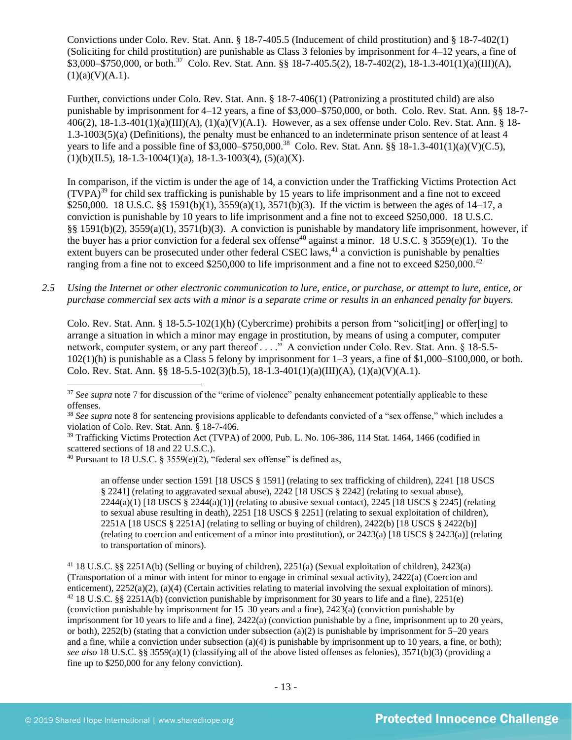Convictions under Colo. Rev. Stat. Ann. § 18-7-405.5 (Inducement of child prostitution) and § 18-7-402(1) (Soliciting for child prostitution) are punishable as Class 3 felonies by imprisonment for 4–12 years, a fine of $3,000–$750,000, or both.[37] Colo. Rev. Stat. Ann. §§ 18-7-405.5(2), 18-7-402(2), 18-1.3-401(1)(a)(III)(A), (1)(a)(V)(A.1).

Further, convictions under Colo. Rev. Stat. Ann. § 18-7-406(1) (Patronizing a prostituted child) are also punishable by imprisonment for 4–12 years, a fine of $3,000–$750,000, or both. Colo. Rev. Stat. Ann. §§ 18-7-406(2), 18-1.3-401(1)(a)(III)(A), (1)(a)(V)(A.1). However, as a sex offense under Colo. Rev. Stat. Ann. § 18-1.3-1003(5)(a) (Definitions), the penalty must be enhanced to an indeterminate prison sentence of at least 4 years to life and a possible fine of $3,000–$750,000.[38] Colo. Rev. Stat. Ann. §§ 18-1.3-401(1)(a)(V)(C.5), (1)(b)(II.5), 18-1.3-1004(1)(a), 18-1.3-1003(4), (5)(a)(X).

In comparison, if the victim is under the age of 14, a conviction under the Trafficking Victims Protection Act (TVPA)[39] for child sex trafficking is punishable by 15 years to life imprisonment and a fine not to exceed $250,000. 18 U.S.C. §§ 1591(b)(1), 3559(a)(1), 3571(b)(3). If the victim is between the ages of 14–17, a conviction is punishable by 10 years to life imprisonment and a fine not to exceed $250,000. 18 U.S.C. §§ 1591(b)(2), 3559(a)(1), 3571(b)(3). A conviction is punishable by mandatory life imprisonment, however, if the buyer has a prior conviction for a federal sex offense[40] against a minor. 18 U.S.C. § 3559(e)(1). To the extent buyers can be prosecuted under other federal CSEC laws,[41] a conviction is punishable by penalties ranging from a fine not to exceed $250,000 to life imprisonment and a fine not to exceed $250,000.[42]

*2.5 Using the Internet or other electronic communication to lure, entice, or purchase, or attempt to lure, entice, or purchase commercial sex acts with a minor is a separate crime or results in an enhanced penalty for buyers.*

Colo. Rev. Stat. Ann. § 18-5.5-102(1)(h) (Cybercrime) prohibits a person from "solicit[ing] or offer[ing] to arrange a situation in which a minor may engage in prostitution, by means of using a computer, computer network, computer system, or any part thereof . . . ." A conviction under Colo. Rev. Stat. Ann. § 18-5.5-102(1)(h) is punishable as a Class 5 felony by imprisonment for 1–3 years, a fine of $1,000–$100,000, or both. Colo. Rev. Stat. Ann. §§ 18-5.5-102(3)(b.5), 18-1.3-401(1)(a)(III)(A), (1)(a)(V)(A.1).

---

[37] *See supra* note 7 for discussion of the "crime of violence" penalty enhancement potentially applicable to these offenses.

[38] *See supra* note 8 for sentencing provisions applicable to defendants convicted of a "sex offense," which includes a violation of Colo. Rev. Stat. Ann. § 18-7-406.

[39] Trafficking Victims Protection Act (TVPA) of 2000, Pub. L. No. 106-386, 114 Stat. 1464, 1466 (codified in scattered sections of 18 and 22 U.S.C.).

[40] Pursuant to 18 U.S.C. § 3559(e)(2), "federal sex offense" is defined as,

> an offense under section 1591 [18 USCS § 1591] (relating to sex trafficking of children), 2241 [18 USCS § 2241] (relating to aggravated sexual abuse), 2242 [18 USCS § 2242] (relating to sexual abuse), 2244(a)(1) [18 USCS § 2244(a)(1)] (relating to abusive sexual contact), 2245 [18 USCS § 2245] (relating to sexual abuse resulting in death), 2251 [18 USCS § 2251] (relating to sexual exploitation of children), 2251A [18 USCS § 2251A] (relating to selling or buying of children), 2422(b) [18 USCS § 2422(b)] (relating to coercion and enticement of a minor into prostitution), or 2423(a) [18 USCS § 2423(a)] (relating to transportation of minors).

[41] 18 U.S.C. §§ 2251A(b) (Selling or buying of children), 2251(a) (Sexual exploitation of children), 2423(a) (Transportation of a minor with intent for minor to engage in criminal sexual activity), 2422(a) (Coercion and enticement), 2252(a)(2), (a)(4) (Certain activities relating to material involving the sexual exploitation of minors).

[42] 18 U.S.C. §§ 2251A(b) (conviction punishable by imprisonment for 30 years to life and a fine), 2251(e) (conviction punishable by imprisonment for 15–30 years and a fine), 2423(a) (conviction punishable by imprisonment for 10 years to life and a fine), 2422(a) (conviction punishable by a fine, imprisonment up to 20 years, or both), 2252(b) (stating that a conviction under subsection (a)(2) is punishable by imprisonment for 5–20 years and a fine, while a conviction under subsection (a)(4) is punishable by imprisonment up to 10 years, a fine, or both); *see also* 18 U.S.C. §§ 3559(a)(1) (classifying all of the above listed offenses as felonies), 3571(b)(3) (providing a fine up to $250,000 for any felony conviction).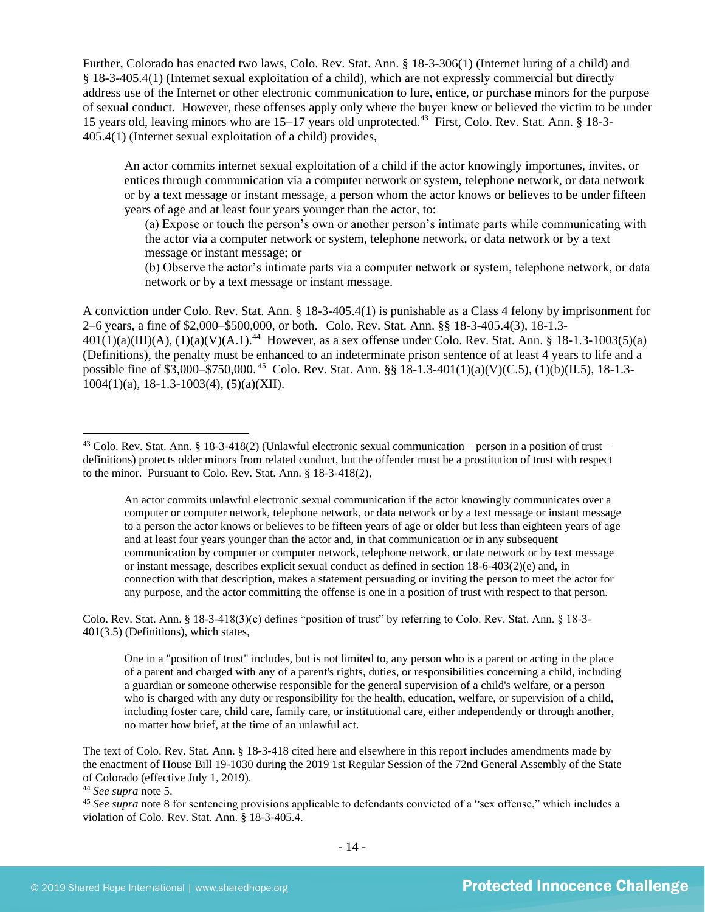Further, Colorado has enacted two laws, Colo. Rev. Stat. Ann. § 18-3-306(1) (Internet luring of a child) and § 18-3-405.4(1) (Internet sexual exploitation of a child), which are not expressly commercial but directly address use of the Internet or other electronic communication to lure, entice, or purchase minors for the purpose of sexual conduct. However, these offenses apply only where the buyer knew or believed the victim to be under 15 years old, leaving minors who are 15–17 years old unprotected.[43] First, Colo. Rev. Stat. Ann. § 18-3-405.4(1) (Internet sexual exploitation of a child) provides,

> An actor commits internet sexual exploitation of a child if the actor knowingly importunes, invites, or entices through communication via a computer network or system, telephone network, or data network or by a text message or instant message, a person whom the actor knows or believes to be under fifteen years of age and at least four years younger than the actor, to:
>
> (a) Expose or touch the person's own or another person's intimate parts while communicating with the actor via a computer network or system, telephone network, or data network or by a text message or instant message; or
>
> (b) Observe the actor's intimate parts via a computer network or system, telephone network, or data network or by a text message or instant message.

A conviction under Colo. Rev. Stat. Ann. § 18-3-405.4(1) is punishable as a Class 4 felony by imprisonment for 2–6 years, a fine of $2,000–$500,000, or both. Colo. Rev. Stat. Ann. §§ 18-3-405.4(3), 18-1.3-401(1)(a)(III)(A), (1)(a)(V)(A.1).[44] However, as a sex offense under Colo. Rev. Stat. Ann. § 18-1.3-1003(5)(a) (Definitions), the penalty must be enhanced to an indeterminate prison sentence of at least 4 years to life and a possible fine of $3,000–$750,000.[45] Colo. Rev. Stat. Ann. §§ 18-1.3-401(1)(a)(V)(C.5), (1)(b)(II.5), 18-1.3-1004(1)(a), 18-1.3-1003(4), (5)(a)(XII).

---

[43] Colo. Rev. Stat. Ann. § 18-3-418(2) (Unlawful electronic sexual communication – person in a position of trust – definitions) protects older minors from related conduct, but the offender must be a prostitution of trust with respect to the minor. Pursuant to Colo. Rev. Stat. Ann. § 18-3-418(2),

> An actor commits unlawful electronic sexual communication if the actor knowingly communicates over a computer or computer network, telephone network, or data network or by a text message or instant message to a person the actor knows or believes to be fifteen years of age or older but less than eighteen years of age and at least four years younger than the actor and, in that communication or in any subsequent communication by computer or computer network, telephone network, or date network or by text message or instant message, describes explicit sexual conduct as defined in section 18-6-403(2)(e) and, in connection with that description, makes a statement persuading or inviting the person to meet the actor for any purpose, and the actor committing the offense is one in a position of trust with respect to that person.

Colo. Rev. Stat. Ann. § 18-3-418(3)(c) defines "position of trust" by referring to Colo. Rev. Stat. Ann. § 18-3-401(3.5) (Definitions), which states,

> One in a "position of trust" includes, but is not limited to, any person who is a parent or acting in the place of a parent and charged with any of a parent's rights, duties, or responsibilities concerning a child, including a guardian or someone otherwise responsible for the general supervision of a child's welfare, or a person who is charged with any duty or responsibility for the health, education, welfare, or supervision of a child, including foster care, child care, family care, or institutional care, either independently or through another, no matter how brief, at the time of an unlawful act.

The text of Colo. Rev. Stat. Ann. § 18-3-418 cited here and elsewhere in this report includes amendments made by the enactment of House Bill 19-1030 during the 2019 1st Regular Session of the 72nd General Assembly of the State of Colorado (effective July 1, 2019).

[44] *See supra* note 5.

[45] *See supra* note 8 for sentencing provisions applicable to defendants convicted of a "sex offense," which includes a violation of Colo. Rev. Stat. Ann. § 18-3-405.4.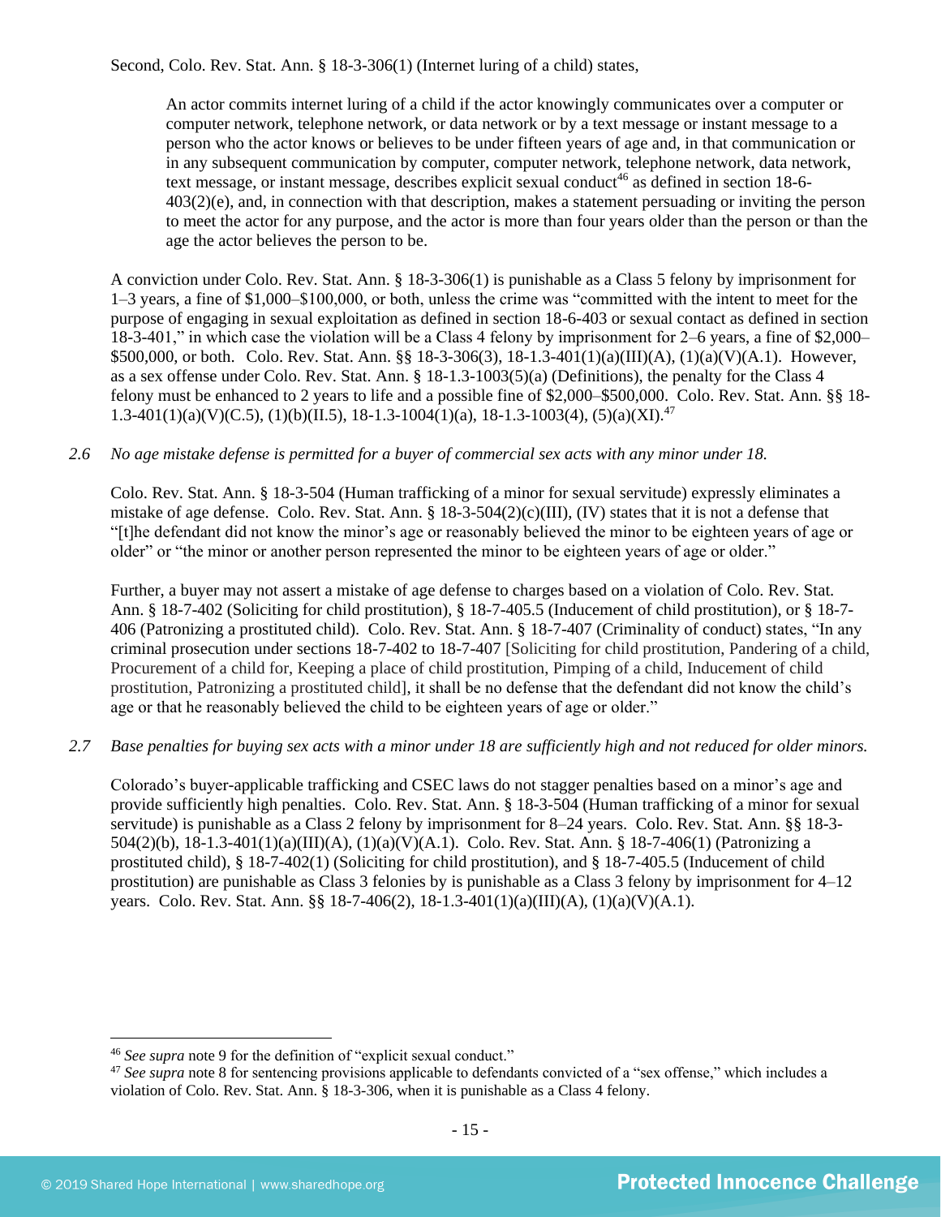Second, Colo. Rev. Stat. Ann. § 18-3-306(1) (Internet luring of a child) states,

> An actor commits internet luring of a child if the actor knowingly communicates over a computer or computer network, telephone network, or data network or by a text message or instant message to a person who the actor knows or believes to be under fifteen years of age and, in that communication or in any subsequent communication by computer, computer network, telephone network, data network, text message, or instant message, describes explicit sexual conduct[46] as defined in section 18-6-403(2)(e), and, in connection with that description, makes a statement persuading or inviting the person to meet the actor for any purpose, and the actor is more than four years older than the person or than the age the actor believes the person to be.

A conviction under Colo. Rev. Stat. Ann. § 18-3-306(1) is punishable as a Class 5 felony by imprisonment for 1–3 years, a fine of $1,000–$100,000, or both, unless the crime was "committed with the intent to meet for the purpose of engaging in sexual exploitation as defined in section 18-6-403 or sexual contact as defined in section 18-3-401," in which case the violation will be a Class 4 felony by imprisonment for 2–6 years, a fine of $2,000–$500,000, or both. Colo. Rev. Stat. Ann. §§ 18-3-306(3), 18-1.3-401(1)(a)(III)(A), (1)(a)(V)(A.1). However, as a sex offense under Colo. Rev. Stat. Ann. § 18-1.3-1003(5)(a) (Definitions), the penalty for the Class 4 felony must be enhanced to 2 years to life and a possible fine of $2,000–$500,000. Colo. Rev. Stat. Ann. §§ 18-1.3-401(1)(a)(V)(C.5), (1)(b)(II.5), 18-1.3-1004(1)(a), 18-1.3-1003(4), (5)(a)(XI).[47]

*2.6 No age mistake defense is permitted for a buyer of commercial sex acts with any minor under 18.*

Colo. Rev. Stat. Ann. § 18-3-504 (Human trafficking of a minor for sexual servitude) expressly eliminates a mistake of age defense. Colo. Rev. Stat. Ann. § 18-3-504(2)(c)(III), (IV) states that it is not a defense that "[t]he defendant did not know the minor's age or reasonably believed the minor to be eighteen years of age or older" or "the minor or another person represented the minor to be eighteen years of age or older."

Further, a buyer may not assert a mistake of age defense to charges based on a violation of Colo. Rev. Stat. Ann. § 18-7-402 (Soliciting for child prostitution), § 18-7-405.5 (Inducement of child prostitution), or § 18-7-406 (Patronizing a prostituted child). Colo. Rev. Stat. Ann. § 18-7-407 (Criminality of conduct) states, "In any criminal prosecution under sections 18-7-402 to 18-7-407 [Soliciting for child prostitution, Pandering of a child, Procurement of a child for, Keeping a place of child prostitution, Pimping of a child, Inducement of child prostitution, Patronizing a prostituted child], it shall be no defense that the defendant did not know the child's age or that he reasonably believed the child to be eighteen years of age or older."

*2.7 Base penalties for buying sex acts with a minor under 18 are sufficiently high and not reduced for older minors.*

Colorado's buyer-applicable trafficking and CSEC laws do not stagger penalties based on a minor's age and provide sufficiently high penalties. Colo. Rev. Stat. Ann. § 18-3-504 (Human trafficking of a minor for sexual servitude) is punishable as a Class 2 felony by imprisonment for 8–24 years. Colo. Rev. Stat. Ann. §§ 18-3-504(2)(b), 18-1.3-401(1)(a)(III)(A), (1)(a)(V)(A.1). Colo. Rev. Stat. Ann. § 18-7-406(1) (Patronizing a prostituted child), § 18-7-402(1) (Soliciting for child prostitution), and § 18-7-405.5 (Inducement of child prostitution) are punishable as Class 3 felonies by is punishable as a Class 3 felony by imprisonment for 4–12 years. Colo. Rev. Stat. Ann. §§ 18-7-406(2), 18-1.3-401(1)(a)(III)(A), (1)(a)(V)(A.1).

---

[46] *See supra* note 9 for the definition of "explicit sexual conduct."

[47] *See supra* note 8 for sentencing provisions applicable to defendants convicted of a "sex offense," which includes a violation of Colo. Rev. Stat. Ann. § 18-3-306, when it is punishable as a Class 4 felony.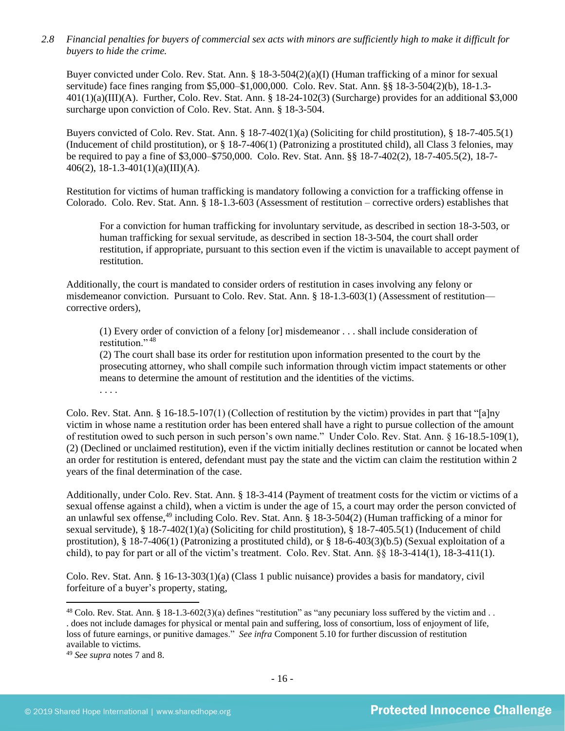*2.8 Financial penalties for buyers of commercial sex acts with minors are sufficiently high to make it difficult for buyers to hide the crime.*

Buyer convicted under Colo. Rev. Stat. Ann. § 18-3-504(2)(a)(I) (Human trafficking of a minor for sexual servitude) face fines ranging from $5,000–$1,000,000. Colo. Rev. Stat. Ann. §§ 18-3-504(2)(b), 18-1.3-401(1)(a)(III)(A). Further, Colo. Rev. Stat. Ann. § 18-24-102(3) (Surcharge) provides for an additional $3,000 surcharge upon conviction of Colo. Rev. Stat. Ann. § 18-3-504.

Buyers convicted of Colo. Rev. Stat. Ann. § 18-7-402(1)(a) (Soliciting for child prostitution), § 18-7-405.5(1) (Inducement of child prostitution), or § 18-7-406(1) (Patronizing a prostituted child), all Class 3 felonies, may be required to pay a fine of $3,000–$750,000. Colo. Rev. Stat. Ann. §§ 18-7-402(2), 18-7-405.5(2), 18-7-406(2), 18-1.3-401(1)(a)(III)(A).

Restitution for victims of human trafficking is mandatory following a conviction for a trafficking offense in Colorado. Colo. Rev. Stat. Ann. § 18-1.3-603 (Assessment of restitution – corrective orders) establishes that

> For a conviction for human trafficking for involuntary servitude, as described in section 18-3-503, or human trafficking for sexual servitude, as described in section 18-3-504, the court shall order restitution, if appropriate, pursuant to this section even if the victim is unavailable to accept payment of restitution.

Additionally, the court is mandated to consider orders of restitution in cases involving any felony or misdemeanor conviction. Pursuant to Colo. Rev. Stat. Ann. § 18-1.3-603(1) (Assessment of restitution—corrective orders),

> (1) Every order of conviction of a felony [or] misdemeanor . . . shall include consideration of restitution."[48]
>
> (2) The court shall base its order for restitution upon information presented to the court by the prosecuting attorney, who shall compile such information through victim impact statements or other means to determine the amount of restitution and the identities of the victims.
>
> . . . .

Colo. Rev. Stat. Ann. § 16-18.5-107(1) (Collection of restitution by the victim) provides in part that "[a]ny victim in whose name a restitution order has been entered shall have a right to pursue collection of the amount of restitution owed to such person in such person's own name." Under Colo. Rev. Stat. Ann. § 16-18.5-109(1), (2) (Declined or unclaimed restitution), even if the victim initially declines restitution or cannot be located when an order for restitution is entered, defendant must pay the state and the victim can claim the restitution within 2 years of the final determination of the case.

Additionally, under Colo. Rev. Stat. Ann. § 18-3-414 (Payment of treatment costs for the victim or victims of a sexual offense against a child), when a victim is under the age of 15, a court may order the person convicted of an unlawful sex offense,[49] including Colo. Rev. Stat. Ann. § 18-3-504(2) (Human trafficking of a minor for sexual servitude), § 18-7-402(1)(a) (Soliciting for child prostitution), § 18-7-405.5(1) (Inducement of child prostitution), § 18-7-406(1) (Patronizing a prostituted child), or § 18-6-403(3)(b.5) (Sexual exploitation of a child), to pay for part or all of the victim's treatment. Colo. Rev. Stat. Ann. §§ 18-3-414(1), 18-3-411(1).

Colo. Rev. Stat. Ann. § 16-13-303(1)(a) (Class 1 public nuisance) provides a basis for mandatory, civil forfeiture of a buyer's property, stating,

---

[48] Colo. Rev. Stat. Ann. § 18-1.3-602(3)(a) defines "restitution" as "any pecuniary loss suffered by the victim and . . . does not include damages for physical or mental pain and suffering, loss of consortium, loss of enjoyment of life, loss of future earnings, or punitive damages." *See infra* Component 5.10 for further discussion of restitution available to victims.

[49] *See supra* notes 7 and 8.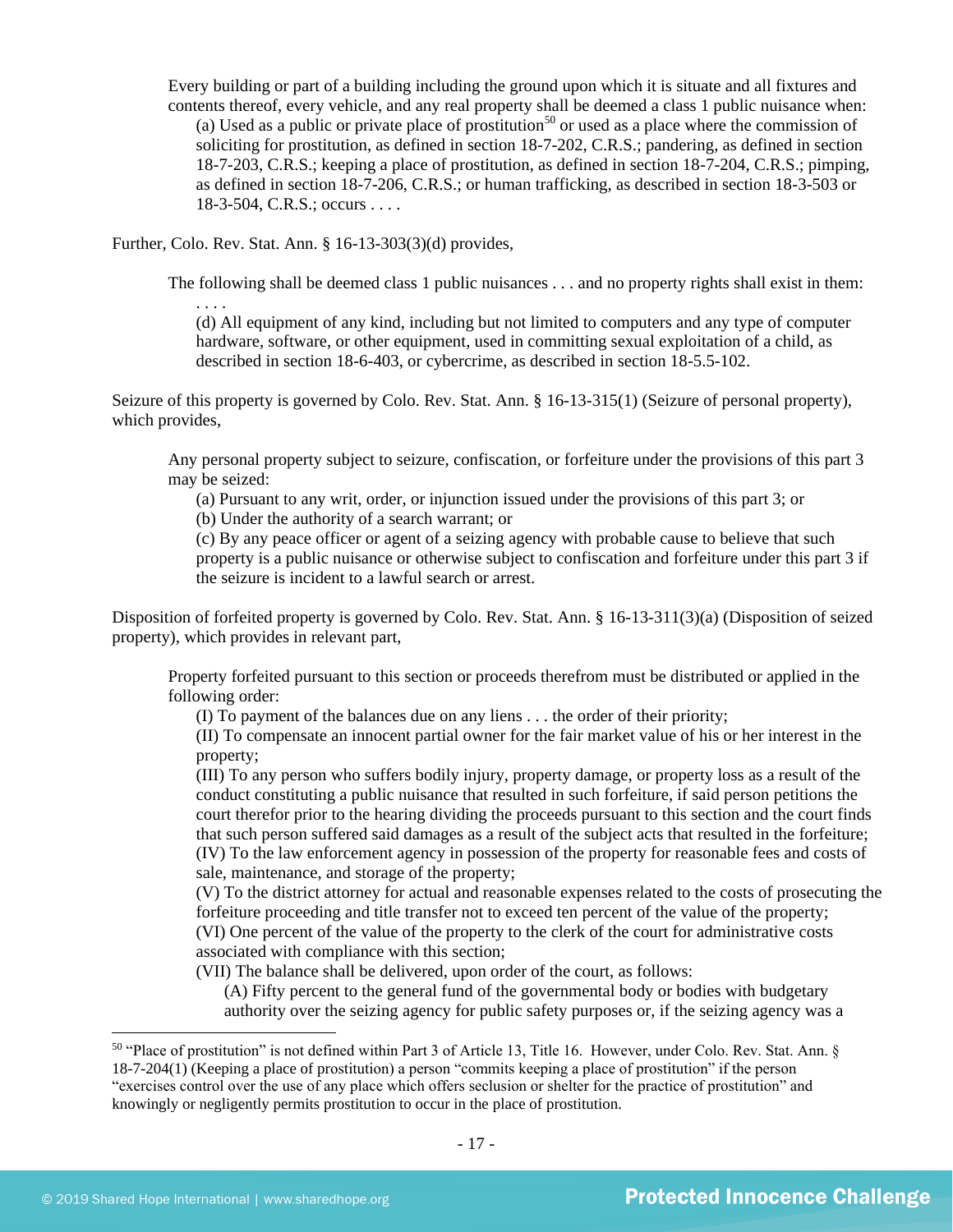> Every building or part of a building including the ground upon which it is situate and all fixtures and contents thereof, every vehicle, and any real property shall be deemed a class 1 public nuisance when:
>
> (a) Used as a public or private place of prostitution[50] or used as a place where the commission of soliciting for prostitution, as defined in section 18-7-202, C.R.S.; pandering, as defined in section 18-7-203, C.R.S.; keeping a place of prostitution, as defined in section 18-7-204, C.R.S.; pimping, as defined in section 18-7-206, C.R.S.; or human trafficking, as described in section 18-3-503 or 18-3-504, C.R.S.; occurs . . . .

Further, Colo. Rev. Stat. Ann. § 16-13-303(3)(d) provides,

> The following shall be deemed class 1 public nuisances . . . and no property rights shall exist in them:
>
> . . . .
>
> (d) All equipment of any kind, including but not limited to computers and any type of computer hardware, software, or other equipment, used in committing sexual exploitation of a child, as described in section 18-6-403, or cybercrime, as described in section 18-5.5-102.

Seizure of this property is governed by Colo. Rev. Stat. Ann. § 16-13-315(1) (Seizure of personal property), which provides,

> Any personal property subject to seizure, confiscation, or forfeiture under the provisions of this part 3 may be seized:
>
> (a) Pursuant to any writ, order, or injunction issued under the provisions of this part 3; or
>
> (b) Under the authority of a search warrant; or
>
> (c) By any peace officer or agent of a seizing agency with probable cause to believe that such property is a public nuisance or otherwise subject to confiscation and forfeiture under this part 3 if the seizure is incident to a lawful search or arrest.

Disposition of forfeited property is governed by Colo. Rev. Stat. Ann. § 16-13-311(3)(a) (Disposition of seized property), which provides in relevant part,

> Property forfeited pursuant to this section or proceeds therefrom must be distributed or applied in the following order:
>
> (I) To payment of the balances due on any liens . . . the order of their priority;
>
> (II) To compensate an innocent partial owner for the fair market value of his or her interest in the property;
>
> (III) To any person who suffers bodily injury, property damage, or property loss as a result of the conduct constituting a public nuisance that resulted in such forfeiture, if said person petitions the court therefor prior to the hearing dividing the proceeds pursuant to this section and the court finds that such person suffered said damages as a result of the subject acts that resulted in the forfeiture;
>
> (IV) To the law enforcement agency in possession of the property for reasonable fees and costs of sale, maintenance, and storage of the property;
>
> (V) To the district attorney for actual and reasonable expenses related to the costs of prosecuting the forfeiture proceeding and title transfer not to exceed ten percent of the value of the property;
>
> (VI) One percent of the value of the property to the clerk of the court for administrative costs associated with compliance with this section;
>
> (VII) The balance shall be delivered, upon order of the court, as follows:
>
> (A) Fifty percent to the general fund of the governmental body or bodies with budgetary authority over the seizing agency for public safety purposes or, if the seizing agency was a

[50] "Place of prostitution" is not defined within Part 3 of Article 13, Title 16. However, under Colo. Rev. Stat. Ann. § 18-7-204(1) (Keeping a place of prostitution) a person "commits keeping a place of prostitution" if the person "exercises control over the use of any place which offers seclusion or shelter for the practice of prostitution" and knowingly or negligently permits prostitution to occur in the place of prostitution.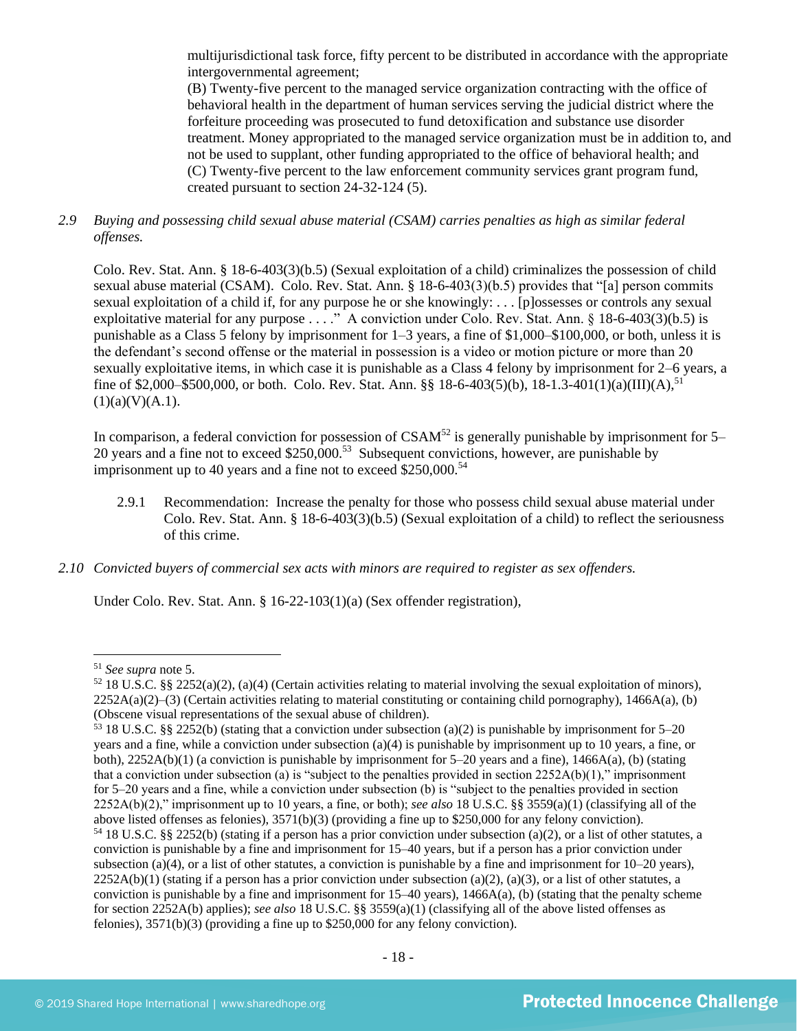multijurisdictional task force, fifty percent to be distributed in accordance with the appropriate intergovernmental agreement;
(B) Twenty-five percent to the managed service organization contracting with the office of behavioral health in the department of human services serving the judicial district where the forfeiture proceeding was prosecuted to fund detoxification and substance use disorder treatment. Money appropriated to the managed service organization must be in addition to, and not be used to supplant, other funding appropriated to the office of behavioral health; and
(C) Twenty-five percent to the law enforcement community services grant program fund, created pursuant to section 24-32-124 (5).

*2.9 Buying and possessing child sexual abuse material (CSAM) carries penalties as high as similar federal offenses.*

Colo. Rev. Stat. Ann. § 18-6-403(3)(b.5) (Sexual exploitation of a child) criminalizes the possession of child sexual abuse material (CSAM). Colo. Rev. Stat. Ann. § 18-6-403(3)(b.5) provides that "[a] person commits sexual exploitation of a child if, for any purpose he or she knowingly: . . . [p]ossesses or controls any sexual exploitative material for any purpose . . . ." A conviction under Colo. Rev. Stat. Ann. § 18-6-403(3)(b.5) is punishable as a Class 5 felony by imprisonment for 1–3 years, a fine of $1,000–$100,000, or both, unless it is the defendant's second offense or the material in possession is a video or motion picture or more than 20 sexually exploitative items, in which case it is punishable as a Class 4 felony by imprisonment for 2–6 years, a fine of $2,000–$500,000, or both. Colo. Rev. Stat. Ann. §§ 18-6-403(5)(b), 18-1.3-401(1)(a)(III)(A),[51] (1)(a)(V)(A.1).

In comparison, a federal conviction for possession of CSAM[52] is generally punishable by imprisonment for 5–20 years and a fine not to exceed $250,000.[53] Subsequent convictions, however, are punishable by imprisonment up to 40 years and a fine not to exceed $250,000.[54]

2.9.1 Recommendation: Increase the penalty for those who possess child sexual abuse material under Colo. Rev. Stat. Ann. § 18-6-403(3)(b.5) (Sexual exploitation of a child) to reflect the seriousness of this crime.

*2.10 Convicted buyers of commercial sex acts with minors are required to register as sex offenders.*

Under Colo. Rev. Stat. Ann. § 16-22-103(1)(a) (Sex offender registration),

---

[51] *See supra* note 5.

[52] 18 U.S.C. §§ 2252(a)(2), (a)(4) (Certain activities relating to material involving the sexual exploitation of minors), 2252A(a)(2)–(3) (Certain activities relating to material constituting or containing child pornography), 1466A(a), (b) (Obscene visual representations of the sexual abuse of children).

[53] 18 U.S.C. §§ 2252(b) (stating that a conviction under subsection (a)(2) is punishable by imprisonment for 5–20 years and a fine, while a conviction under subsection (a)(4) is punishable by imprisonment up to 10 years, a fine, or both), 2252A(b)(1) (a conviction is punishable by imprisonment for 5–20 years and a fine), 1466A(a), (b) (stating that a conviction under subsection (a) is "subject to the penalties provided in section 2252A(b)(1)," imprisonment for 5–20 years and a fine, while a conviction under subsection (b) is "subject to the penalties provided in section 2252A(b)(2)," imprisonment up to 10 years, a fine, or both); *see also* 18 U.S.C. §§ 3559(a)(1) (classifying all of the above listed offenses as felonies), 3571(b)(3) (providing a fine up to $250,000 for any felony conviction).

[54] 18 U.S.C. §§ 2252(b) (stating if a person has a prior conviction under subsection (a)(2), or a list of other statutes, a conviction is punishable by a fine and imprisonment for 15–40 years, but if a person has a prior conviction under subsection (a)(4), or a list of other statutes, a conviction is punishable by a fine and imprisonment for 10–20 years), 2252A(b)(1) (stating if a person has a prior conviction under subsection (a)(2), (a)(3), or a list of other statutes, a conviction is punishable by a fine and imprisonment for 15–40 years), 1466A(a), (b) (stating that the penalty scheme for section 2252A(b) applies); *see also* 18 U.S.C. §§ 3559(a)(1) (classifying all of the above listed offenses as felonies), 3571(b)(3) (providing a fine up to $250,000 for any felony conviction).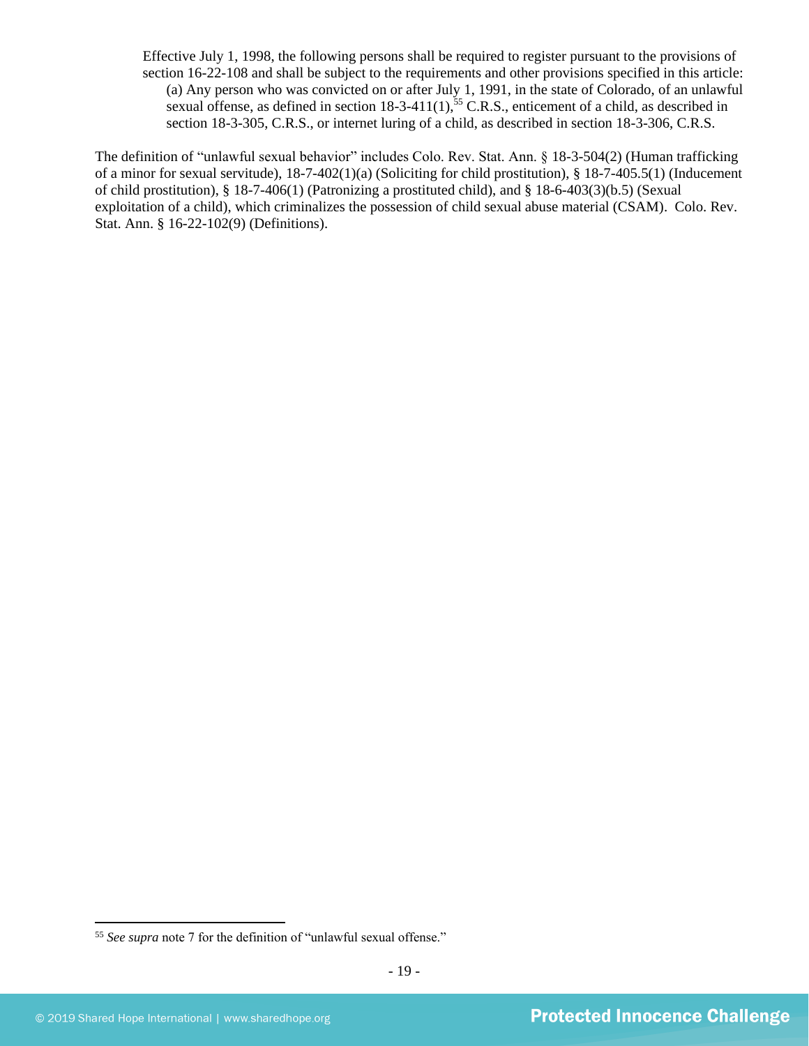> Effective July 1, 1998, the following persons shall be required to register pursuant to the provisions of section 16-22-108 and shall be subject to the requirements and other provisions specified in this article:
>
> (a) Any person who was convicted on or after July 1, 1991, in the state of Colorado, of an unlawful sexual offense, as defined in section 18-3-411(1),[55] C.R.S., enticement of a child, as described in section 18-3-305, C.R.S., or internet luring of a child, as described in section 18-3-306, C.R.S.

The definition of "unlawful sexual behavior" includes Colo. Rev. Stat. Ann. § 18-3-504(2) (Human trafficking of a minor for sexual servitude), 18-7-402(1)(a) (Soliciting for child prostitution), § 18-7-405.5(1) (Inducement of child prostitution), § 18-7-406(1) (Patronizing a prostituted child), and § 18-6-403(3)(b.5) (Sexual exploitation of a child), which criminalizes the possession of child sexual abuse material (CSAM). Colo. Rev. Stat. Ann. § 16-22-102(9) (Definitions).

---

[55] *See supra* note 7 for the definition of "unlawful sexual offense."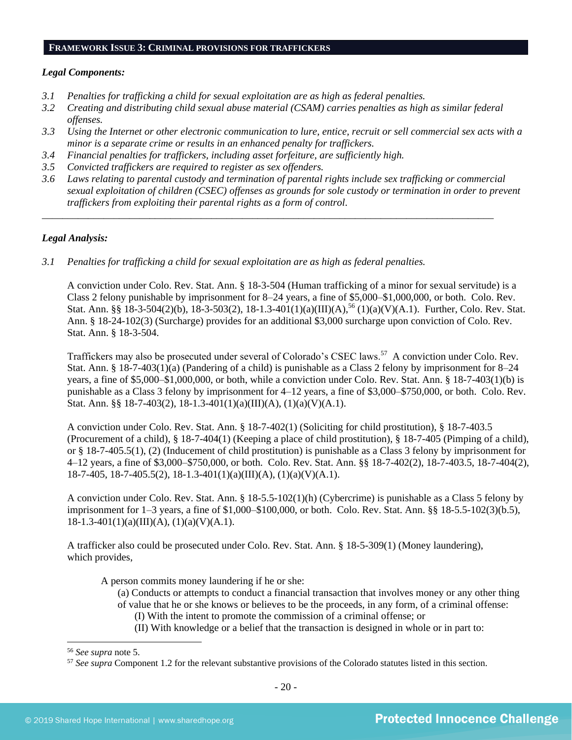## FRAMEWORK ISSUE 3: CRIMINAL PROVISIONS FOR TRAFFICKERS

*Legal Components:*

*3.1 Penalties for trafficking a child for sexual exploitation are as high as federal penalties.*
*3.2 Creating and distributing child sexual abuse material (CSAM) carries penalties as high as similar federal offenses.*
*3.3 Using the Internet or other electronic communication to lure, entice, recruit or sell commercial sex acts with a minor is a separate crime or results in an enhanced penalty for traffickers.*
*3.4 Financial penalties for traffickers, including asset forfeiture, are sufficiently high.*
*3.5 Convicted traffickers are required to register as sex offenders.*
*3.6 Laws relating to parental custody and termination of parental rights include sex trafficking or commercial sexual exploitation of children (CSEC) offenses as grounds for sole custody or termination in order to prevent traffickers from exploiting their parental rights as a form of control.*

---

*Legal Analysis:*

*3.1 Penalties for trafficking a child for sexual exploitation are as high as federal penalties.*

A conviction under Colo. Rev. Stat. Ann. § 18-3-504 (Human trafficking of a minor for sexual servitude) is a Class 2 felony punishable by imprisonment for 8–24 years, a fine of $5,000–$1,000,000, or both. Colo. Rev. Stat. Ann. §§ 18-3-504(2)(b), 18-3-503(2), 18-1.3-401(1)(a)(III)(A),[56] (1)(a)(V)(A.1). Further, Colo. Rev. Stat. Ann. § 18-24-102(3) (Surcharge) provides for an additional $3,000 surcharge upon conviction of Colo. Rev. Stat. Ann. § 18-3-504.

Traffickers may also be prosecuted under several of Colorado's CSEC laws.[57] A conviction under Colo. Rev. Stat. Ann. § 18-7-403(1)(a) (Pandering of a child) is punishable as a Class 2 felony by imprisonment for 8–24 years, a fine of $5,000–$1,000,000, or both, while a conviction under Colo. Rev. Stat. Ann. § 18-7-403(1)(b) is punishable as a Class 3 felony by imprisonment for 4–12 years, a fine of $3,000–$750,000, or both. Colo. Rev. Stat. Ann. §§ 18-7-403(2), 18-1.3-401(1)(a)(III)(A), (1)(a)(V)(A.1).

A conviction under Colo. Rev. Stat. Ann. § 18-7-402(1) (Soliciting for child prostitution), § 18-7-403.5 (Procurement of a child), § 18-7-404(1) (Keeping a place of child prostitution), § 18-7-405 (Pimping of a child), or § 18-7-405.5(1), (2) (Inducement of child prostitution) is punishable as a Class 3 felony by imprisonment for 4–12 years, a fine of $3,000–$750,000, or both. Colo. Rev. Stat. Ann. §§ 18-7-402(2), 18-7-403.5, 18-7-404(2), 18-7-405, 18-7-405.5(2), 18-1.3-401(1)(a)(III)(A), (1)(a)(V)(A.1).

A conviction under Colo. Rev. Stat. Ann. § 18-5.5-102(1)(h) (Cybercrime) is punishable as a Class 5 felony by imprisonment for 1–3 years, a fine of $1,000–$100,000, or both. Colo. Rev. Stat. Ann. §§ 18-5.5-102(3)(b.5), 18-1.3-401(1)(a)(III)(A), (1)(a)(V)(A.1).

A trafficker also could be prosecuted under Colo. Rev. Stat. Ann. § 18-5-309(1) (Money laundering), which provides,

> A person commits money laundering if he or she:
> (a) Conducts or attempts to conduct a financial transaction that involves money or any other thing of value that he or she knows or believes to be the proceeds, in any form, of a criminal offense:
> (I) With the intent to promote the commission of a criminal offense; or
> (II) With knowledge or a belief that the transaction is designed in whole or in part to:

[56] *See supra* note 5.
[57] *See supra* Component 1.2 for the relevant substantive provisions of the Colorado statutes listed in this section.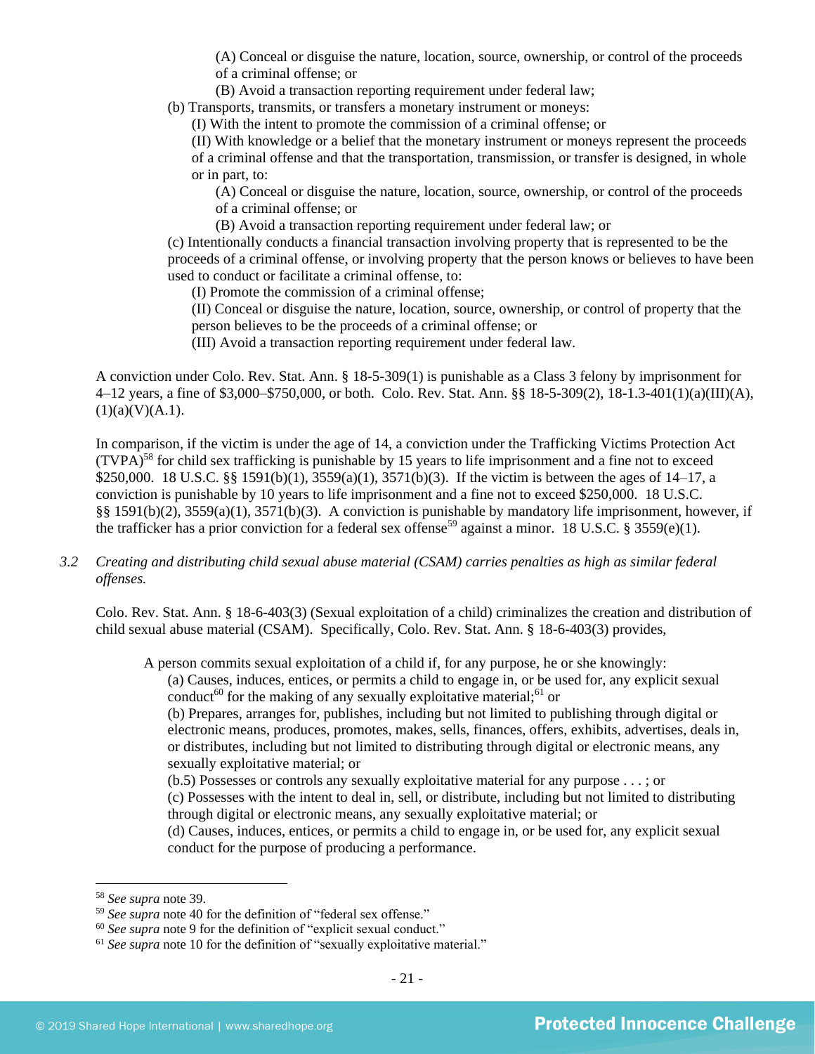(A) Conceal or disguise the nature, location, source, ownership, or control of the proceeds of a criminal offense; or

(B) Avoid a transaction reporting requirement under federal law;

(b) Transports, transmits, or transfers a monetary instrument or moneys:

(I) With the intent to promote the commission of a criminal offense; or

(II) With knowledge or a belief that the monetary instrument or moneys represent the proceeds of a criminal offense and that the transportation, transmission, or transfer is designed, in whole or in part, to:

(A) Conceal or disguise the nature, location, source, ownership, or control of the proceeds of a criminal offense; or

(B) Avoid a transaction reporting requirement under federal law; or

(c) Intentionally conducts a financial transaction involving property that is represented to be the proceeds of a criminal offense, or involving property that the person knows or believes to have been used to conduct or facilitate a criminal offense, to:

(I) Promote the commission of a criminal offense;

(II) Conceal or disguise the nature, location, source, ownership, or control of property that the person believes to be the proceeds of a criminal offense; or

(III) Avoid a transaction reporting requirement under federal law.

A conviction under Colo. Rev. Stat. Ann. § 18-5-309(1) is punishable as a Class 3 felony by imprisonment for 4–12 years, a fine of $3,000–$750,000, or both. Colo. Rev. Stat. Ann. §§ 18-5-309(2), 18-1.3-401(1)(a)(III)(A), (1)(a)(V)(A.1).

In comparison, if the victim is under the age of 14, a conviction under the Trafficking Victims Protection Act (TVPA)[58] for child sex trafficking is punishable by 15 years to life imprisonment and a fine not to exceed $250,000. 18 U.S.C. §§ 1591(b)(1), 3559(a)(1), 3571(b)(3). If the victim is between the ages of 14–17, a conviction is punishable by 10 years to life imprisonment and a fine not to exceed $250,000. 18 U.S.C. §§ 1591(b)(2), 3559(a)(1), 3571(b)(3). A conviction is punishable by mandatory life imprisonment, however, if the trafficker has a prior conviction for a federal sex offense[59] against a minor. 18 U.S.C. § 3559(e)(1).

*3.2 Creating and distributing child sexual abuse material (CSAM) carries penalties as high as similar federal offenses.*

Colo. Rev. Stat. Ann. § 18-6-403(3) (Sexual exploitation of a child) criminalizes the creation and distribution of child sexual abuse material (CSAM). Specifically, Colo. Rev. Stat. Ann. § 18-6-403(3) provides,

A person commits sexual exploitation of a child if, for any purpose, he or she knowingly:

(a) Causes, induces, entices, or permits a child to engage in, or be used for, any explicit sexual conduct[60] for the making of any sexually exploitative material;[61] or

(b) Prepares, arranges for, publishes, including but not limited to publishing through digital or electronic means, produces, promotes, makes, sells, finances, offers, exhibits, advertises, deals in, or distributes, including but not limited to distributing through digital or electronic means, any sexually exploitative material; or

(b.5) Possesses or controls any sexually exploitative material for any purpose . . . ; or

(c) Possesses with the intent to deal in, sell, or distribute, including but not limited to distributing through digital or electronic means, any sexually exploitative material; or

(d) Causes, induces, entices, or permits a child to engage in, or be used for, any explicit sexual conduct for the purpose of producing a performance.

---

[58] *See supra* note 39.

[59] *See supra* note 40 for the definition of "federal sex offense."

[60] *See supra* note 9 for the definition of "explicit sexual conduct."

[61] *See supra* note 10 for the definition of "sexually exploitative material."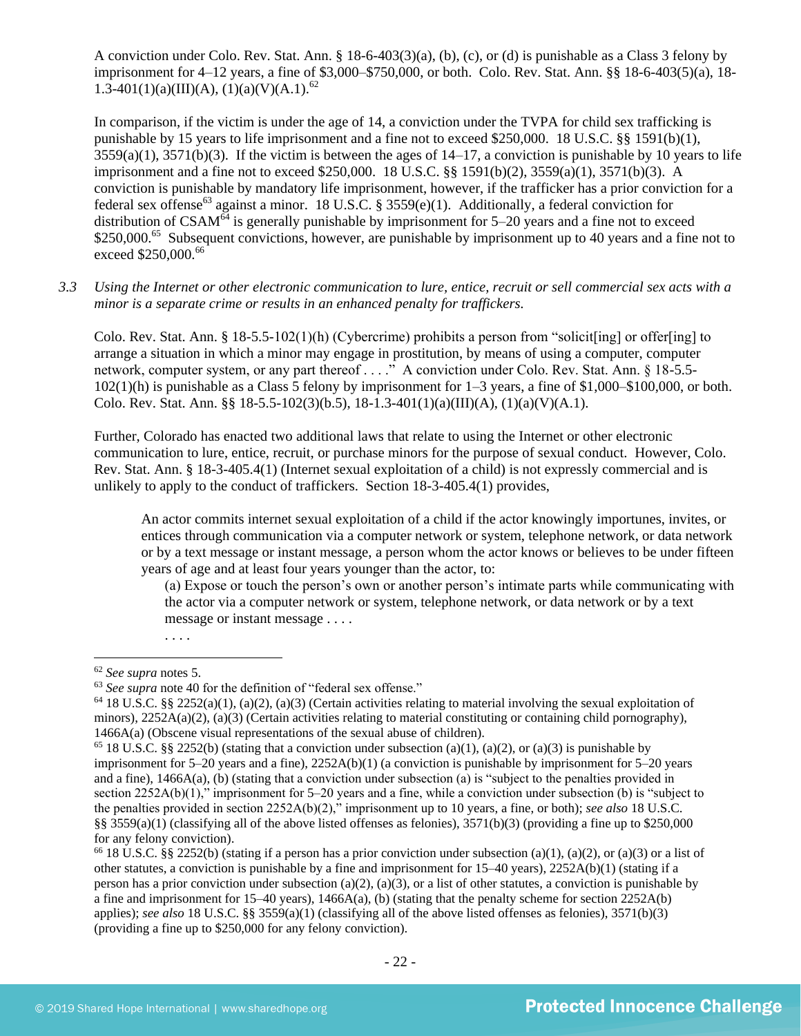A conviction under Colo. Rev. Stat. Ann. § 18-6-403(3)(a), (b), (c), or (d) is punishable as a Class 3 felony by imprisonment for 4–12 years, a fine of $3,000–$750,000, or both. Colo. Rev. Stat. Ann. §§ 18-6-403(5)(a), 18-1.3-401(1)(a)(III)(A), (1)(a)(V)(A.1).[62]

In comparison, if the victim is under the age of 14, a conviction under the TVPA for child sex trafficking is punishable by 15 years to life imprisonment and a fine not to exceed $250,000. 18 U.S.C. §§ 1591(b)(1), 3559(a)(1), 3571(b)(3). If the victim is between the ages of 14–17, a conviction is punishable by 10 years to life imprisonment and a fine not to exceed $250,000. 18 U.S.C. §§ 1591(b)(2), 3559(a)(1), 3571(b)(3). A conviction is punishable by mandatory life imprisonment, however, if the trafficker has a prior conviction for a federal sex offense[63] against a minor. 18 U.S.C. § 3559(e)(1). Additionally, a federal conviction for distribution of CSAM[64] is generally punishable by imprisonment for 5–20 years and a fine not to exceed $250,000.[65] Subsequent convictions, however, are punishable by imprisonment up to 40 years and a fine not to exceed $250,000.[66]

*3.3 Using the Internet or other electronic communication to lure, entice, recruit or sell commercial sex acts with a minor is a separate crime or results in an enhanced penalty for traffickers.*

Colo. Rev. Stat. Ann. § 18-5.5-102(1)(h) (Cybercrime) prohibits a person from "solicit[ing] or offer[ing] to arrange a situation in which a minor may engage in prostitution, by means of using a computer, computer network, computer system, or any part thereof . . . ." A conviction under Colo. Rev. Stat. Ann. § 18-5.5-102(1)(h) is punishable as a Class 5 felony by imprisonment for 1–3 years, a fine of $1,000–$100,000, or both. Colo. Rev. Stat. Ann. §§ 18-5.5-102(3)(b.5), 18-1.3-401(1)(a)(III)(A), (1)(a)(V)(A.1).

Further, Colorado has enacted two additional laws that relate to using the Internet or other electronic communication to lure, entice, recruit, or purchase minors for the purpose of sexual conduct. However, Colo. Rev. Stat. Ann. § 18-3-405.4(1) (Internet sexual exploitation of a child) is not expressly commercial and is unlikely to apply to the conduct of traffickers. Section 18-3-405.4(1) provides,

> An actor commits internet sexual exploitation of a child if the actor knowingly importunes, invites, or entices through communication via a computer network or system, telephone network, or data network or by a text message or instant message, a person whom the actor knows or believes to be under fifteen years of age and at least four years younger than the actor, to:
>
> (a) Expose or touch the person's own or another person's intimate parts while communicating with the actor via a computer network or system, telephone network, or data network or by a text message or instant message . . . .
>
> . . . .

---

[62] *See supra* notes 5.

[63] *See supra* note 40 for the definition of "federal sex offense."

[64] 18 U.S.C. §§ 2252(a)(1), (a)(2), (a)(3) (Certain activities relating to material involving the sexual exploitation of minors), 2252A(a)(2), (a)(3) (Certain activities relating to material constituting or containing child pornography), 1466A(a) (Obscene visual representations of the sexual abuse of children).

[65] 18 U.S.C. §§ 2252(b) (stating that a conviction under subsection (a)(1), (a)(2), or (a)(3) is punishable by imprisonment for 5–20 years and a fine), 2252A(b)(1) (a conviction is punishable by imprisonment for 5–20 years and a fine), 1466A(a), (b) (stating that a conviction under subsection (a) is "subject to the penalties provided in section 2252A(b)(1)," imprisonment for 5–20 years and a fine, while a conviction under subsection (b) is "subject to the penalties provided in section 2252A(b)(2)," imprisonment up to 10 years, a fine, or both); *see also* 18 U.S.C. §§ 3559(a)(1) (classifying all of the above listed offenses as felonies), 3571(b)(3) (providing a fine up to $250,000 for any felony conviction).

[66] 18 U.S.C. §§ 2252(b) (stating if a person has a prior conviction under subsection (a)(1), (a)(2), or (a)(3) or a list of other statutes, a conviction is punishable by a fine and imprisonment for 15–40 years), 2252A(b)(1) (stating if a person has a prior conviction under subsection (a)(2), (a)(3), or a list of other statutes, a conviction is punishable by a fine and imprisonment for 15–40 years), 1466A(a), (b) (stating that the penalty scheme for section 2252A(b) applies); *see also* 18 U.S.C. §§ 3559(a)(1) (classifying all of the above listed offenses as felonies), 3571(b)(3) (providing a fine up to $250,000 for any felony conviction).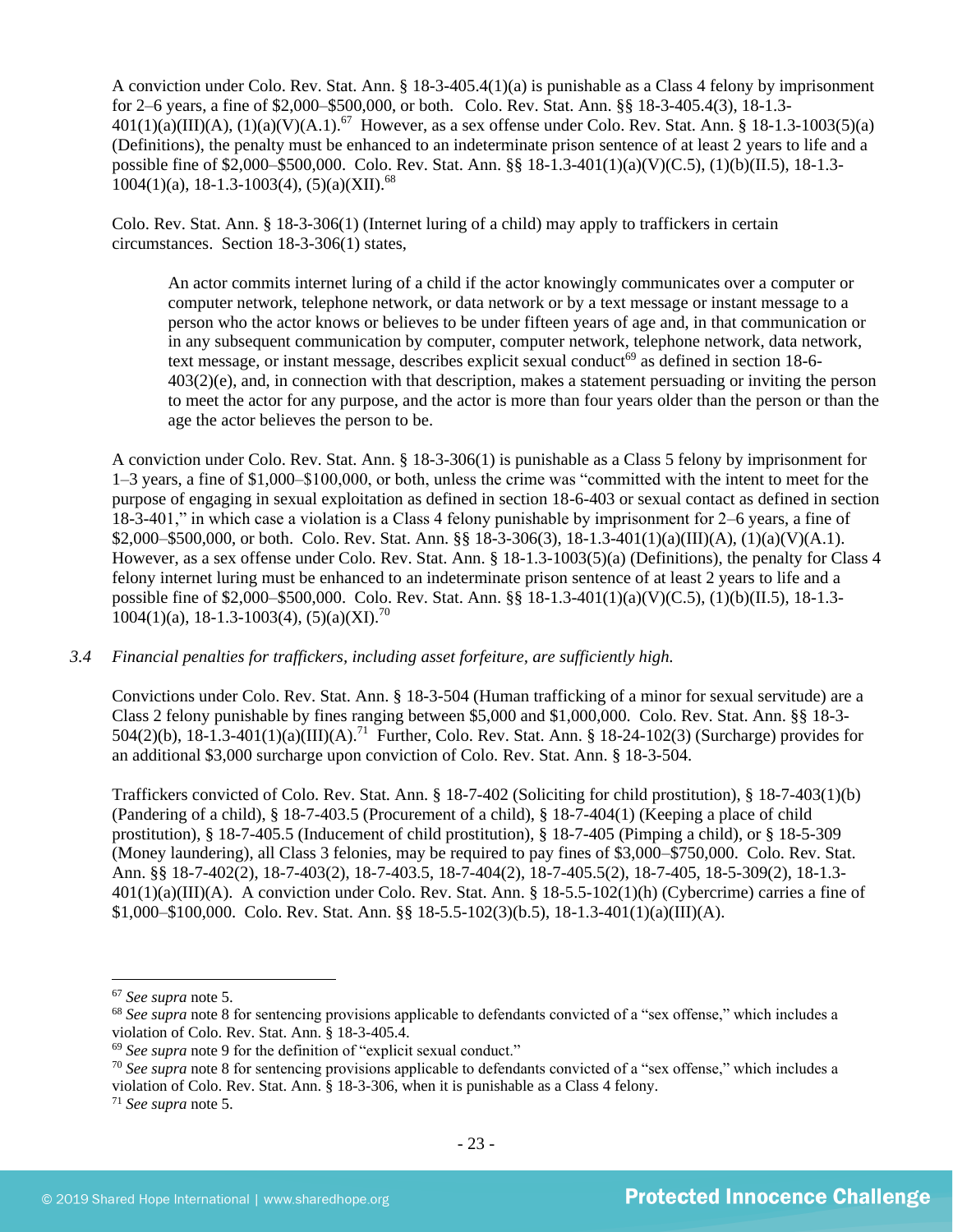A conviction under Colo. Rev. Stat. Ann. § 18-3-405.4(1)(a) is punishable as a Class 4 felony by imprisonment for 2–6 years, a fine of $2,000–$500,000, or both. Colo. Rev. Stat. Ann. §§ 18-3-405.4(3), 18-1.3-401(1)(a)(III)(A), (1)(a)(V)(A.1).[67] However, as a sex offense under Colo. Rev. Stat. Ann. § 18-1.3-1003(5)(a) (Definitions), the penalty must be enhanced to an indeterminate prison sentence of at least 2 years to life and a possible fine of $2,000–$500,000. Colo. Rev. Stat. Ann. §§ 18-1.3-401(1)(a)(V)(C.5), (1)(b)(II.5), 18-1.3-1004(1)(a), 18-1.3-1003(4), (5)(a)(XII).[68]

Colo. Rev. Stat. Ann. § 18-3-306(1) (Internet luring of a child) may apply to traffickers in certain circumstances. Section 18-3-306(1) states,

> An actor commits internet luring of a child if the actor knowingly communicates over a computer or computer network, telephone network, or data network or by a text message or instant message to a person who the actor knows or believes to be under fifteen years of age and, in that communication or in any subsequent communication by computer, computer network, telephone network, data network, text message, or instant message, describes explicit sexual conduct[69] as defined in section 18-6-403(2)(e), and, in connection with that description, makes a statement persuading or inviting the person to meet the actor for any purpose, and the actor is more than four years older than the person or than the age the actor believes the person to be.

A conviction under Colo. Rev. Stat. Ann. § 18-3-306(1) is punishable as a Class 5 felony by imprisonment for 1–3 years, a fine of $1,000–$100,000, or both, unless the crime was "committed with the intent to meet for the purpose of engaging in sexual exploitation as defined in section 18-6-403 or sexual contact as defined in section 18-3-401," in which case a violation is a Class 4 felony punishable by imprisonment for 2–6 years, a fine of $2,000–$500,000, or both. Colo. Rev. Stat. Ann. §§ 18-3-306(3), 18-1.3-401(1)(a)(III)(A), (1)(a)(V)(A.1). However, as a sex offense under Colo. Rev. Stat. Ann. § 18-1.3-1003(5)(a) (Definitions), the penalty for Class 4 felony internet luring must be enhanced to an indeterminate prison sentence of at least 2 years to life and a possible fine of $2,000–$500,000. Colo. Rev. Stat. Ann. §§ 18-1.3-401(1)(a)(V)(C.5), (1)(b)(II.5), 18-1.3-1004(1)(a), 18-1.3-1003(4), (5)(a)(XI).[70]

*3.4 Financial penalties for traffickers, including asset forfeiture, are sufficiently high.*

Convictions under Colo. Rev. Stat. Ann. § 18-3-504 (Human trafficking of a minor for sexual servitude) are a Class 2 felony punishable by fines ranging between $5,000 and $1,000,000. Colo. Rev. Stat. Ann. §§ 18-3-504(2)(b), 18-1.3-401(1)(a)(III)(A).[71] Further, Colo. Rev. Stat. Ann. § 18-24-102(3) (Surcharge) provides for an additional $3,000 surcharge upon conviction of Colo. Rev. Stat. Ann. § 18-3-504.

Traffickers convicted of Colo. Rev. Stat. Ann. § 18-7-402 (Soliciting for child prostitution), § 18-7-403(1)(b) (Pandering of a child), § 18-7-403.5 (Procurement of a child), § 18-7-404(1) (Keeping a place of child prostitution), § 18-7-405.5 (Inducement of child prostitution), § 18-7-405 (Pimping a child), or § 18-5-309 (Money laundering), all Class 3 felonies, may be required to pay fines of $3,000–$750,000. Colo. Rev. Stat. Ann. §§ 18-7-402(2), 18-7-403(2), 18-7-403.5, 18-7-404(2), 18-7-405.5(2), 18-7-405, 18-5-309(2), 18-1.3-401(1)(a)(III)(A). A conviction under Colo. Rev. Stat. Ann. § 18-5.5-102(1)(h) (Cybercrime) carries a fine of $1,000–$100,000. Colo. Rev. Stat. Ann. §§ 18-5.5-102(3)(b.5), 18-1.3-401(1)(a)(III)(A).

---

[67] *See supra* note 5.

[68] *See supra* note 8 for sentencing provisions applicable to defendants convicted of a "sex offense," which includes a violation of Colo. Rev. Stat. Ann. § 18-3-405.4.

[69] *See supra* note 9 for the definition of "explicit sexual conduct."

[70] *See supra* note 8 for sentencing provisions applicable to defendants convicted of a "sex offense," which includes a violation of Colo. Rev. Stat. Ann. § 18-3-306, when it is punishable as a Class 4 felony.

[71] *See supra* note 5.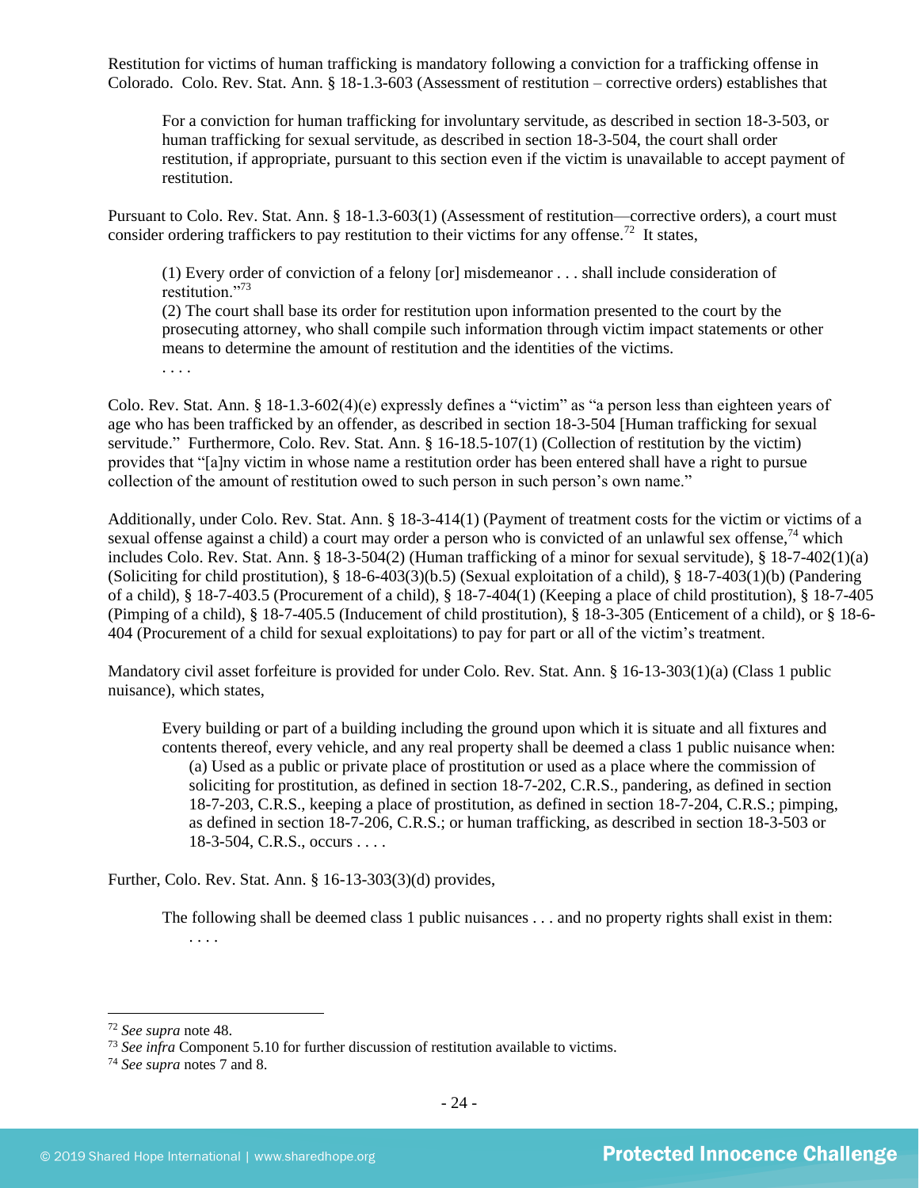Restitution for victims of human trafficking is mandatory following a conviction for a trafficking offense in Colorado. Colo. Rev. Stat. Ann. § 18-1.3-603 (Assessment of restitution – corrective orders) establishes that

> For a conviction for human trafficking for involuntary servitude, as described in section 18-3-503, or human trafficking for sexual servitude, as described in section 18-3-504, the court shall order restitution, if appropriate, pursuant to this section even if the victim is unavailable to accept payment of restitution.

Pursuant to Colo. Rev. Stat. Ann. § 18-1.3-603(1) (Assessment of restitution—corrective orders), a court must consider ordering traffickers to pay restitution to their victims for any offense.[72] It states,

> (1) Every order of conviction of a felony [or] misdemeanor . . . shall include consideration of restitution."[73]
> (2) The court shall base its order for restitution upon information presented to the court by the prosecuting attorney, who shall compile such information through victim impact statements or other means to determine the amount of restitution and the identities of the victims.
> . . . .

Colo. Rev. Stat. Ann. § 18-1.3-602(4)(e) expressly defines a "victim" as "a person less than eighteen years of age who has been trafficked by an offender, as described in section 18-3-504 [Human trafficking for sexual servitude." Furthermore, Colo. Rev. Stat. Ann. § 16-18.5-107(1) (Collection of restitution by the victim) provides that "[a]ny victim in whose name a restitution order has been entered shall have a right to pursue collection of the amount of restitution owed to such person in such person's own name."

Additionally, under Colo. Rev. Stat. Ann. § 18-3-414(1) (Payment of treatment costs for the victim or victims of a sexual offense against a child) a court may order a person who is convicted of an unlawful sex offense,[74] which includes Colo. Rev. Stat. Ann. § 18-3-504(2) (Human trafficking of a minor for sexual servitude), § 18-7-402(1)(a) (Soliciting for child prostitution), § 18-6-403(3)(b.5) (Sexual exploitation of a child), § 18-7-403(1)(b) (Pandering of a child), § 18-7-403.5 (Procurement of a child), § 18-7-404(1) (Keeping a place of child prostitution), § 18-7-405 (Pimping of a child), § 18-7-405.5 (Inducement of child prostitution), § 18-3-305 (Enticement of a child), or § 18-6-404 (Procurement of a child for sexual exploitations) to pay for part or all of the victim's treatment.

Mandatory civil asset forfeiture is provided for under Colo. Rev. Stat. Ann. § 16-13-303(1)(a) (Class 1 public nuisance), which states,

> Every building or part of a building including the ground upon which it is situate and all fixtures and contents thereof, every vehicle, and any real property shall be deemed a class 1 public nuisance when:
>
> (a) Used as a public or private place of prostitution or used as a place where the commission of soliciting for prostitution, as defined in section 18-7-202, C.R.S., pandering, as defined in section 18-7-203, C.R.S., keeping a place of prostitution, as defined in section 18-7-204, C.R.S.; pimping, as defined in section 18-7-206, C.R.S.; or human trafficking, as described in section 18-3-503 or 18-3-504, C.R.S., occurs . . . .

Further, Colo. Rev. Stat. Ann. § 16-13-303(3)(d) provides,

> The following shall be deemed class 1 public nuisances . . . and no property rights shall exist in them:
>
> . . . .

---

[72] *See supra* note 48.

[73] *See infra* Component 5.10 for further discussion of restitution available to victims.

[74] *See supra* notes 7 and 8.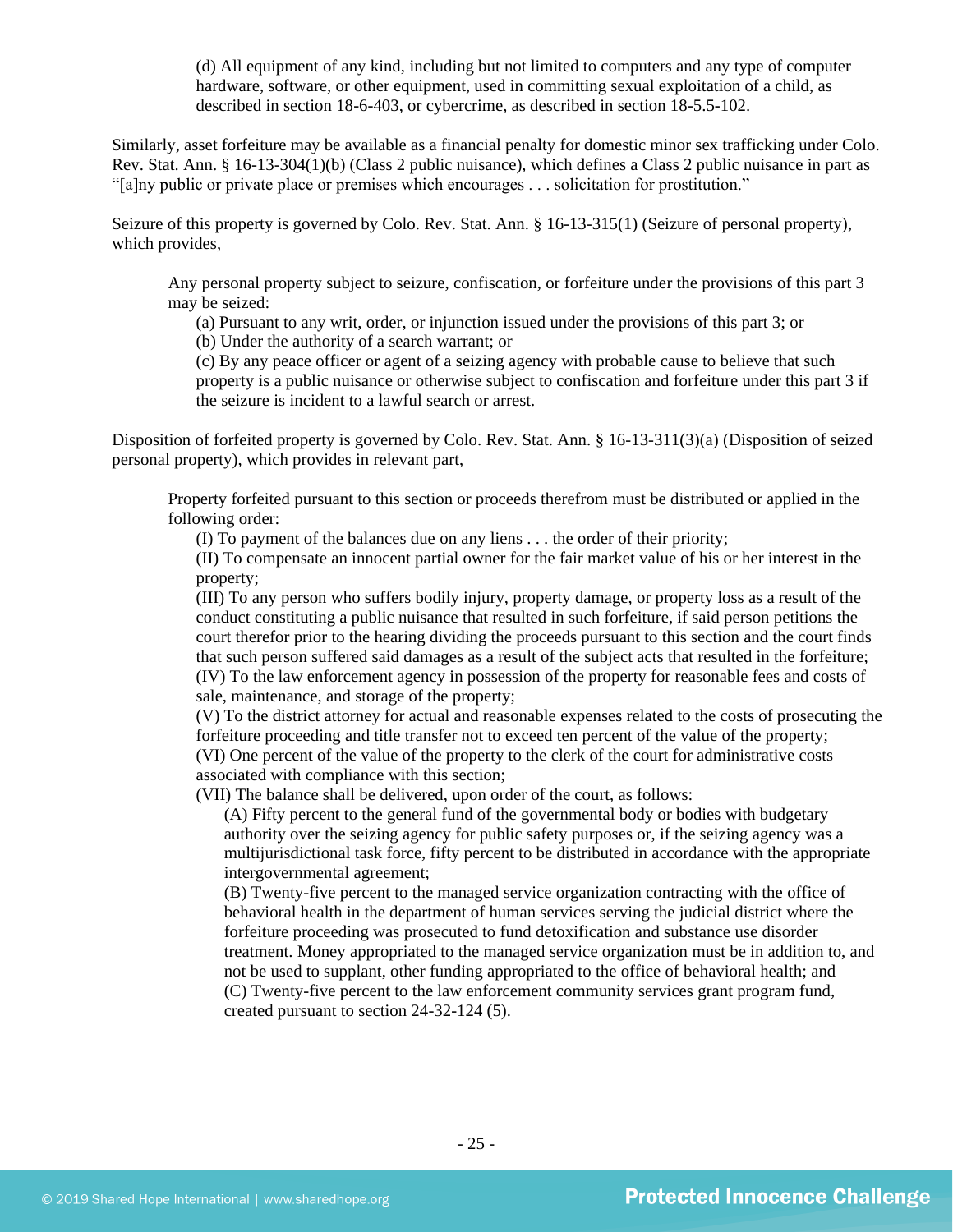(d) All equipment of any kind, including but not limited to computers and any type of computer hardware, software, or other equipment, used in committing sexual exploitation of a child, as described in section 18-6-403, or cybercrime, as described in section 18-5.5-102.

Similarly, asset forfeiture may be available as a financial penalty for domestic minor sex trafficking under Colo. Rev. Stat. Ann. § 16-13-304(1)(b) (Class 2 public nuisance), which defines a Class 2 public nuisance in part as "[a]ny public or private place or premises which encourages . . . solicitation for prostitution."

Seizure of this property is governed by Colo. Rev. Stat. Ann. § 16-13-315(1) (Seizure of personal property), which provides,

> Any personal property subject to seizure, confiscation, or forfeiture under the provisions of this part 3 may be seized:
>
> (a) Pursuant to any writ, order, or injunction issued under the provisions of this part 3; or
> (b) Under the authority of a search warrant; or
> (c) By any peace officer or agent of a seizing agency with probable cause to believe that such property is a public nuisance or otherwise subject to confiscation and forfeiture under this part 3 if the seizure is incident to a lawful search or arrest.

Disposition of forfeited property is governed by Colo. Rev. Stat. Ann. § 16-13-311(3)(a) (Disposition of seized personal property), which provides in relevant part,

> Property forfeited pursuant to this section or proceeds therefrom must be distributed or applied in the following order:
>
> (I) To payment of the balances due on any liens . . . the order of their priority;
> (II) To compensate an innocent partial owner for the fair market value of his or her interest in the property;
> (III) To any person who suffers bodily injury, property damage, or property loss as a result of the conduct constituting a public nuisance that resulted in such forfeiture, if said person petitions the court therefor prior to the hearing dividing the proceeds pursuant to this section and the court finds that such person suffered said damages as a result of the subject acts that resulted in the forfeiture;
> (IV) To the law enforcement agency in possession of the property for reasonable fees and costs of sale, maintenance, and storage of the property;
> (V) To the district attorney for actual and reasonable expenses related to the costs of prosecuting the forfeiture proceeding and title transfer not to exceed ten percent of the value of the property;
> (VI) One percent of the value of the property to the clerk of the court for administrative costs associated with compliance with this section;
> (VII) The balance shall be delivered, upon order of the court, as follows:
>
> (A) Fifty percent to the general fund of the governmental body or bodies with budgetary authority over the seizing agency for public safety purposes or, if the seizing agency was a multijurisdictional task force, fifty percent to be distributed in accordance with the appropriate intergovernmental agreement;
> (B) Twenty-five percent to the managed service organization contracting with the office of behavioral health in the department of human services serving the judicial district where the forfeiture proceeding was prosecuted to fund detoxification and substance use disorder treatment. Money appropriated to the managed service organization must be in addition to, and not be used to supplant, other funding appropriated to the office of behavioral health; and
> (C) Twenty-five percent to the law enforcement community services grant program fund, created pursuant to section 24-32-124 (5).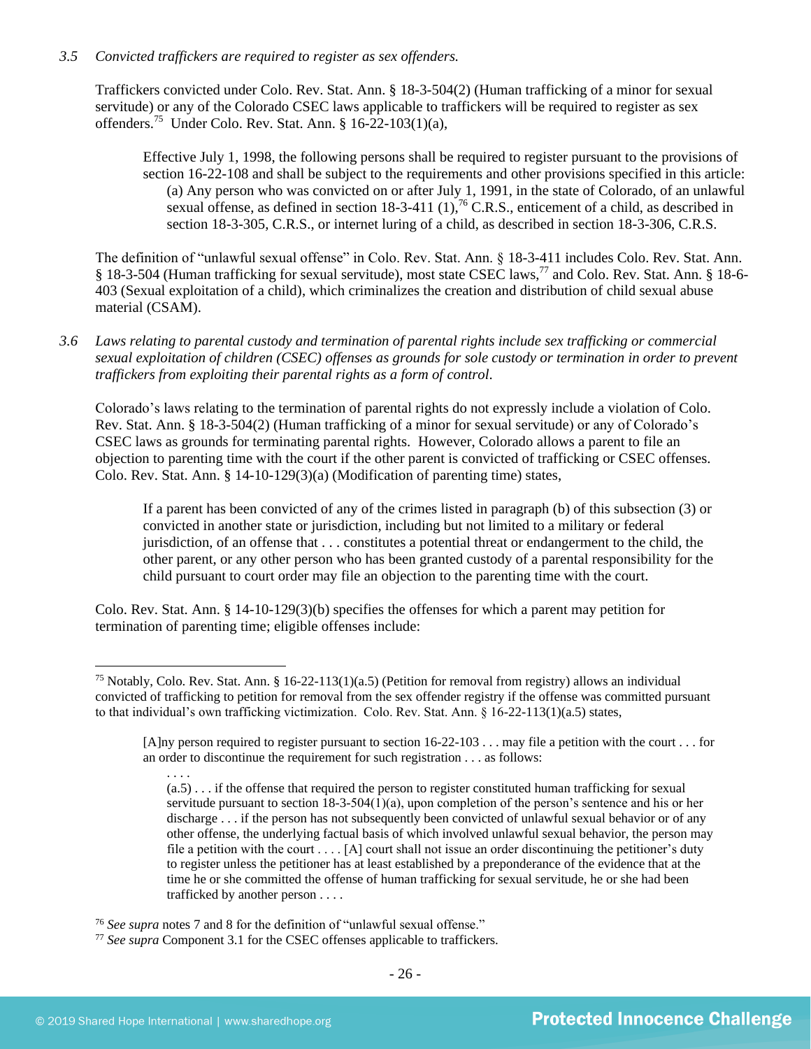*3.5 Convicted traffickers are required to register as sex offenders.*

Traffickers convicted under Colo. Rev. Stat. Ann. § 18-3-504(2) (Human trafficking of a minor for sexual servitude) or any of the Colorado CSEC laws applicable to traffickers will be required to register as sex offenders.[75] Under Colo. Rev. Stat. Ann. § 16-22-103(1)(a),

> Effective July 1, 1998, the following persons shall be required to register pursuant to the provisions of section 16-22-108 and shall be subject to the requirements and other provisions specified in this article:
> (a) Any person who was convicted on or after July 1, 1991, in the state of Colorado, of an unlawful sexual offense, as defined in section 18-3-411 (1),[76] C.R.S., enticement of a child, as described in section 18-3-305, C.R.S., or internet luring of a child, as described in section 18-3-306, C.R.S.

The definition of "unlawful sexual offense" in Colo. Rev. Stat. Ann. § 18-3-411 includes Colo. Rev. Stat. Ann. § 18-3-504 (Human trafficking for sexual servitude), most state CSEC laws,[77] and Colo. Rev. Stat. Ann. § 18-6-403 (Sexual exploitation of a child), which criminalizes the creation and distribution of child sexual abuse material (CSAM).

*3.6 Laws relating to parental custody and termination of parental rights include sex trafficking or commercial sexual exploitation of children (CSEC) offenses as grounds for sole custody or termination in order to prevent traffickers from exploiting their parental rights as a form of control.*

Colorado's laws relating to the termination of parental rights do not expressly include a violation of Colo. Rev. Stat. Ann. § 18-3-504(2) (Human trafficking of a minor for sexual servitude) or any of Colorado's CSEC laws as grounds for terminating parental rights. However, Colorado allows a parent to file an objection to parenting time with the court if the other parent is convicted of trafficking or CSEC offenses. Colo. Rev. Stat. Ann. § 14-10-129(3)(a) (Modification of parenting time) states,

> If a parent has been convicted of any of the crimes listed in paragraph (b) of this subsection (3) or convicted in another state or jurisdiction, including but not limited to a military or federal jurisdiction, of an offense that . . . constitutes a potential threat or endangerment to the child, the other parent, or any other person who has been granted custody of a parental responsibility for the child pursuant to court order may file an objection to the parenting time with the court.

Colo. Rev. Stat. Ann. § 14-10-129(3)(b) specifies the offenses for which a parent may petition for termination of parenting time; eligible offenses include:

---

[75] Notably, Colo. Rev. Stat. Ann. § 16-22-113(1)(a.5) (Petition for removal from registry) allows an individual convicted of trafficking to petition for removal from the sex offender registry if the offense was committed pursuant to that individual's own trafficking victimization. Colo. Rev. Stat. Ann. § 16-22-113(1)(a.5) states,

> [A]ny person required to register pursuant to section 16-22-103 . . . may file a petition with the court . . . for an order to discontinue the requirement for such registration . . . as follows:
> . . . .
> (a.5) . . . if the offense that required the person to register constituted human trafficking for sexual servitude pursuant to section 18-3-504(1)(a), upon completion of the person's sentence and his or her discharge . . . if the person has not subsequently been convicted of unlawful sexual behavior or of any other offense, the underlying factual basis of which involved unlawful sexual behavior, the person may file a petition with the court . . . . [A] court shall not issue an order discontinuing the petitioner's duty to register unless the petitioner has at least established by a preponderance of the evidence that at the time he or she committed the offense of human trafficking for sexual servitude, he or she had been trafficked by another person . . . .

[76] *See supra* notes 7 and 8 for the definition of "unlawful sexual offense."

[77] *See supra* Component 3.1 for the CSEC offenses applicable to traffickers.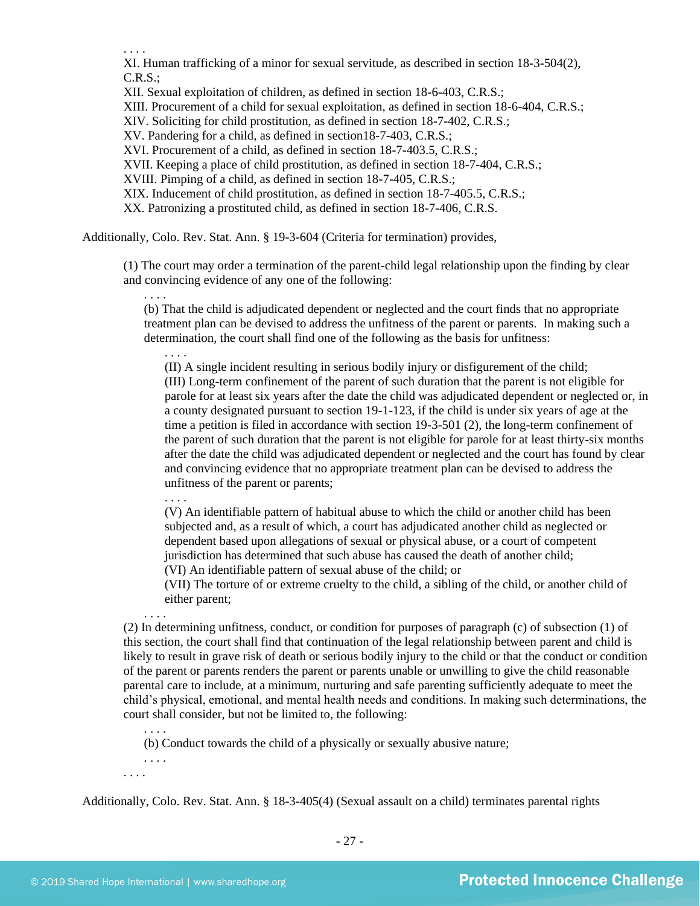. . . .

XI. Human trafficking of a minor for sexual servitude, as described in section 18-3-504(2), C.R.S.;
XII. Sexual exploitation of children, as defined in section 18-6-403, C.R.S.;
XIII. Procurement of a child for sexual exploitation, as defined in section 18-6-404, C.R.S.;
XIV. Soliciting for child prostitution, as defined in section 18-7-402, C.R.S.;
XV. Pandering for a child, as defined in section18-7-403, C.R.S.;
XVI. Procurement of a child, as defined in section 18-7-403.5, C.R.S.;
XVII. Keeping a place of child prostitution, as defined in section 18-7-404, C.R.S.;
XVIII. Pimping of a child, as defined in section 18-7-405, C.R.S.;
XIX. Inducement of child prostitution, as defined in section 18-7-405.5, C.R.S.;
XX. Patronizing a prostituted child, as defined in section 18-7-406, C.R.S.

Additionally, Colo. Rev. Stat. Ann. § 19-3-604 (Criteria for termination) provides,

> (1) The court may order a termination of the parent-child legal relationship upon the finding by clear and convincing evidence of any one of the following:
>
> . . . .
>
> (b) That the child is adjudicated dependent or neglected and the court finds that no appropriate treatment plan can be devised to address the unfitness of the parent or parents. In making such a determination, the court shall find one of the following as the basis for unfitness:
>
> . . . .
>
> (II) A single incident resulting in serious bodily injury or disfigurement of the child;
>
> (III) Long-term confinement of the parent of such duration that the parent is not eligible for parole for at least six years after the date the child was adjudicated dependent or neglected or, in a county designated pursuant to section 19-1-123, if the child is under six years of age at the time a petition is filed in accordance with section 19-3-501 (2), the long-term confinement of the parent of such duration that the parent is not eligible for parole for at least thirty-six months after the date the child was adjudicated dependent or neglected and the court has found by clear and convincing evidence that no appropriate treatment plan can be devised to address the unfitness of the parent or parents;
>
> . . . .
>
> (V) An identifiable pattern of habitual abuse to which the child or another child has been subjected and, as a result of which, a court has adjudicated another child as neglected or dependent based upon allegations of sexual or physical abuse, or a court of competent jurisdiction has determined that such abuse has caused the death of another child;
>
> (VI) An identifiable pattern of sexual abuse of the child; or
>
> (VII) The torture of or extreme cruelty to the child, a sibling of the child, or another child of either parent;
>
> . . . .
>
> (2) In determining unfitness, conduct, or condition for purposes of paragraph (c) of subsection (1) of this section, the court shall find that continuation of the legal relationship between parent and child is likely to result in grave risk of death or serious bodily injury to the child or that the conduct or condition of the parent or parents renders the parent or parents unable or unwilling to give the child reasonable parental care to include, at a minimum, nurturing and safe parenting sufficiently adequate to meet the child's physical, emotional, and mental health needs and conditions. In making such determinations, the court shall consider, but not be limited to, the following:
>
> . . . .
>
> (b) Conduct towards the child of a physically or sexually abusive nature;
>
> . . . .
>
> . . . .

Additionally, Colo. Rev. Stat. Ann. § 18-3-405(4) (Sexual assault on a child) terminates parental rights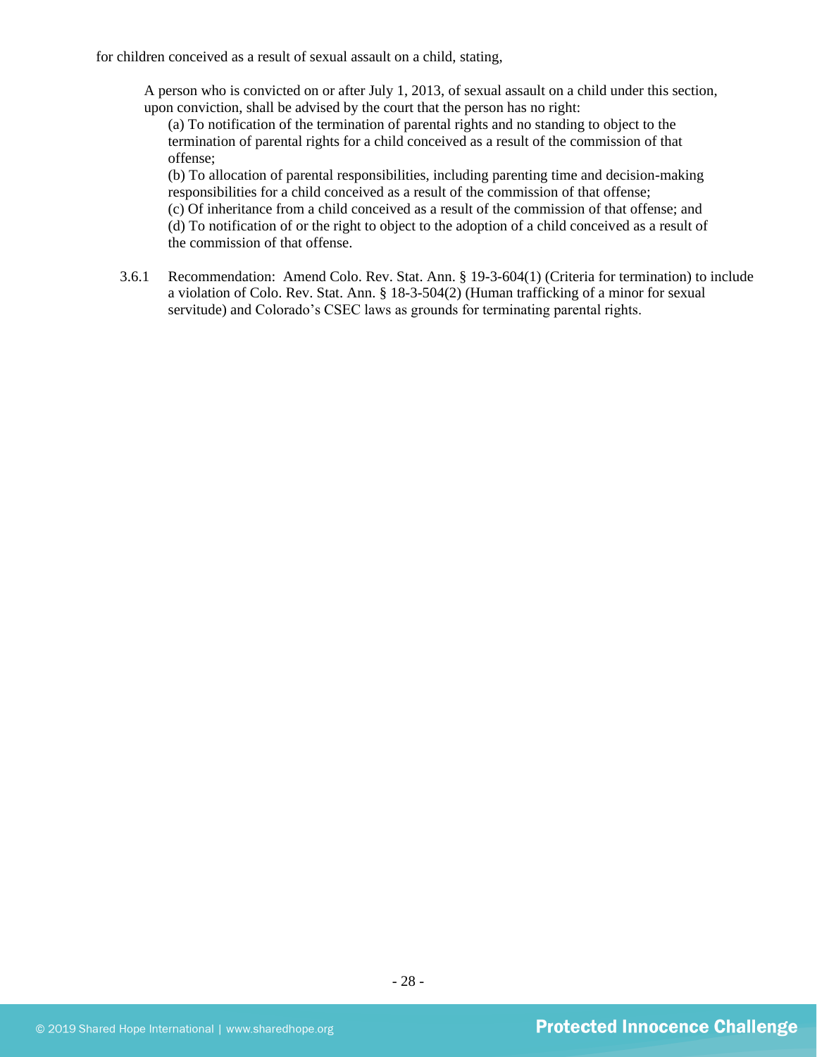for children conceived as a result of sexual assault on a child, stating,

> A person who is convicted on or after July 1, 2013, of sexual assault on a child under this section, upon conviction, shall be advised by the court that the person has no right:
>
> (a) To notification of the termination of parental rights and no standing to object to the termination of parental rights for a child conceived as a result of the commission of that offense;
>
> (b) To allocation of parental responsibilities, including parenting time and decision-making responsibilities for a child conceived as a result of the commission of that offense;
>
> (c) Of inheritance from a child conceived as a result of the commission of that offense; and
>
> (d) To notification of or the right to object to the adoption of a child conceived as a result of the commission of that offense.

3.6.1 Recommendation: Amend Colo. Rev. Stat. Ann. § 19-3-604(1) (Criteria for termination) to include a violation of Colo. Rev. Stat. Ann. § 18-3-504(2) (Human trafficking of a minor for sexual servitude) and Colorado's CSEC laws as grounds for terminating parental rights.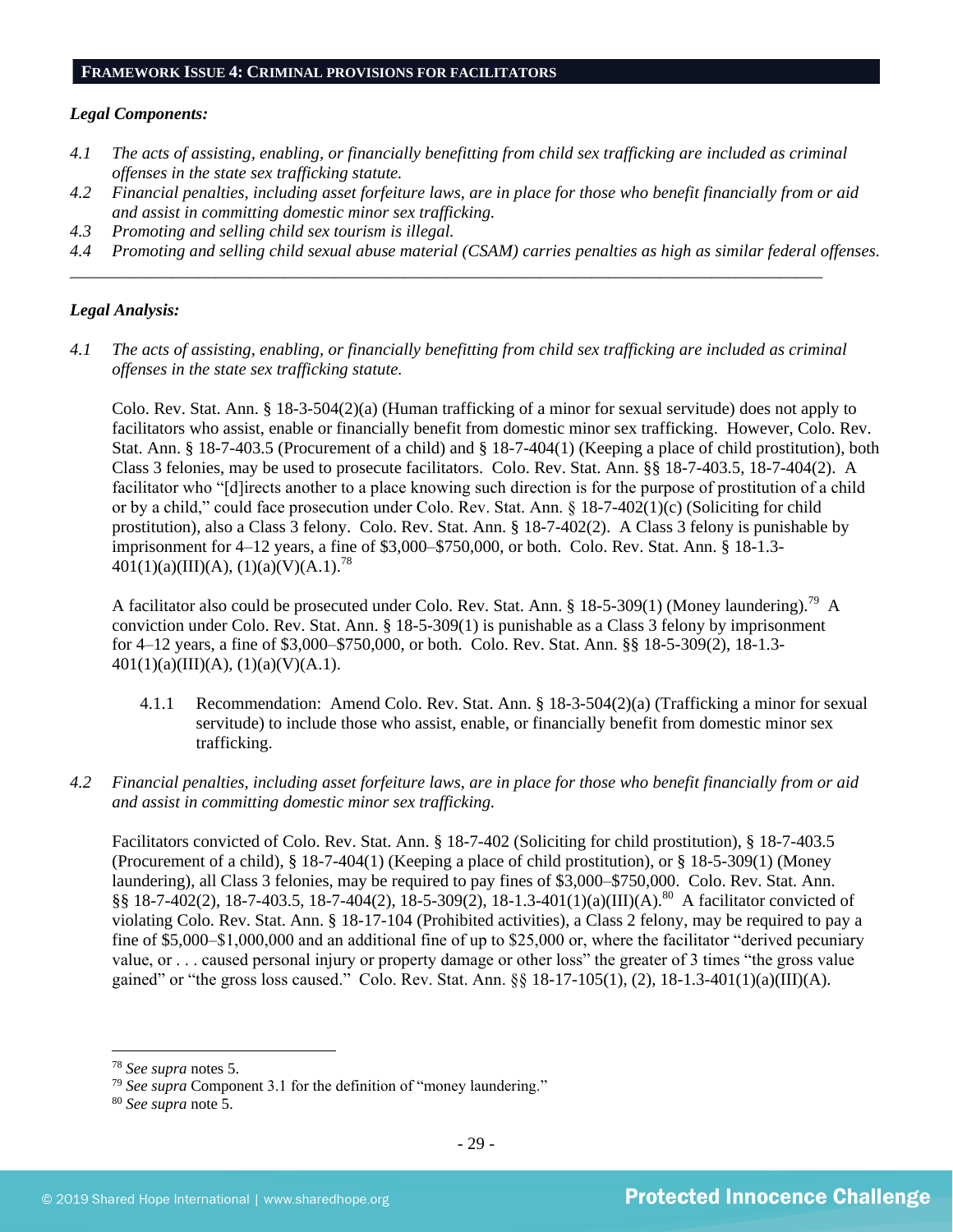## FRAMEWORK ISSUE 4: CRIMINAL PROVISIONS FOR FACILITATORS

### *Legal Components:*

*4.1 The acts of assisting, enabling, or financially benefitting from child sex trafficking are included as criminal offenses in the state sex trafficking statute.*

*4.2 Financial penalties, including asset forfeiture laws, are in place for those who benefit financially from or aid and assist in committing domestic minor sex trafficking.*

*4.3 Promoting and selling child sex tourism is illegal.*

*4.4 Promoting and selling child sexual abuse material (CSAM) carries penalties as high as similar federal offenses.*

---

### *Legal Analysis:*

*4.1 The acts of assisting, enabling, or financially benefitting from child sex trafficking are included as criminal offenses in the state sex trafficking statute.*

Colo. Rev. Stat. Ann. § 18-3-504(2)(a) (Human trafficking of a minor for sexual servitude) does not apply to facilitators who assist, enable or financially benefit from domestic minor sex trafficking. However, Colo. Rev. Stat. Ann. § 18-7-403.5 (Procurement of a child) and § 18-7-404(1) (Keeping a place of child prostitution), both Class 3 felonies, may be used to prosecute facilitators. Colo. Rev. Stat. Ann. §§ 18-7-403.5, 18-7-404(2). A facilitator who "[d]irects another to a place knowing such direction is for the purpose of prostitution of a child or by a child," could face prosecution under Colo. Rev. Stat. Ann. § 18-7-402(1)(c) (Soliciting for child prostitution), also a Class 3 felony. Colo. Rev. Stat. Ann. § 18-7-402(2). A Class 3 felony is punishable by imprisonment for 4–12 years, a fine of $3,000–$750,000, or both. Colo. Rev. Stat. Ann. § 18-1.3-401(1)(a)(III)(A), (1)(a)(V)(A.1).[78]

A facilitator also could be prosecuted under Colo. Rev. Stat. Ann. § 18-5-309(1) (Money laundering).[79] A conviction under Colo. Rev. Stat. Ann. § 18-5-309(1) is punishable as a Class 3 felony by imprisonment for 4–12 years, a fine of $3,000–$750,000, or both. Colo. Rev. Stat. Ann. §§ 18-5-309(2), 18-1.3-401(1)(a)(III)(A), (1)(a)(V)(A.1).

4.1.1 Recommendation: Amend Colo. Rev. Stat. Ann. § 18-3-504(2)(a) (Trafficking a minor for sexual servitude) to include those who assist, enable, or financially benefit from domestic minor sex trafficking.

*4.2 Financial penalties, including asset forfeiture laws, are in place for those who benefit financially from or aid and assist in committing domestic minor sex trafficking.*

Facilitators convicted of Colo. Rev. Stat. Ann. § 18-7-402 (Soliciting for child prostitution), § 18-7-403.5 (Procurement of a child), § 18-7-404(1) (Keeping a place of child prostitution), or § 18-5-309(1) (Money laundering), all Class 3 felonies, may be required to pay fines of $3,000–$750,000. Colo. Rev. Stat. Ann. §§ 18-7-402(2), 18-7-403.5, 18-7-404(2), 18-5-309(2), 18-1.3-401(1)(a)(III)(A).[80] A facilitator convicted of violating Colo. Rev. Stat. Ann. § 18-17-104 (Prohibited activities), a Class 2 felony, may be required to pay a fine of $5,000–$1,000,000 and an additional fine of up to $25,000 or, where the facilitator "derived pecuniary value, or . . . caused personal injury or property damage or other loss" the greater of 3 times "the gross value gained" or "the gross loss caused." Colo. Rev. Stat. Ann. §§ 18-17-105(1), (2), 18-1.3-401(1)(a)(III)(A).

---

[78] *See supra* notes 5.

[79] *See supra* Component 3.1 for the definition of "money laundering."

[80] *See supra* note 5.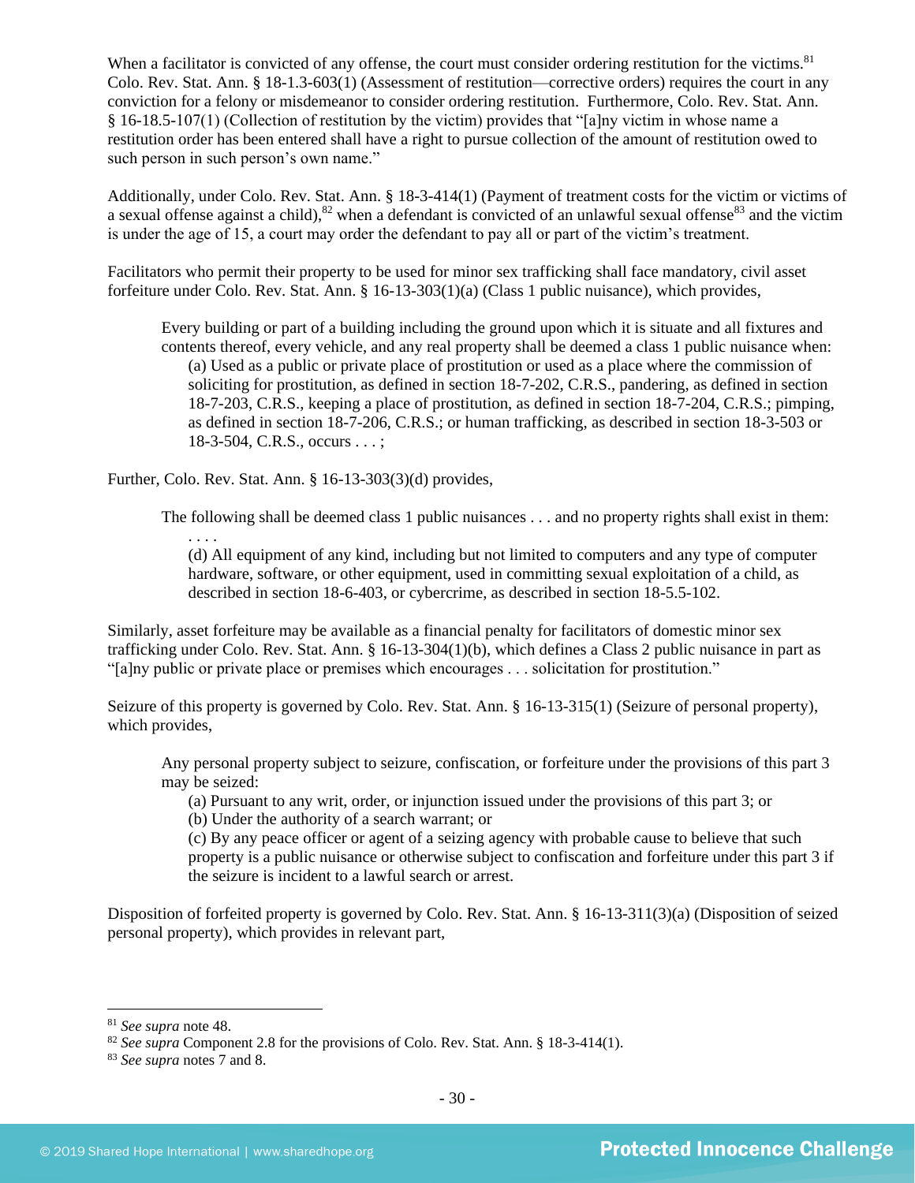When a facilitator is convicted of any offense, the court must consider ordering restitution for the victims.[81] Colo. Rev. Stat. Ann. § 18-1.3-603(1) (Assessment of restitution—corrective orders) requires the court in any conviction for a felony or misdemeanor to consider ordering restitution. Furthermore, Colo. Rev. Stat. Ann. § 16-18.5-107(1) (Collection of restitution by the victim) provides that "[a]ny victim in whose name a restitution order has been entered shall have a right to pursue collection of the amount of restitution owed to such person in such person's own name."

Additionally, under Colo. Rev. Stat. Ann. § 18-3-414(1) (Payment of treatment costs for the victim or victims of a sexual offense against a child),[82] when a defendant is convicted of an unlawful sexual offense[83] and the victim is under the age of 15, a court may order the defendant to pay all or part of the victim's treatment.

Facilitators who permit their property to be used for minor sex trafficking shall face mandatory, civil asset forfeiture under Colo. Rev. Stat. Ann. § 16-13-303(1)(a) (Class 1 public nuisance), which provides,

> Every building or part of a building including the ground upon which it is situate and all fixtures and contents thereof, every vehicle, and any real property shall be deemed a class 1 public nuisance when:
>
> (a) Used as a public or private place of prostitution or used as a place where the commission of soliciting for prostitution, as defined in section 18-7-202, C.R.S., pandering, as defined in section 18-7-203, C.R.S., keeping a place of prostitution, as defined in section 18-7-204, C.R.S.; pimping, as defined in section 18-7-206, C.R.S.; or human trafficking, as described in section 18-3-503 or 18-3-504, C.R.S., occurs . . . ;

Further, Colo. Rev. Stat. Ann. § 16-13-303(3)(d) provides,

> The following shall be deemed class 1 public nuisances . . . and no property rights shall exist in them:
>
> . . . .
>
> (d) All equipment of any kind, including but not limited to computers and any type of computer hardware, software, or other equipment, used in committing sexual exploitation of a child, as described in section 18-6-403, or cybercrime, as described in section 18-5.5-102.

Similarly, asset forfeiture may be available as a financial penalty for facilitators of domestic minor sex trafficking under Colo. Rev. Stat. Ann. § 16-13-304(1)(b), which defines a Class 2 public nuisance in part as "[a]ny public or private place or premises which encourages . . . solicitation for prostitution."

Seizure of this property is governed by Colo. Rev. Stat. Ann. § 16-13-315(1) (Seizure of personal property), which provides,

> Any personal property subject to seizure, confiscation, or forfeiture under the provisions of this part 3 may be seized:
>
> (a) Pursuant to any writ, order, or injunction issued under the provisions of this part 3; or
>
> (b) Under the authority of a search warrant; or
>
> (c) By any peace officer or agent of a seizing agency with probable cause to believe that such property is a public nuisance or otherwise subject to confiscation and forfeiture under this part 3 if the seizure is incident to a lawful search or arrest.

Disposition of forfeited property is governed by Colo. Rev. Stat. Ann. § 16-13-311(3)(a) (Disposition of seized personal property), which provides in relevant part,

---

[81] *See supra* note 48.

[82] *See supra* Component 2.8 for the provisions of Colo. Rev. Stat. Ann. § 18-3-414(1).

[83] *See supra* notes 7 and 8.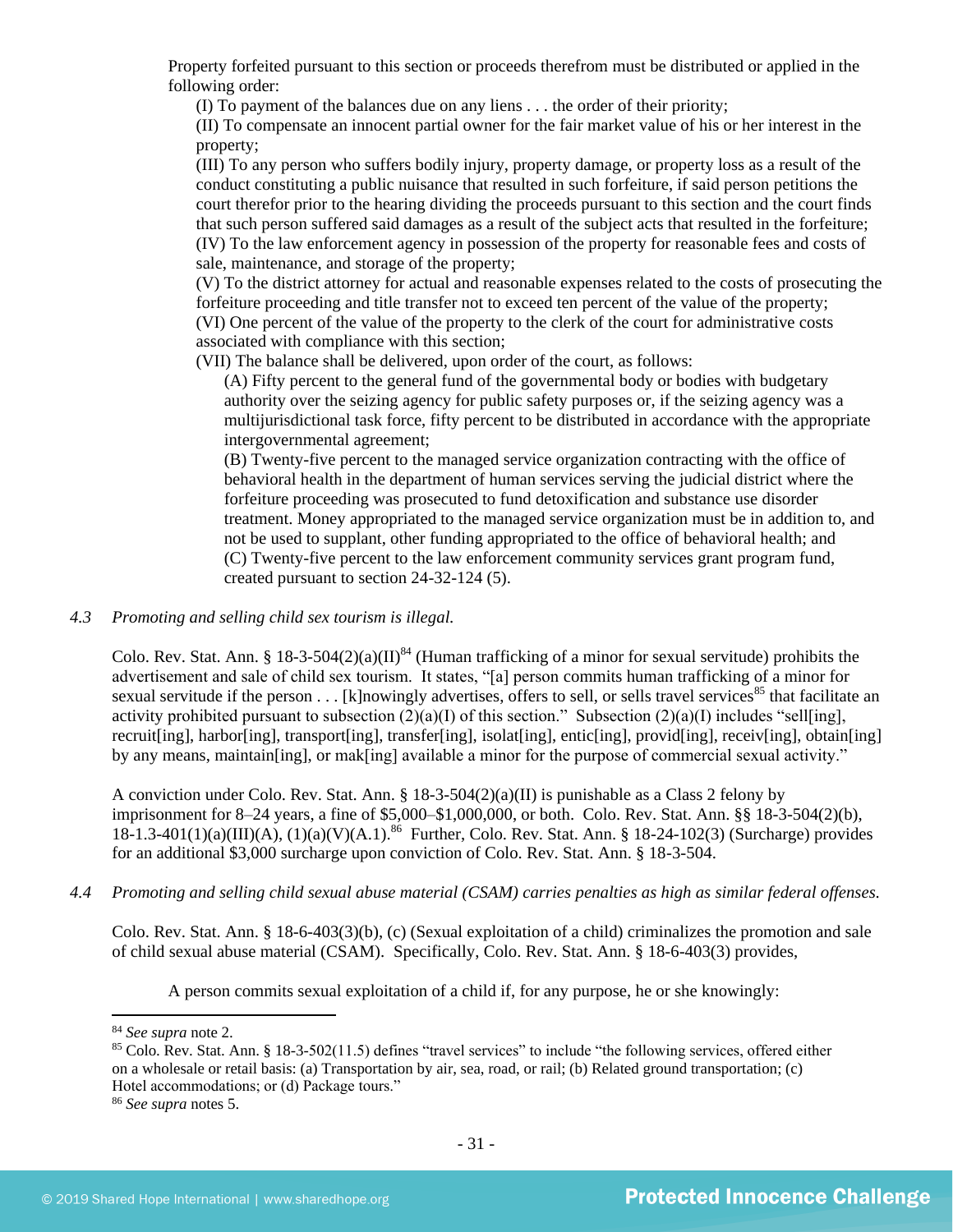Property forfeited pursuant to this section or proceeds therefrom must be distributed or applied in the following order:

(I) To payment of the balances due on any liens . . . the order of their priority;

(II) To compensate an innocent partial owner for the fair market value of his or her interest in the property;

(III) To any person who suffers bodily injury, property damage, or property loss as a result of the conduct constituting a public nuisance that resulted in such forfeiture, if said person petitions the court therefor prior to the hearing dividing the proceeds pursuant to this section and the court finds that such person suffered said damages as a result of the subject acts that resulted in the forfeiture;

(IV) To the law enforcement agency in possession of the property for reasonable fees and costs of sale, maintenance, and storage of the property;

(V) To the district attorney for actual and reasonable expenses related to the costs of prosecuting the forfeiture proceeding and title transfer not to exceed ten percent of the value of the property;

(VI) One percent of the value of the property to the clerk of the court for administrative costs associated with compliance with this section;

(VII) The balance shall be delivered, upon order of the court, as follows:

(A) Fifty percent to the general fund of the governmental body or bodies with budgetary authority over the seizing agency for public safety purposes or, if the seizing agency was a multijurisdictional task force, fifty percent to be distributed in accordance with the appropriate intergovernmental agreement;

(B) Twenty-five percent to the managed service organization contracting with the office of behavioral health in the department of human services serving the judicial district where the forfeiture proceeding was prosecuted to fund detoxification and substance use disorder treatment. Money appropriated to the managed service organization must be in addition to, and not be used to supplant, other funding appropriated to the office of behavioral health; and

(C) Twenty-five percent to the law enforcement community services grant program fund, created pursuant to section 24-32-124 (5).

*4.3 Promoting and selling child sex tourism is illegal.*

Colo. Rev. Stat. Ann. § 18-3-504(2)(a)(II)[84] (Human trafficking of a minor for sexual servitude) prohibits the advertisement and sale of child sex tourism. It states, "[a] person commits human trafficking of a minor for sexual servitude if the person . . . [k]nowingly advertises, offers to sell, or sells travel services[85] that facilitate an activity prohibited pursuant to subsection (2)(a)(I) of this section." Subsection (2)(a)(I) includes "sell[ing], recruit[ing], harbor[ing], transport[ing], transfer[ing], isolat[ing], entic[ing], provid[ing], receiv[ing], obtain[ing] by any means, maintain[ing], or mak[ing] available a minor for the purpose of commercial sexual activity."

A conviction under Colo. Rev. Stat. Ann. § 18-3-504(2)(a)(II) is punishable as a Class 2 felony by imprisonment for 8–24 years, a fine of $5,000–$1,000,000, or both. Colo. Rev. Stat. Ann. §§ 18-3-504(2)(b), 18-1.3-401(1)(a)(III)(A), (1)(a)(V)(A.1).[86] Further, Colo. Rev. Stat. Ann. § 18-24-102(3) (Surcharge) provides for an additional $3,000 surcharge upon conviction of Colo. Rev. Stat. Ann. § 18-3-504.

*4.4 Promoting and selling child sexual abuse material (CSAM) carries penalties as high as similar federal offenses.*

Colo. Rev. Stat. Ann. § 18-6-403(3)(b), (c) (Sexual exploitation of a child) criminalizes the promotion and sale of child sexual abuse material (CSAM). Specifically, Colo. Rev. Stat. Ann. § 18-6-403(3) provides,

A person commits sexual exploitation of a child if, for any purpose, he or she knowingly:

---

[84] *See supra* note 2.

[85] Colo. Rev. Stat. Ann. § 18-3-502(11.5) defines "travel services" to include "the following services, offered either on a wholesale or retail basis: (a) Transportation by air, sea, road, or rail; (b) Related ground transportation; (c) Hotel accommodations; or (d) Package tours."

[86] *See supra* notes 5.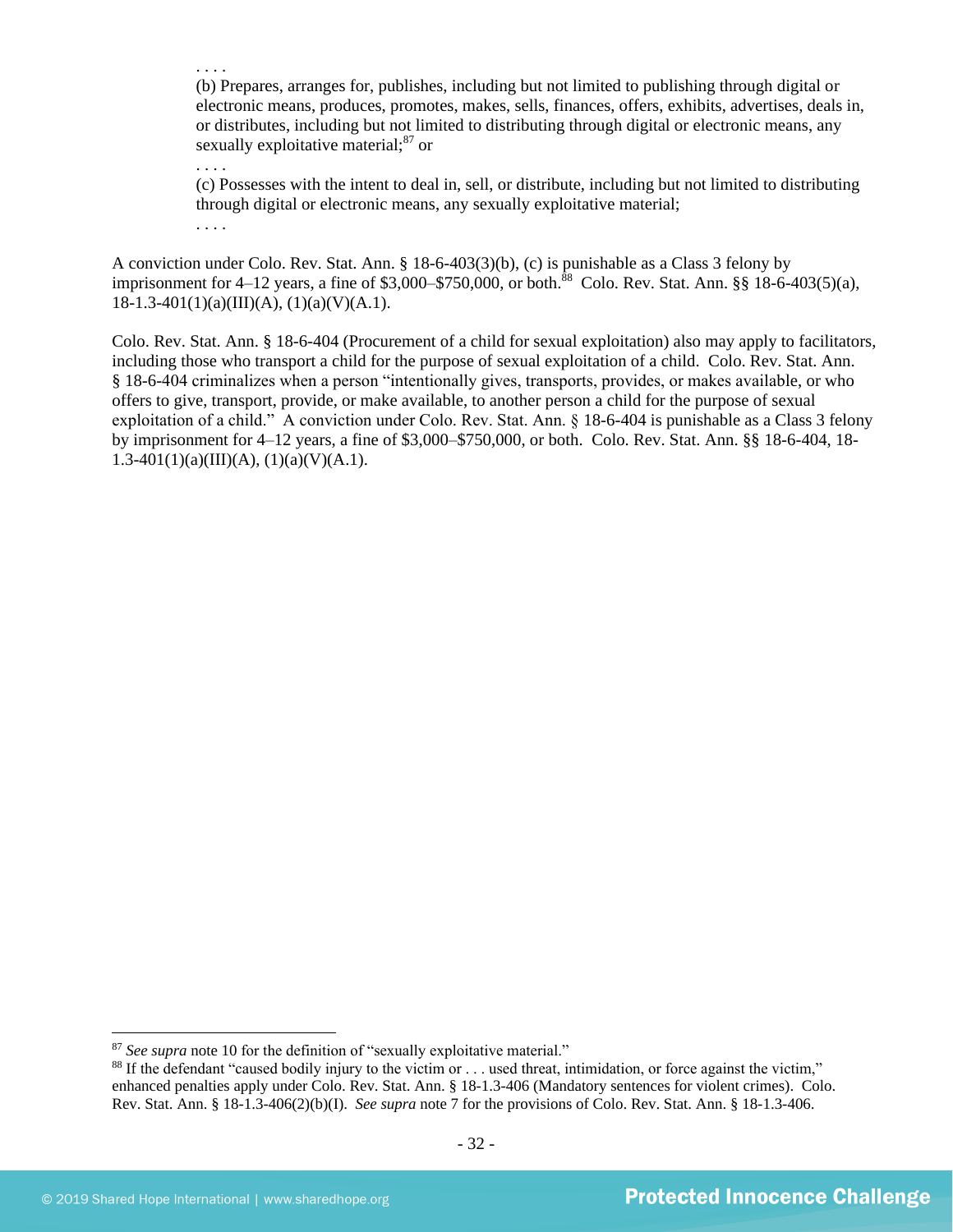> . . . .
>
> (b) Prepares, arranges for, publishes, including but not limited to publishing through digital or electronic means, produces, promotes, makes, sells, finances, offers, exhibits, advertises, deals in, or distributes, including but not limited to distributing through digital or electronic means, any sexually exploitative material;[87] or
>
> . . . .
>
> (c) Possesses with the intent to deal in, sell, or distribute, including but not limited to distributing through digital or electronic means, any sexually exploitative material;
>
> . . . .

A conviction under Colo. Rev. Stat. Ann. § 18-6-403(3)(b), (c) is punishable as a Class 3 felony by imprisonment for 4–12 years, a fine of $3,000–$750,000, or both.[88] Colo. Rev. Stat. Ann. §§ 18-6-403(5)(a), 18-1.3-401(1)(a)(III)(A), (1)(a)(V)(A.1).

Colo. Rev. Stat. Ann. § 18-6-404 (Procurement of a child for sexual exploitation) also may apply to facilitators, including those who transport a child for the purpose of sexual exploitation of a child. Colo. Rev. Stat. Ann. § 18-6-404 criminalizes when a person "intentionally gives, transports, provides, or makes available, or who offers to give, transport, provide, or make available, to another person a child for the purpose of sexual exploitation of a child." A conviction under Colo. Rev. Stat. Ann. § 18-6-404 is punishable as a Class 3 felony by imprisonment for 4–12 years, a fine of $3,000–$750,000, or both. Colo. Rev. Stat. Ann. §§ 18-6-404, 18-1.3-401(1)(a)(III)(A), (1)(a)(V)(A.1).

---

[87] *See supra* note 10 for the definition of "sexually exploitative material."

[88] If the defendant "caused bodily injury to the victim or . . . used threat, intimidation, or force against the victim," enhanced penalties apply under Colo. Rev. Stat. Ann. § 18-1.3-406 (Mandatory sentences for violent crimes). Colo. Rev. Stat. Ann. § 18-1.3-406(2)(b)(I). *See supra* note 7 for the provisions of Colo. Rev. Stat. Ann. § 18-1.3-406.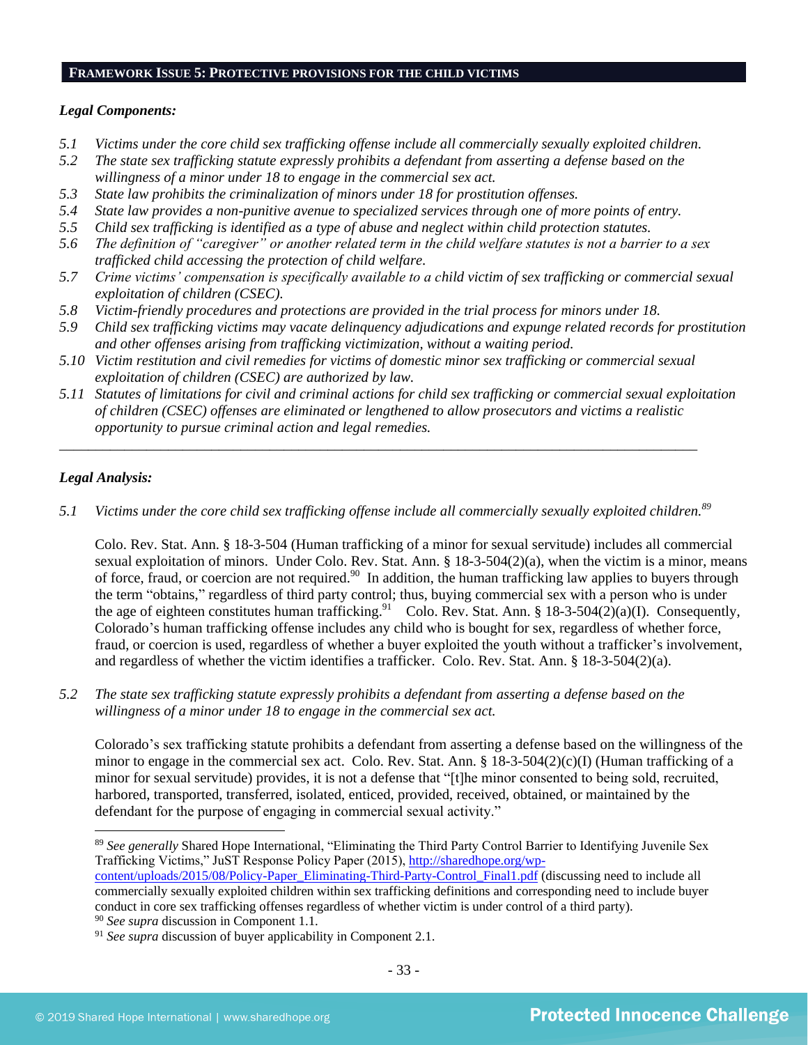**FRAMEWORK ISSUE 5: PROTECTIVE PROVISIONS FOR THE CHILD VICTIMS**

***Legal Components:***

*5.1 Victims under the core child sex trafficking offense include all commercially sexually exploited children.*
*5.2 The state sex trafficking statute expressly prohibits a defendant from asserting a defense based on the willingness of a minor under 18 to engage in the commercial sex act.*
*5.3 State law prohibits the criminalization of minors under 18 for prostitution offenses.*
*5.4 State law provides a non-punitive avenue to specialized services through one of more points of entry.*
*5.5 Child sex trafficking is identified as a type of abuse and neglect within child protection statutes.*
*5.6 The definition of "caregiver" or another related term in the child welfare statutes is not a barrier to a sex trafficked child accessing the protection of child welfare.*
*5.7 Crime victims' compensation is specifically available to a child victim of sex trafficking or commercial sexual exploitation of children (CSEC).*
*5.8 Victim-friendly procedures and protections are provided in the trial process for minors under 18.*
*5.9 Child sex trafficking victims may vacate delinquency adjudications and expunge related records for prostitution and other offenses arising from trafficking victimization, without a waiting period.*
*5.10 Victim restitution and civil remedies for victims of domestic minor sex trafficking or commercial sexual exploitation of children (CSEC) are authorized by law.*
*5.11 Statutes of limitations for civil and criminal actions for child sex trafficking or commercial sexual exploitation of children (CSEC) offenses are eliminated or lengthened to allow prosecutors and victims a realistic opportunity to pursue criminal action and legal remedies.*

---

***Legal Analysis:***

*5.1 Victims under the core child sex trafficking offense include all commercially sexually exploited children.*[89]

Colo. Rev. Stat. Ann. § 18-3-504 (Human trafficking of a minor for sexual servitude) includes all commercial sexual exploitation of minors. Under Colo. Rev. Stat. Ann. § 18-3-504(2)(a), when the victim is a minor, means of force, fraud, or coercion are not required.[90] In addition, the human trafficking law applies to buyers through the term "obtains," regardless of third party control; thus, buying commercial sex with a person who is under the age of eighteen constitutes human trafficking.[91] Colo. Rev. Stat. Ann. § 18-3-504(2)(a)(I). Consequently, Colorado's human trafficking offense includes any child who is bought for sex, regardless of whether force, fraud, or coercion is used, regardless of whether a buyer exploited the youth without a trafficker's involvement, and regardless of whether the victim identifies a trafficker. Colo. Rev. Stat. Ann. § 18-3-504(2)(a).

*5.2 The state sex trafficking statute expressly prohibits a defendant from asserting a defense based on the willingness of a minor under 18 to engage in the commercial sex act.*

Colorado's sex trafficking statute prohibits a defendant from asserting a defense based on the willingness of the minor to engage in the commercial sex act. Colo. Rev. Stat. Ann. § 18-3-504(2)(c)(I) (Human trafficking of a minor for sexual servitude) provides, it is not a defense that "[t]he minor consented to being sold, recruited, harbored, transported, transferred, isolated, enticed, provided, received, obtained, or maintained by the defendant for the purpose of engaging in commercial sexual activity."

---

[89] *See generally* Shared Hope International, "Eliminating the Third Party Control Barrier to Identifying Juvenile Sex Trafficking Victims," JuST Response Policy Paper (2015), http://sharedhope.org/wp-content/uploads/2015/08/Policy-Paper_Eliminating-Third-Party-Control_Final1.pdf (discussing need to include all commercially sexually exploited children within sex trafficking definitions and corresponding need to include buyer conduct in core sex trafficking offenses regardless of whether victim is under control of a third party).
[90] *See supra* discussion in Component 1.1.
[91] *See supra* discussion of buyer applicability in Component 2.1.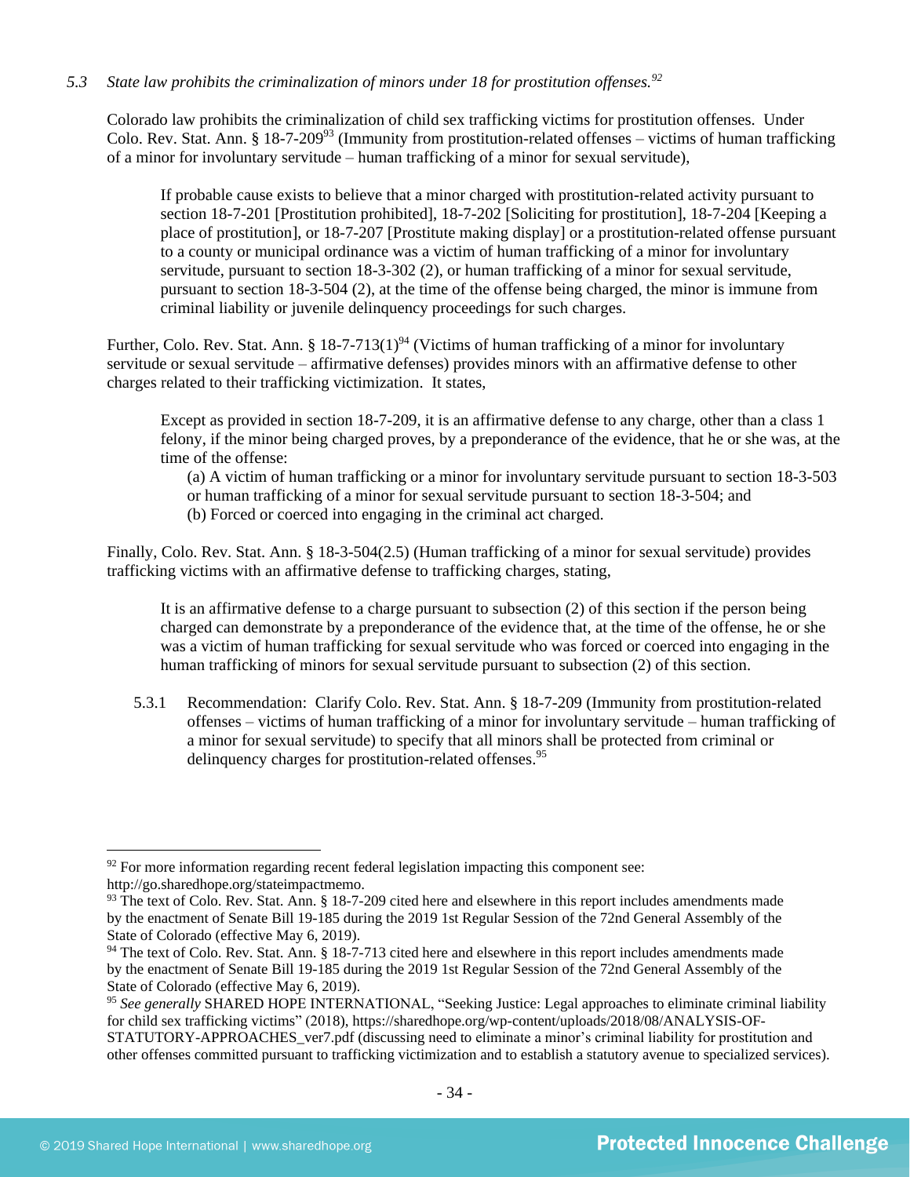*5.3 State law prohibits the criminalization of minors under 18 for prostitution offenses.*[92]

Colorado law prohibits the criminalization of child sex trafficking victims for prostitution offenses. Under Colo. Rev. Stat. Ann. § 18-7-209[93] (Immunity from prostitution-related offenses – victims of human trafficking of a minor for involuntary servitude – human trafficking of a minor for sexual servitude),

> If probable cause exists to believe that a minor charged with prostitution-related activity pursuant to section 18-7-201 [Prostitution prohibited], 18-7-202 [Soliciting for prostitution], 18-7-204 [Keeping a place of prostitution], or 18-7-207 [Prostitute making display] or a prostitution-related offense pursuant to a county or municipal ordinance was a victim of human trafficking of a minor for involuntary servitude, pursuant to section 18-3-302 (2), or human trafficking of a minor for sexual servitude, pursuant to section 18-3-504 (2), at the time of the offense being charged, the minor is immune from criminal liability or juvenile delinquency proceedings for such charges.

Further, Colo. Rev. Stat. Ann. § 18-7-713(1)[94] (Victims of human trafficking of a minor for involuntary servitude or sexual servitude – affirmative defenses) provides minors with an affirmative defense to other charges related to their trafficking victimization. It states,

> Except as provided in section 18-7-209, it is an affirmative defense to any charge, other than a class 1 felony, if the minor being charged proves, by a preponderance of the evidence, that he or she was, at the time of the offense:
>
> (a) A victim of human trafficking or a minor for involuntary servitude pursuant to section 18-3-503 or human trafficking of a minor for sexual servitude pursuant to section 18-3-504; and
>
> (b) Forced or coerced into engaging in the criminal act charged.

Finally, Colo. Rev. Stat. Ann. § 18-3-504(2.5) (Human trafficking of a minor for sexual servitude) provides trafficking victims with an affirmative defense to trafficking charges, stating,

> It is an affirmative defense to a charge pursuant to subsection (2) of this section if the person being charged can demonstrate by a preponderance of the evidence that, at the time of the offense, he or she was a victim of human trafficking for sexual servitude who was forced or coerced into engaging in the human trafficking of minors for sexual servitude pursuant to subsection (2) of this section.

5.3.1 Recommendation: Clarify Colo. Rev. Stat. Ann. § 18-7-209 (Immunity from prostitution-related offenses – victims of human trafficking of a minor for involuntary servitude – human trafficking of a minor for sexual servitude) to specify that all minors shall be protected from criminal or delinquency charges for prostitution-related offenses.[95]

---

[92] For more information regarding recent federal legislation impacting this component see: http://go.sharedhope.org/stateimpactmemo.

[93] The text of Colo. Rev. Stat. Ann. § 18-7-209 cited here and elsewhere in this report includes amendments made by the enactment of Senate Bill 19-185 during the 2019 1st Regular Session of the 72nd General Assembly of the State of Colorado (effective May 6, 2019).

[94] The text of Colo. Rev. Stat. Ann. § 18-7-713 cited here and elsewhere in this report includes amendments made by the enactment of Senate Bill 19-185 during the 2019 1st Regular Session of the 72nd General Assembly of the State of Colorado (effective May 6, 2019).

[95] *See generally* SHARED HOPE INTERNATIONAL, "Seeking Justice: Legal approaches to eliminate criminal liability for child sex trafficking victims" (2018), https://sharedhope.org/wp-content/uploads/2018/08/ANALYSIS-OF-STATUTORY-APPROACHES_ver7.pdf (discussing need to eliminate a minor's criminal liability for prostitution and other offenses committed pursuant to trafficking victimization and to establish a statutory avenue to specialized services).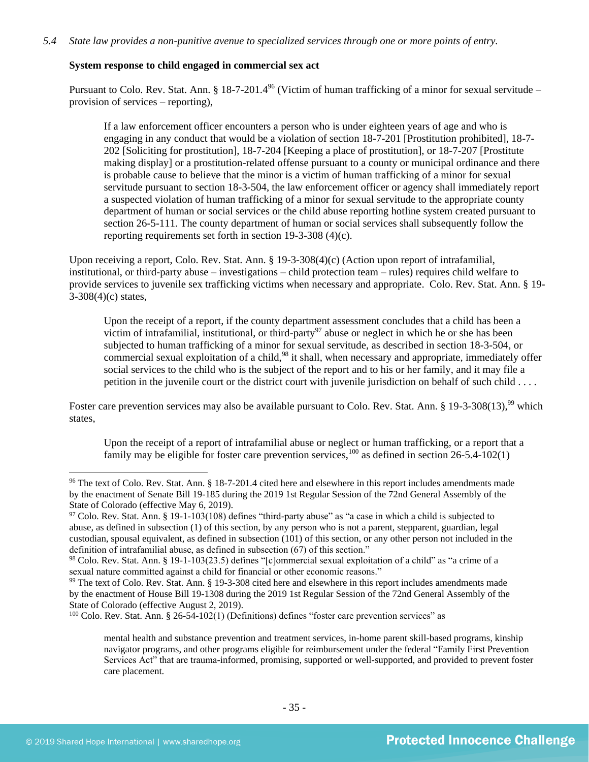*5.4 State law provides a non-punitive avenue to specialized services through one or more points of entry.*

**System response to child engaged in commercial sex act**

Pursuant to Colo. Rev. Stat. Ann. § 18-7-201.4[96] (Victim of human trafficking of a minor for sexual servitude – provision of services – reporting),

> If a law enforcement officer encounters a person who is under eighteen years of age and who is engaging in any conduct that would be a violation of section 18-7-201 [Prostitution prohibited], 18-7-202 [Soliciting for prostitution], 18-7-204 [Keeping a place of prostitution], or 18-7-207 [Prostitute making display] or a prostitution-related offense pursuant to a county or municipal ordinance and there is probable cause to believe that the minor is a victim of human trafficking of a minor for sexual servitude pursuant to section 18-3-504, the law enforcement officer or agency shall immediately report a suspected violation of human trafficking of a minor for sexual servitude to the appropriate county department of human or social services or the child abuse reporting hotline system created pursuant to section 26-5-111. The county department of human or social services shall subsequently follow the reporting requirements set forth in section 19-3-308 (4)(c).

Upon receiving a report, Colo. Rev. Stat. Ann. § 19-3-308(4)(c) (Action upon report of intrafamilial, institutional, or third-party abuse – investigations – child protection team – rules) requires child welfare to provide services to juvenile sex trafficking victims when necessary and appropriate. Colo. Rev. Stat. Ann. § 19-3-308(4)(c) states,

> Upon the receipt of a report, if the county department assessment concludes that a child has been a victim of intrafamilial, institutional, or third-party[97] abuse or neglect in which he or she has been subjected to human trafficking of a minor for sexual servitude, as described in section 18-3-504, or commercial sexual exploitation of a child,[98] it shall, when necessary and appropriate, immediately offer social services to the child who is the subject of the report and to his or her family, and it may file a petition in the juvenile court or the district court with juvenile jurisdiction on behalf of such child . . . .

Foster care prevention services may also be available pursuant to Colo. Rev. Stat. Ann. § 19-3-308(13),[99] which states,

> Upon the receipt of a report of intrafamilial abuse or neglect or human trafficking, or a report that a family may be eligible for foster care prevention services,[100] as defined in section 26-5.4-102(1)

---

[96] The text of Colo. Rev. Stat. Ann. § 18-7-201.4 cited here and elsewhere in this report includes amendments made by the enactment of Senate Bill 19-185 during the 2019 1st Regular Session of the 72nd General Assembly of the State of Colorado (effective May 6, 2019).

[97] Colo. Rev. Stat. Ann. § 19-1-103(108) defines "third-party abuse" as "a case in which a child is subjected to abuse, as defined in subsection (1) of this section, by any person who is not a parent, stepparent, guardian, legal custodian, spousal equivalent, as defined in subsection (101) of this section, or any other person not included in the definition of intrafamilial abuse, as defined in subsection (67) of this section."

[98] Colo. Rev. Stat. Ann. § 19-1-103(23.5) defines "[c]ommercial sexual exploitation of a child" as "a crime of a sexual nature committed against a child for financial or other economic reasons."

[99] The text of Colo. Rev. Stat. Ann. § 19-3-308 cited here and elsewhere in this report includes amendments made by the enactment of House Bill 19-1308 during the 2019 1st Regular Session of the 72nd General Assembly of the State of Colorado (effective August 2, 2019).

[100] Colo. Rev. Stat. Ann. § 26-54-102(1) (Definitions) defines "foster care prevention services" as

> mental health and substance prevention and treatment services, in-home parent skill-based programs, kinship navigator programs, and other programs eligible for reimbursement under the federal "Family First Prevention Services Act" that are trauma-informed, promising, supported or well-supported, and provided to prevent foster care placement.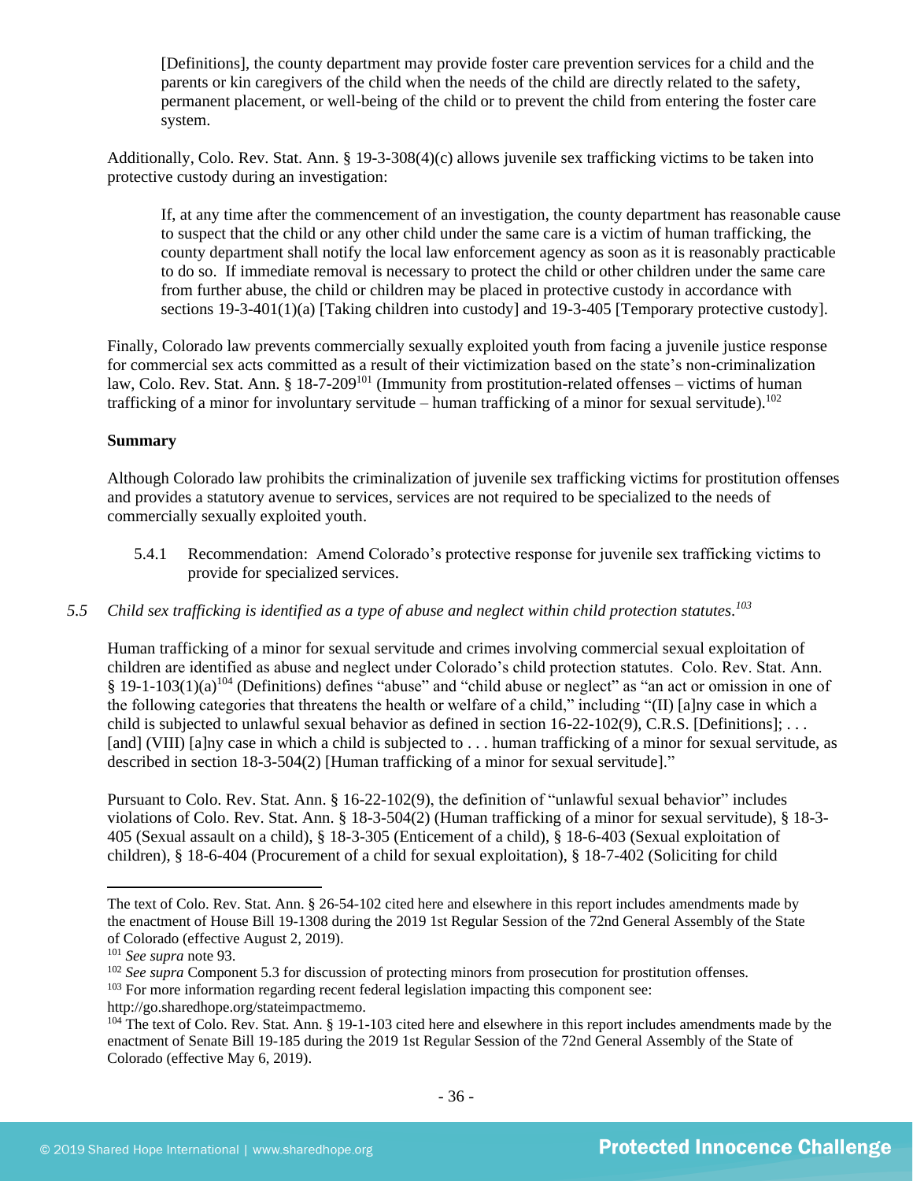> [Definitions], the county department may provide foster care prevention services for a child and the parents or kin caregivers of the child when the needs of the child are directly related to the safety, permanent placement, or well-being of the child or to prevent the child from entering the foster care system.

Additionally, Colo. Rev. Stat. Ann. § 19-3-308(4)(c) allows juvenile sex trafficking victims to be taken into protective custody during an investigation:

> If, at any time after the commencement of an investigation, the county department has reasonable cause to suspect that the child or any other child under the same care is a victim of human trafficking, the county department shall notify the local law enforcement agency as soon as it is reasonably practicable to do so. If immediate removal is necessary to protect the child or other children under the same care from further abuse, the child or children may be placed in protective custody in accordance with sections 19-3-401(1)(a) [Taking children into custody] and 19-3-405 [Temporary protective custody].

Finally, Colorado law prevents commercially sexually exploited youth from facing a juvenile justice response for commercial sex acts committed as a result of their victimization based on the state's non-criminalization law, Colo. Rev. Stat. Ann. § 18-7-209[101] (Immunity from prostitution-related offenses – victims of human trafficking of a minor for involuntary servitude – human trafficking of a minor for sexual servitude).[102]

**Summary**

Although Colorado law prohibits the criminalization of juvenile sex trafficking victims for prostitution offenses and provides a statutory avenue to services, services are not required to be specialized to the needs of commercially sexually exploited youth.

5.4.1 Recommendation: Amend Colorado's protective response for juvenile sex trafficking victims to provide for specialized services.

*5.5 Child sex trafficking is identified as a type of abuse and neglect within child protection statutes.*[103]

Human trafficking of a minor for sexual servitude and crimes involving commercial sexual exploitation of children are identified as abuse and neglect under Colorado's child protection statutes. Colo. Rev. Stat. Ann. § 19-1-103(1)(a)[104] (Definitions) defines "abuse" and "child abuse or neglect" as "an act or omission in one of the following categories that threatens the health or welfare of a child," including "(II) [a]ny case in which a child is subjected to unlawful sexual behavior as defined in section 16-22-102(9), C.R.S. [Definitions]; . . . [and] (VIII) [a]ny case in which a child is subjected to . . . human trafficking of a minor for sexual servitude, as described in section 18-3-504(2) [Human trafficking of a minor for sexual servitude]."

Pursuant to Colo. Rev. Stat. Ann. § 16-22-102(9), the definition of "unlawful sexual behavior" includes violations of Colo. Rev. Stat. Ann. § 18-3-504(2) (Human trafficking of a minor for sexual servitude), § 18-3-405 (Sexual assault on a child), § 18-3-305 (Enticement of a child), § 18-6-403 (Sexual exploitation of children), § 18-6-404 (Procurement of a child for sexual exploitation), § 18-7-402 (Soliciting for child

---

The text of Colo. Rev. Stat. Ann. § 26-54-102 cited here and elsewhere in this report includes amendments made by the enactment of House Bill 19-1308 during the 2019 1st Regular Session of the 72nd General Assembly of the State of Colorado (effective August 2, 2019).

[101] *See supra* note 93.

[102] *See supra* Component 5.3 for discussion of protecting minors from prosecution for prostitution offenses.

[103] For more information regarding recent federal legislation impacting this component see: http://go.sharedhope.org/stateimpactmemo.

[104] The text of Colo. Rev. Stat. Ann. § 19-1-103 cited here and elsewhere in this report includes amendments made by the enactment of Senate Bill 19-185 during the 2019 1st Regular Session of the 72nd General Assembly of the State of Colorado (effective May 6, 2019).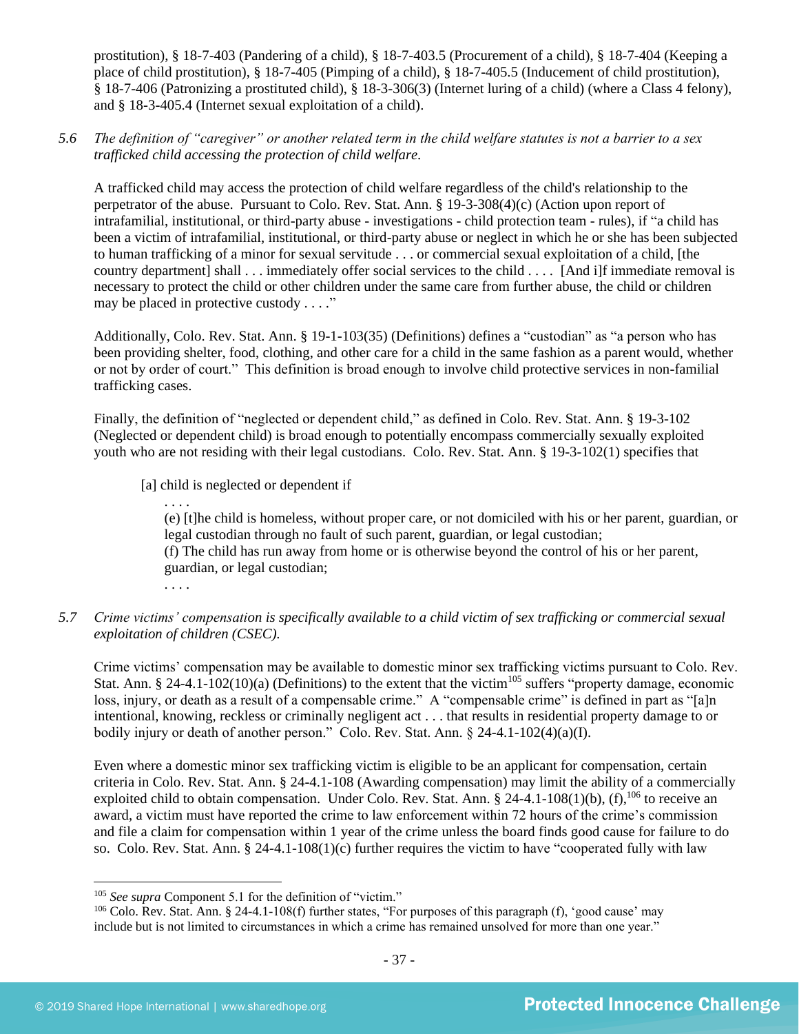prostitution), § 18-7-403 (Pandering of a child), § 18-7-403.5 (Procurement of a child), § 18-7-404 (Keeping a place of child prostitution), § 18-7-405 (Pimping of a child), § 18-7-405.5 (Inducement of child prostitution), § 18-7-406 (Patronizing a prostituted child), § 18-3-306(3) (Internet luring of a child) (where a Class 4 felony), and § 18-3-405.4 (Internet sexual exploitation of a child).

*5.6 The definition of "caregiver" or another related term in the child welfare statutes is not a barrier to a sex trafficked child accessing the protection of child welfare.*

A trafficked child may access the protection of child welfare regardless of the child's relationship to the perpetrator of the abuse. Pursuant to Colo. Rev. Stat. Ann. § 19-3-308(4)(c) (Action upon report of intrafamilial, institutional, or third-party abuse - investigations - child protection team - rules), if "a child has been a victim of intrafamilial, institutional, or third-party abuse or neglect in which he or she has been subjected to human trafficking of a minor for sexual servitude . . . or commercial sexual exploitation of a child, [the country department] shall . . . immediately offer social services to the child . . . . [And i]f immediate removal is necessary to protect the child or other children under the same care from further abuse, the child or children may be placed in protective custody . . . ."

Additionally, Colo. Rev. Stat. Ann. § 19-1-103(35) (Definitions) defines a "custodian" as "a person who has been providing shelter, food, clothing, and other care for a child in the same fashion as a parent would, whether or not by order of court." This definition is broad enough to involve child protective services in non-familial trafficking cases.

Finally, the definition of "neglected or dependent child," as defined in Colo. Rev. Stat. Ann. § 19-3-102 (Neglected or dependent child) is broad enough to potentially encompass commercially sexually exploited youth who are not residing with their legal custodians. Colo. Rev. Stat. Ann. § 19-3-102(1) specifies that

> [a] child is neglected or dependent if
>
> . . . .
>
> (e) [t]he child is homeless, without proper care, or not domiciled with his or her parent, guardian, or legal custodian through no fault of such parent, guardian, or legal custodian;
>
> (f) The child has run away from home or is otherwise beyond the control of his or her parent, guardian, or legal custodian;
>
> . . . .

*5.7 Crime victims' compensation is specifically available to a child victim of sex trafficking or commercial sexual exploitation of children (CSEC).*

Crime victims' compensation may be available to domestic minor sex trafficking victims pursuant to Colo. Rev. Stat. Ann. § 24-4.1-102(10)(a) (Definitions) to the extent that the victim[105] suffers "property damage, economic loss, injury, or death as a result of a compensable crime." A "compensable crime" is defined in part as "[a]n intentional, knowing, reckless or criminally negligent act . . . that results in residential property damage to or bodily injury or death of another person." Colo. Rev. Stat. Ann. § 24-4.1-102(4)(a)(I).

Even where a domestic minor sex trafficking victim is eligible to be an applicant for compensation, certain criteria in Colo. Rev. Stat. Ann. § 24-4.1-108 (Awarding compensation) may limit the ability of a commercially exploited child to obtain compensation. Under Colo. Rev. Stat. Ann. § 24-4.1-108(1)(b), (f),[106] to receive an award, a victim must have reported the crime to law enforcement within 72 hours of the crime's commission and file a claim for compensation within 1 year of the crime unless the board finds good cause for failure to do so. Colo. Rev. Stat. Ann. § 24-4.1-108(1)(c) further requires the victim to have "cooperated fully with law

---

[105] *See supra* Component 5.1 for the definition of "victim."

[106] Colo. Rev. Stat. Ann. § 24-4.1-108(f) further states, "For purposes of this paragraph (f), 'good cause' may include but is not limited to circumstances in which a crime has remained unsolved for more than one year."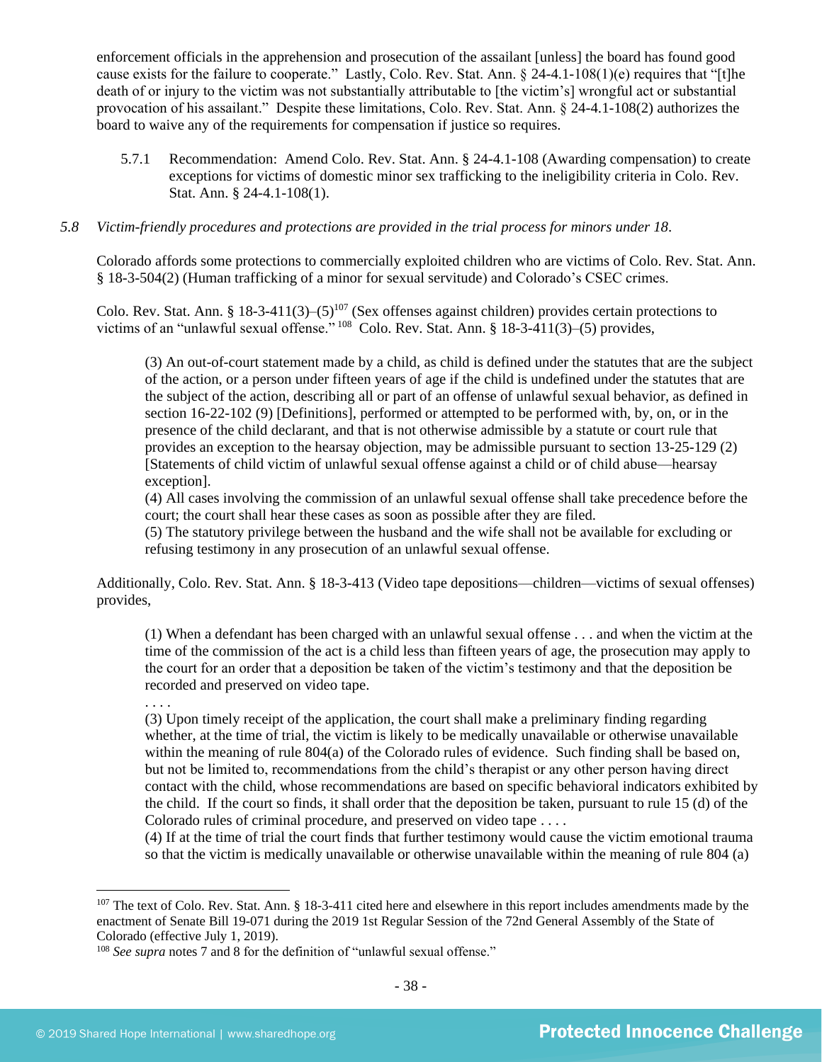enforcement officials in the apprehension and prosecution of the assailant [unless] the board has found good cause exists for the failure to cooperate." Lastly, Colo. Rev. Stat. Ann. § 24-4.1-108(1)(e) requires that "[t]he death of or injury to the victim was not substantially attributable to [the victim's] wrongful act or substantial provocation of his assailant." Despite these limitations, Colo. Rev. Stat. Ann. § 24-4.1-108(2) authorizes the board to waive any of the requirements for compensation if justice so requires.

5.7.1 Recommendation: Amend Colo. Rev. Stat. Ann. § 24-4.1-108 (Awarding compensation) to create exceptions for victims of domestic minor sex trafficking to the ineligibility criteria in Colo. Rev. Stat. Ann. § 24-4.1-108(1).

*5.8 Victim-friendly procedures and protections are provided in the trial process for minors under 18.*

Colorado affords some protections to commercially exploited children who are victims of Colo. Rev. Stat. Ann. § 18-3-504(2) (Human trafficking of a minor for sexual servitude) and Colorado's CSEC crimes.

Colo. Rev. Stat. Ann. § 18-3-411(3)–(5)[107] (Sex offenses against children) provides certain protections to victims of an "unlawful sexual offense."[108] Colo. Rev. Stat. Ann. § 18-3-411(3)–(5) provides,

> (3) An out-of-court statement made by a child, as child is defined under the statutes that are the subject of the action, or a person under fifteen years of age if the child is undefined under the statutes that are the subject of the action, describing all or part of an offense of unlawful sexual behavior, as defined in section 16-22-102 (9) [Definitions], performed or attempted to be performed with, by, on, or in the presence of the child declarant, and that is not otherwise admissible by a statute or court rule that provides an exception to the hearsay objection, may be admissible pursuant to section 13-25-129 (2) [Statements of child victim of unlawful sexual offense against a child or of child abuse—hearsay exception].
> (4) All cases involving the commission of an unlawful sexual offense shall take precedence before the court; the court shall hear these cases as soon as possible after they are filed.
> (5) The statutory privilege between the husband and the wife shall not be available for excluding or refusing testimony in any prosecution of an unlawful sexual offense.

Additionally, Colo. Rev. Stat. Ann. § 18-3-413 (Video tape depositions—children—victims of sexual offenses) provides,

> (1) When a defendant has been charged with an unlawful sexual offense . . . and when the victim at the time of the commission of the act is a child less than fifteen years of age, the prosecution may apply to the court for an order that a deposition be taken of the victim's testimony and that the deposition be recorded and preserved on video tape.
> . . . .
> (3) Upon timely receipt of the application, the court shall make a preliminary finding regarding whether, at the time of trial, the victim is likely to be medically unavailable or otherwise unavailable within the meaning of rule 804(a) of the Colorado rules of evidence. Such finding shall be based on, but not be limited to, recommendations from the child's therapist or any other person having direct contact with the child, whose recommendations are based on specific behavioral indicators exhibited by the child. If the court so finds, it shall order that the deposition be taken, pursuant to rule 15 (d) of the Colorado rules of criminal procedure, and preserved on video tape . . . .
> (4) If at the time of trial the court finds that further testimony would cause the victim emotional trauma so that the victim is medically unavailable or otherwise unavailable within the meaning of rule 804 (a)

[107] The text of Colo. Rev. Stat. Ann. § 18-3-411 cited here and elsewhere in this report includes amendments made by the enactment of Senate Bill 19-071 during the 2019 1st Regular Session of the 72nd General Assembly of the State of Colorado (effective July 1, 2019).

[108] *See supra* notes 7 and 8 for the definition of "unlawful sexual offense."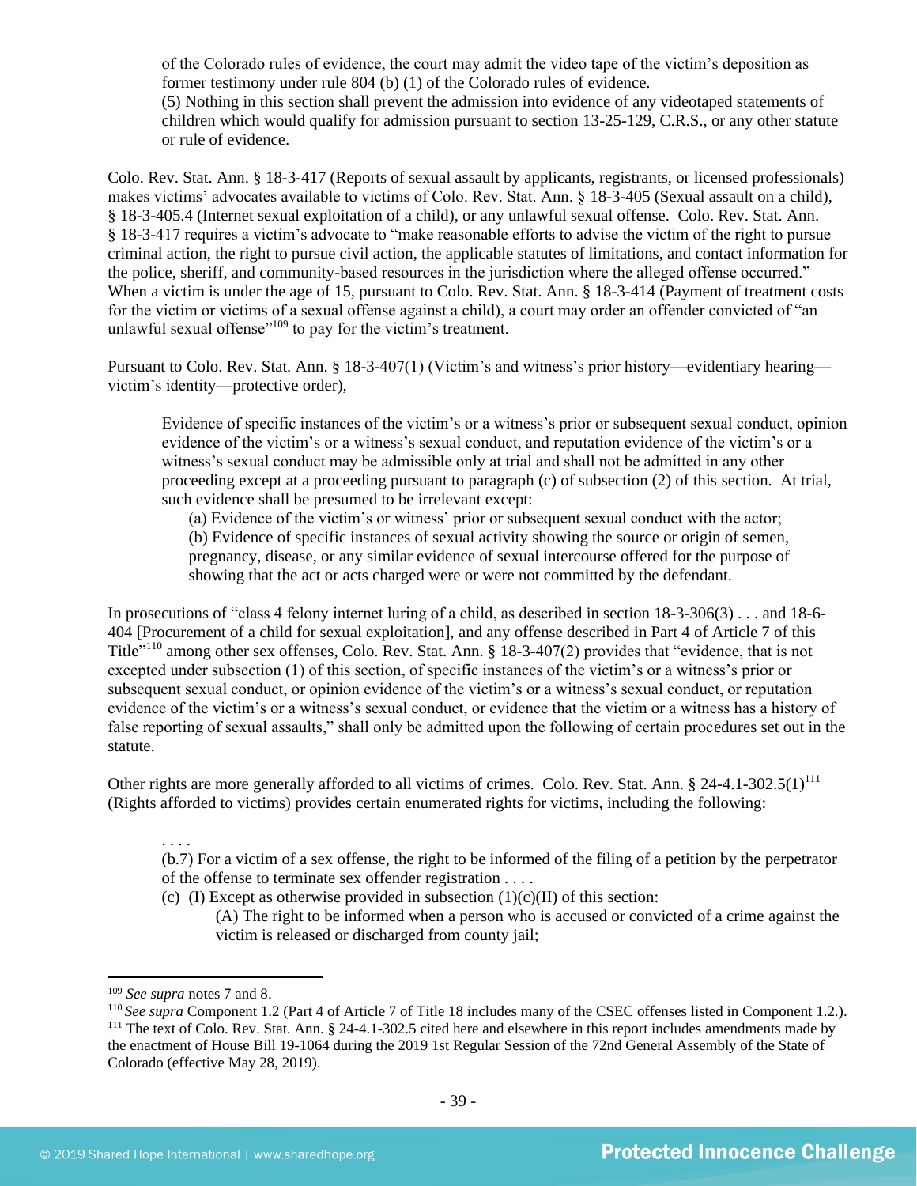of the Colorado rules of evidence, the court may admit the video tape of the victim's deposition as former testimony under rule 804 (b) (1) of the Colorado rules of evidence.
(5) Nothing in this section shall prevent the admission into evidence of any videotaped statements of children which would qualify for admission pursuant to section 13-25-129, C.R.S., or any other statute or rule of evidence.

Colo. Rev. Stat. Ann. § 18-3-417 (Reports of sexual assault by applicants, registrants, or licensed professionals) makes victims' advocates available to victims of Colo. Rev. Stat. Ann. § 18-3-405 (Sexual assault on a child), § 18-3-405.4 (Internet sexual exploitation of a child), or any unlawful sexual offense. Colo. Rev. Stat. Ann. § 18-3-417 requires a victim's advocate to "make reasonable efforts to advise the victim of the right to pursue criminal action, the right to pursue civil action, the applicable statutes of limitations, and contact information for the police, sheriff, and community-based resources in the jurisdiction where the alleged offense occurred." When a victim is under the age of 15, pursuant to Colo. Rev. Stat. Ann. § 18-3-414 (Payment of treatment costs for the victim or victims of a sexual offense against a child), a court may order an offender convicted of "an unlawful sexual offense"[109] to pay for the victim's treatment.

Pursuant to Colo. Rev. Stat. Ann. § 18-3-407(1) (Victim's and witness's prior history—evidentiary hearing—victim's identity—protective order),

> Evidence of specific instances of the victim's or a witness's prior or subsequent sexual conduct, opinion evidence of the victim's or a witness's sexual conduct, and reputation evidence of the victim's or a witness's sexual conduct may be admissible only at trial and shall not be admitted in any other proceeding except at a proceeding pursuant to paragraph (c) of subsection (2) of this section. At trial, such evidence shall be presumed to be irrelevant except:
>
> (a) Evidence of the victim's or witness' prior or subsequent sexual conduct with the actor;
> (b) Evidence of specific instances of sexual activity showing the source or origin of semen, pregnancy, disease, or any similar evidence of sexual intercourse offered for the purpose of showing that the act or acts charged were or were not committed by the defendant.

In prosecutions of "class 4 felony internet luring of a child, as described in section 18-3-306(3) . . . and 18-6-404 [Procurement of a child for sexual exploitation], and any offense described in Part 4 of Article 7 of this Title"[110] among other sex offenses, Colo. Rev. Stat. Ann. § 18-3-407(2) provides that "evidence, that is not excepted under subsection (1) of this section, of specific instances of the victim's or a witness's prior or subsequent sexual conduct, or opinion evidence of the victim's or a witness's sexual conduct, or reputation evidence of the victim's or a witness's sexual conduct, or evidence that the victim or a witness has a history of false reporting of sexual assaults," shall only be admitted upon the following of certain procedures set out in the statute.

Other rights are more generally afforded to all victims of crimes. Colo. Rev. Stat. Ann. § 24-4.1-302.5(1)[111] (Rights afforded to victims) provides certain enumerated rights for victims, including the following:

> . . . .
> (b.7) For a victim of a sex offense, the right to be informed of the filing of a petition by the perpetrator of the offense to terminate sex offender registration . . . .
> (c) (I) Except as otherwise provided in subsection (1)(c)(II) of this section:
>
> (A) The right to be informed when a person who is accused or convicted of a crime against the victim is released or discharged from county jail;

[109] *See supra* notes 7 and 8.
[110] *See supra* Component 1.2 (Part 4 of Article 7 of Title 18 includes many of the CSEC offenses listed in Component 1.2.).
[111] The text of Colo. Rev. Stat. Ann. § 24-4.1-302.5 cited here and elsewhere in this report includes amendments made by the enactment of House Bill 19-1064 during the 2019 1st Regular Session of the 72nd General Assembly of the State of Colorado (effective May 28, 2019).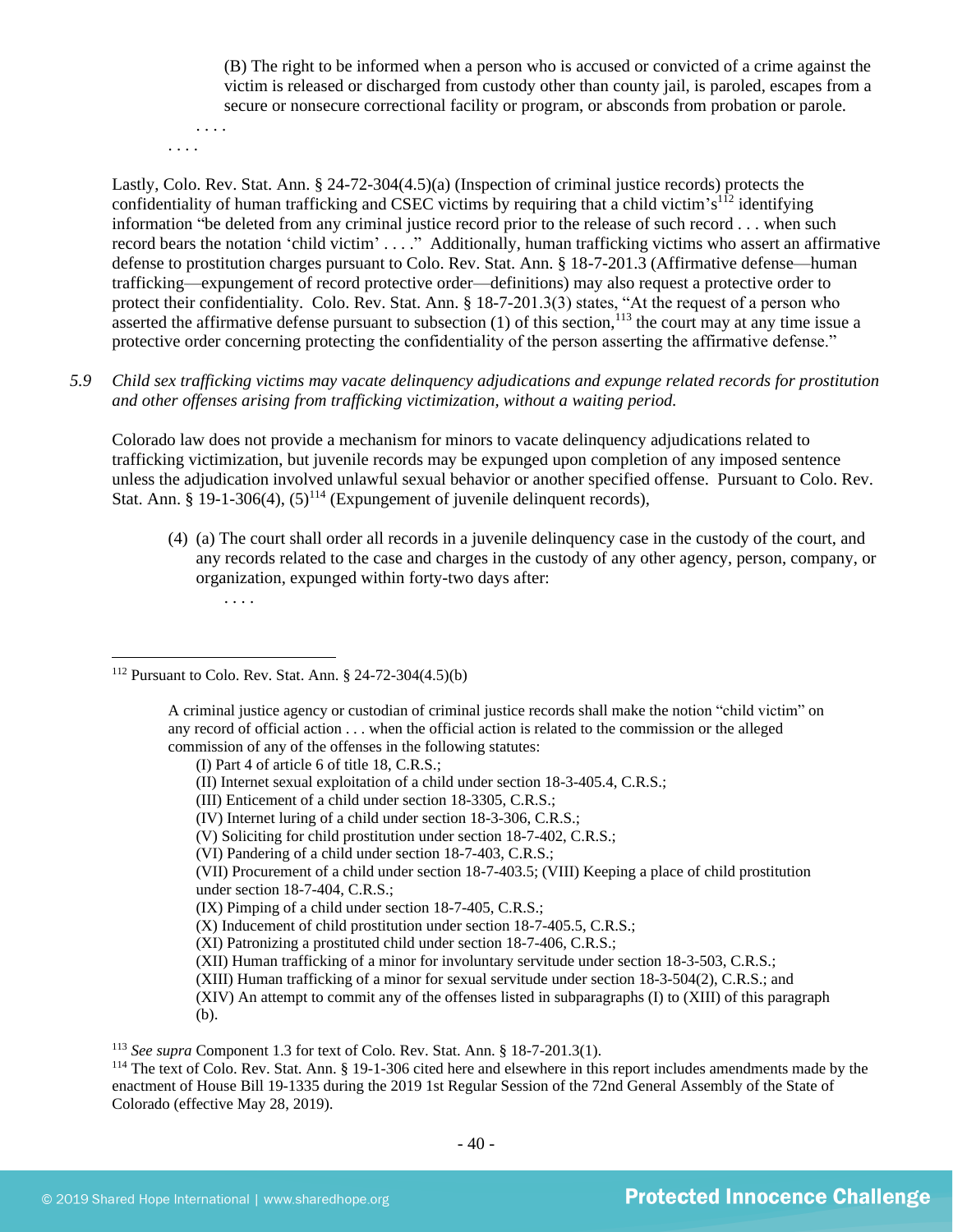> (B) The right to be informed when a person who is accused or convicted of a crime against the victim is released or discharged from custody other than county jail, is paroled, escapes from a secure or nonsecure correctional facility or program, or absconds from probation or parole.
>
> . . . .

. . . .

Lastly, Colo. Rev. Stat. Ann. § 24-72-304(4.5)(a) (Inspection of criminal justice records) protects the confidentiality of human trafficking and CSEC victims by requiring that a child victim's[112] identifying information "be deleted from any criminal justice record prior to the release of such record . . . when such record bears the notation 'child victim' . . . ." Additionally, human trafficking victims who assert an affirmative defense to prostitution charges pursuant to Colo. Rev. Stat. Ann. § 18-7-201.3 (Affirmative defense—human trafficking—expungement of record protective order—definitions) may also request a protective order to protect their confidentiality. Colo. Rev. Stat. Ann. § 18-7-201.3(3) states, "At the request of a person who asserted the affirmative defense pursuant to subsection (1) of this section,[113] the court may at any time issue a protective order concerning protecting the confidentiality of the person asserting the affirmative defense."

5.9 *Child sex trafficking victims may vacate delinquency adjudications and expunge related records for prostitution and other offenses arising from trafficking victimization, without a waiting period.*

Colorado law does not provide a mechanism for minors to vacate delinquency adjudications related to trafficking victimization, but juvenile records may be expunged upon completion of any imposed sentence unless the adjudication involved unlawful sexual behavior or another specified offense. Pursuant to Colo. Rev. Stat. Ann. § 19-1-306(4), (5)[114] (Expungement of juvenile delinquent records),

> (4) (a) The court shall order all records in a juvenile delinquency case in the custody of the court, and any records related to the case and charges in the custody of any other agency, person, company, or organization, expunged within forty-two days after:
>
> . . . .

---

[112] Pursuant to Colo. Rev. Stat. Ann. § 24-72-304(4.5)(b)

> A criminal justice agency or custodian of criminal justice records shall make the notion "child victim" on any record of official action . . . when the official action is related to the commission or the alleged commission of any of the offenses in the following statutes:
>
> (I) Part 4 of article 6 of title 18, C.R.S.;
> (II) Internet sexual exploitation of a child under section 18-3-405.4, C.R.S.;
> (III) Enticement of a child under section 18-3305, C.R.S.;
> (IV) Internet luring of a child under section 18-3-306, C.R.S.;
> (V) Soliciting for child prostitution under section 18-7-402, C.R.S.;
> (VI) Pandering of a child under section 18-7-403, C.R.S.;
> (VII) Procurement of a child under section 18-7-403.5; (VIII) Keeping a place of child prostitution under section 18-7-404, C.R.S.;
> (IX) Pimping of a child under section 18-7-405, C.R.S.;
> (X) Inducement of child prostitution under section 18-7-405.5, C.R.S.;
> (XI) Patronizing a prostituted child under section 18-7-406, C.R.S.;
> (XII) Human trafficking of a minor for involuntary servitude under section 18-3-503, C.R.S.;
> (XIII) Human trafficking of a minor for sexual servitude under section 18-3-504(2), C.R.S.; and
> (XIV) An attempt to commit any of the offenses listed in subparagraphs (I) to (XIII) of this paragraph (b).

[113] *See supra* Component 1.3 for text of Colo. Rev. Stat. Ann. § 18-7-201.3(1).

[114] The text of Colo. Rev. Stat. Ann. § 19-1-306 cited here and elsewhere in this report includes amendments made by the enactment of House Bill 19-1335 during the 2019 1st Regular Session of the 72nd General Assembly of the State of Colorado (effective May 28, 2019).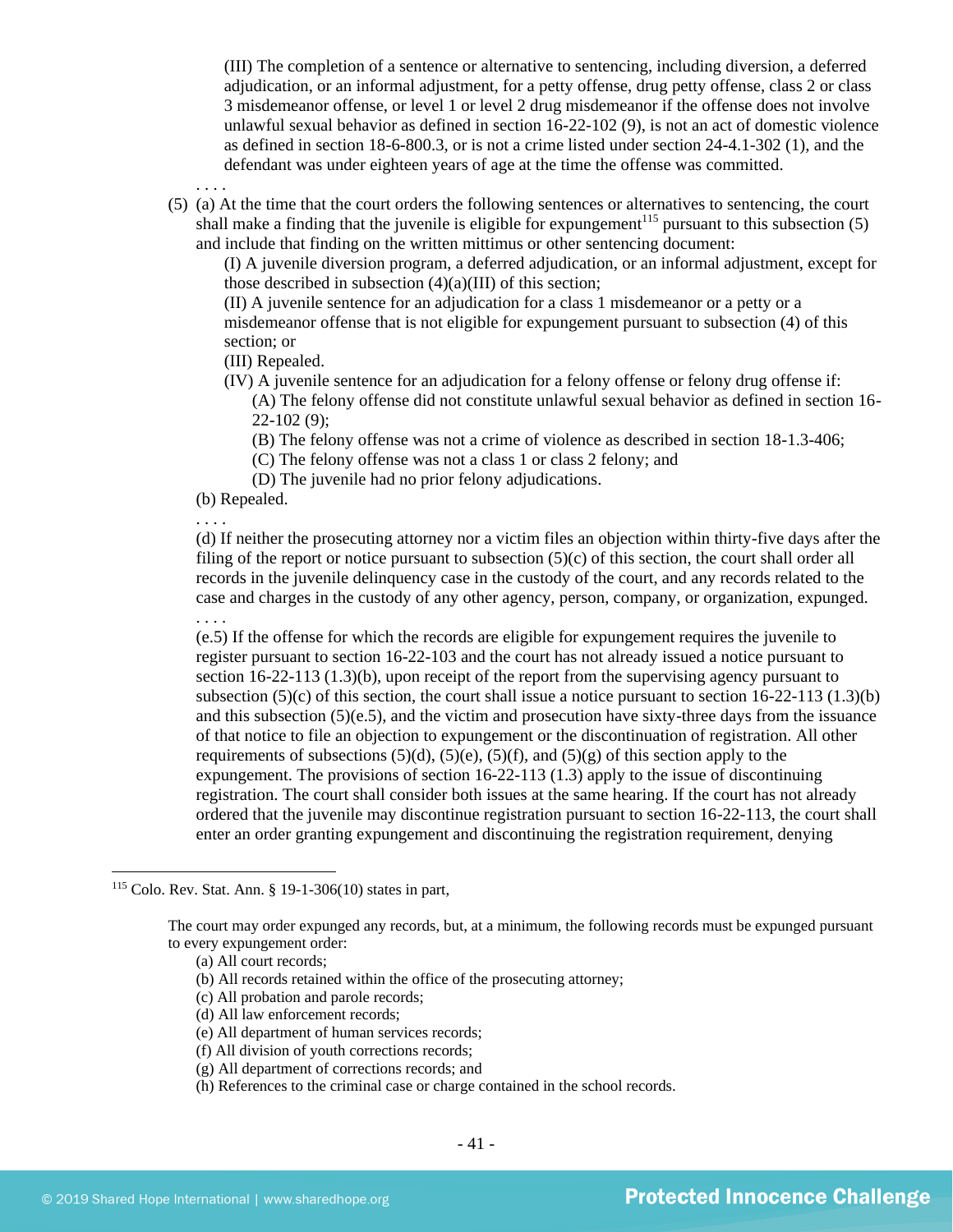(III) The completion of a sentence or alternative to sentencing, including diversion, a deferred adjudication, or an informal adjustment, for a petty offense, drug petty offense, class 2 or class 3 misdemeanor offense, or level 1 or level 2 drug misdemeanor if the offense does not involve unlawful sexual behavior as defined in section 16-22-102 (9), is not an act of domestic violence as defined in section 18-6-800.3, or is not a crime listed under section 24-4.1-302 (1), and the defendant was under eighteen years of age at the time the offense was committed.

. . . .

(5) (a) At the time that the court orders the following sentences or alternatives to sentencing, the court shall make a finding that the juvenile is eligible for expungement[115] pursuant to this subsection (5) and include that finding on the written mittimus or other sentencing document:

(I) A juvenile diversion program, a deferred adjudication, or an informal adjustment, except for those described in subsection (4)(a)(III) of this section;

(II) A juvenile sentence for an adjudication for a class 1 misdemeanor or a petty or a misdemeanor offense that is not eligible for expungement pursuant to subsection (4) of this section; or

(III) Repealed.

(IV) A juvenile sentence for an adjudication for a felony offense or felony drug offense if:

(A) The felony offense did not constitute unlawful sexual behavior as defined in section 16-22-102 (9);

(B) The felony offense was not a crime of violence as described in section 18-1.3-406;

(C) The felony offense was not a class 1 or class 2 felony; and

(D) The juvenile had no prior felony adjudications.

(b) Repealed.

. . . .

(d) If neither the prosecuting attorney nor a victim files an objection within thirty-five days after the filing of the report or notice pursuant to subsection (5)(c) of this section, the court shall order all records in the juvenile delinquency case in the custody of the court, and any records related to the case and charges in the custody of any other agency, person, company, or organization, expunged.

. . . .

(e.5) If the offense for which the records are eligible for expungement requires the juvenile to register pursuant to section 16-22-103 and the court has not already issued a notice pursuant to section 16-22-113 (1.3)(b), upon receipt of the report from the supervising agency pursuant to subsection (5)(c) of this section, the court shall issue a notice pursuant to section 16-22-113 (1.3)(b) and this subsection (5)(e.5), and the victim and prosecution have sixty-three days from the issuance of that notice to file an objection to expungement or the discontinuation of registration. All other requirements of subsections (5)(d), (5)(e), (5)(f), and (5)(g) of this section apply to the expungement. The provisions of section 16-22-113 (1.3) apply to the issue of discontinuing registration. The court shall consider both issues at the same hearing. If the court has not already ordered that the juvenile may discontinue registration pursuant to section 16-22-113, the court shall enter an order granting expungement and discontinuing the registration requirement, denying

---

[115] Colo. Rev. Stat. Ann. § 19-1-306(10) states in part,

> The court may order expunged any records, but, at a minimum, the following records must be expunged pursuant to every expungement order:
>
> (a) All court records;
> (b) All records retained within the office of the prosecuting attorney;
> (c) All probation and parole records;
> (d) All law enforcement records;
> (e) All department of human services records;
> (f) All division of youth corrections records;
> (g) All department of corrections records; and
> (h) References to the criminal case or charge contained in the school records.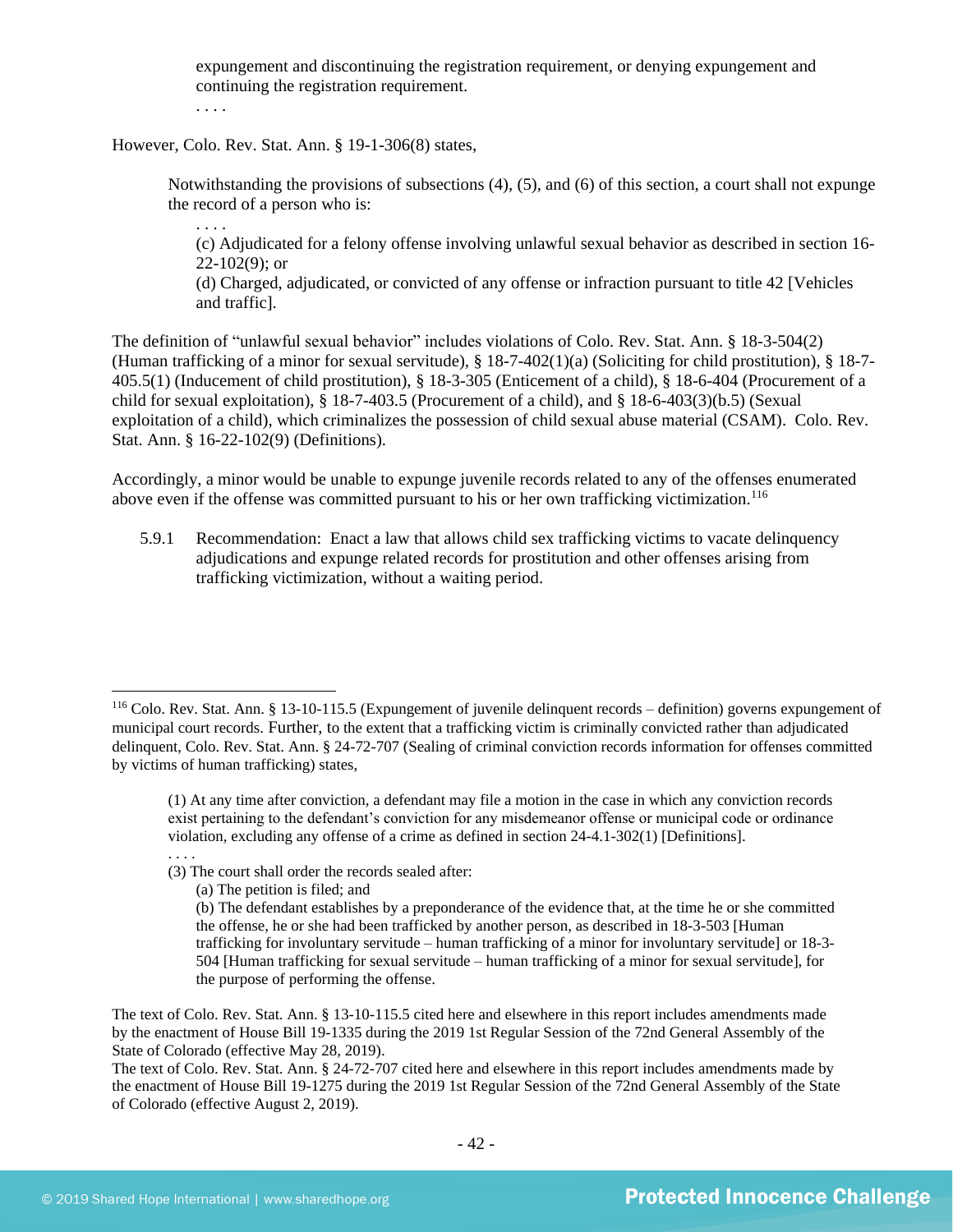> expungement and discontinuing the registration requirement, or denying expungement and continuing the registration requirement.
>
> . . . .

However, Colo. Rev. Stat. Ann. § 19-1-306(8) states,

> Notwithstanding the provisions of subsections (4), (5), and (6) of this section, a court shall not expunge the record of a person who is:
>
> . . . .
>
> (c) Adjudicated for a felony offense involving unlawful sexual behavior as described in section 16-22-102(9); or
>
> (d) Charged, adjudicated, or convicted of any offense or infraction pursuant to title 42 [Vehicles and traffic].

The definition of "unlawful sexual behavior" includes violations of Colo. Rev. Stat. Ann. § 18-3-504(2) (Human trafficking of a minor for sexual servitude), § 18-7-402(1)(a) (Soliciting for child prostitution), § 18-7-405.5(1) (Inducement of child prostitution), § 18-3-305 (Enticement of a child), § 18-6-404 (Procurement of a child for sexual exploitation), § 18-7-403.5 (Procurement of a child), and § 18-6-403(3)(b.5) (Sexual exploitation of a child), which criminalizes the possession of child sexual abuse material (CSAM). Colo. Rev. Stat. Ann. § 16-22-102(9) (Definitions).

Accordingly, a minor would be unable to expunge juvenile records related to any of the offenses enumerated above even if the offense was committed pursuant to his or her own trafficking victimization.[116]

5.9.1 Recommendation: Enact a law that allows child sex trafficking victims to vacate delinquency adjudications and expunge related records for prostitution and other offenses arising from trafficking victimization, without a waiting period.

---

[116] Colo. Rev. Stat. Ann. § 13-10-115.5 (Expungement of juvenile delinquent records – definition) governs expungement of municipal court records. Further, to the extent that a trafficking victim is criminally convicted rather than adjudicated delinquent, Colo. Rev. Stat. Ann. § 24-72-707 (Sealing of criminal conviction records information for offenses committed by victims of human trafficking) states,

> (1) At any time after conviction, a defendant may file a motion in the case in which any conviction records exist pertaining to the defendant's conviction for any misdemeanor offense or municipal code or ordinance violation, excluding any offense of a crime as defined in section 24-4.1-302(1) [Definitions].
>
> . . . .
>
> (3) The court shall order the records sealed after:
>
> (a) The petition is filed; and
>
> (b) The defendant establishes by a preponderance of the evidence that, at the time he or she committed the offense, he or she had been trafficked by another person, as described in 18-3-503 [Human trafficking for involuntary servitude – human trafficking of a minor for involuntary servitude] or 18-3-504 [Human trafficking for sexual servitude – human trafficking of a minor for sexual servitude], for the purpose of performing the offense.

The text of Colo. Rev. Stat. Ann. § 13-10-115.5 cited here and elsewhere in this report includes amendments made by the enactment of House Bill 19-1335 during the 2019 1st Regular Session of the 72nd General Assembly of the State of Colorado (effective May 28, 2019).

The text of Colo. Rev. Stat. Ann. § 24-72-707 cited here and elsewhere in this report includes amendments made by the enactment of House Bill 19-1275 during the 2019 1st Regular Session of the 72nd General Assembly of the State of Colorado (effective August 2, 2019).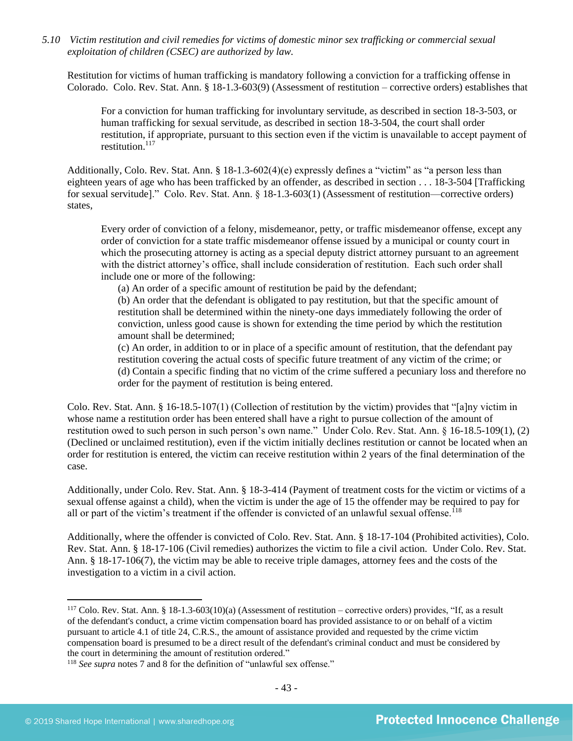*5.10 Victim restitution and civil remedies for victims of domestic minor sex trafficking or commercial sexual exploitation of children (CSEC) are authorized by law.*

Restitution for victims of human trafficking is mandatory following a conviction for a trafficking offense in Colorado. Colo. Rev. Stat. Ann. § 18-1.3-603(9) (Assessment of restitution – corrective orders) establishes that

> For a conviction for human trafficking for involuntary servitude, as described in section 18-3-503, or human trafficking for sexual servitude, as described in section 18-3-504, the court shall order restitution, if appropriate, pursuant to this section even if the victim is unavailable to accept payment of restitution.[117]

Additionally, Colo. Rev. Stat. Ann. § 18-1.3-602(4)(e) expressly defines a "victim" as "a person less than eighteen years of age who has been trafficked by an offender, as described in section . . . 18-3-504 [Trafficking for sexual servitude]." Colo. Rev. Stat. Ann. § 18-1.3-603(1) (Assessment of restitution—corrective orders) states,

> Every order of conviction of a felony, misdemeanor, petty, or traffic misdemeanor offense, except any order of conviction for a state traffic misdemeanor offense issued by a municipal or county court in which the prosecuting attorney is acting as a special deputy district attorney pursuant to an agreement with the district attorney's office, shall include consideration of restitution. Each such order shall include one or more of the following:
>
> (a) An order of a specific amount of restitution be paid by the defendant;
>
> (b) An order that the defendant is obligated to pay restitution, but that the specific amount of restitution shall be determined within the ninety-one days immediately following the order of conviction, unless good cause is shown for extending the time period by which the restitution amount shall be determined;
>
> (c) An order, in addition to or in place of a specific amount of restitution, that the defendant pay restitution covering the actual costs of specific future treatment of any victim of the crime; or
>
> (d) Contain a specific finding that no victim of the crime suffered a pecuniary loss and therefore no order for the payment of restitution is being entered.

Colo. Rev. Stat. Ann. § 16-18.5-107(1) (Collection of restitution by the victim) provides that "[a]ny victim in whose name a restitution order has been entered shall have a right to pursue collection of the amount of restitution owed to such person in such person's own name." Under Colo. Rev. Stat. Ann. § 16-18.5-109(1), (2) (Declined or unclaimed restitution), even if the victim initially declines restitution or cannot be located when an order for restitution is entered, the victim can receive restitution within 2 years of the final determination of the case.

Additionally, under Colo. Rev. Stat. Ann. § 18-3-414 (Payment of treatment costs for the victim or victims of a sexual offense against a child), when the victim is under the age of 15 the offender may be required to pay for all or part of the victim's treatment if the offender is convicted of an unlawful sexual offense.[118]

Additionally, where the offender is convicted of Colo. Rev. Stat. Ann. § 18-17-104 (Prohibited activities), Colo. Rev. Stat. Ann. § 18-17-106 (Civil remedies) authorizes the victim to file a civil action. Under Colo. Rev. Stat. Ann. § 18-17-106(7), the victim may be able to receive triple damages, attorney fees and the costs of the investigation to a victim in a civil action.

---

[117] Colo. Rev. Stat. Ann. § 18-1.3-603(10)(a) (Assessment of restitution – corrective orders) provides, "If, as a result of the defendant's conduct, a crime victim compensation board has provided assistance to or on behalf of a victim pursuant to article 4.1 of title 24, C.R.S., the amount of assistance provided and requested by the crime victim compensation board is presumed to be a direct result of the defendant's criminal conduct and must be considered by the court in determining the amount of restitution ordered."

[118] *See supra* notes 7 and 8 for the definition of "unlawful sex offense."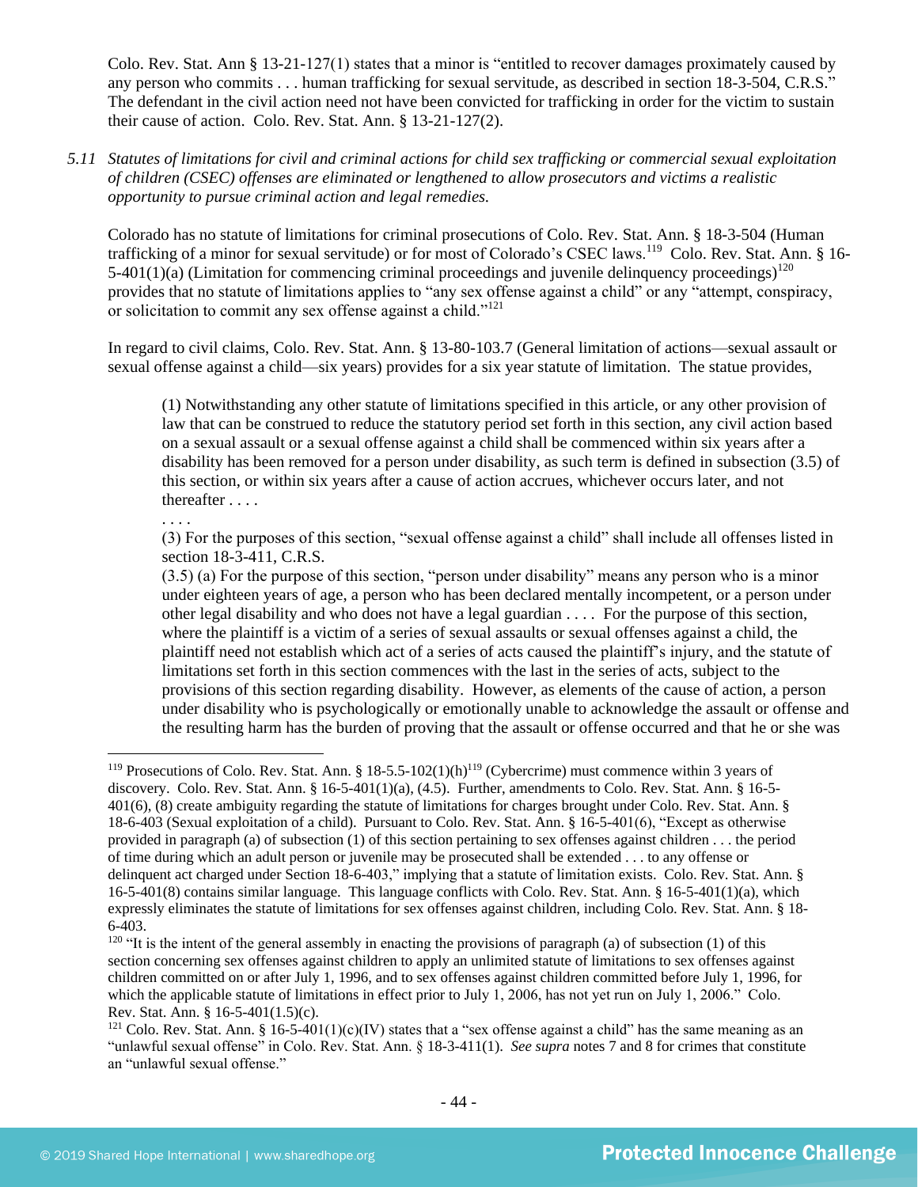Colo. Rev. Stat. Ann § 13-21-127(1) states that a minor is "entitled to recover damages proximately caused by any person who commits . . . human trafficking for sexual servitude, as described in section 18-3-504, C.R.S." The defendant in the civil action need not have been convicted for trafficking in order for the victim to sustain their cause of action. Colo. Rev. Stat. Ann. § 13-21-127(2).

*5.11 Statutes of limitations for civil and criminal actions for child sex trafficking or commercial sexual exploitation of children (CSEC) offenses are eliminated or lengthened to allow prosecutors and victims a realistic opportunity to pursue criminal action and legal remedies.*

Colorado has no statute of limitations for criminal prosecutions of Colo. Rev. Stat. Ann. § 18-3-504 (Human trafficking of a minor for sexual servitude) or for most of Colorado's CSEC laws.[119] Colo. Rev. Stat. Ann. § 16-5-401(1)(a) (Limitation for commencing criminal proceedings and juvenile delinquency proceedings)[120] provides that no statute of limitations applies to "any sex offense against a child" or any "attempt, conspiracy, or solicitation to commit any sex offense against a child."[121]

In regard to civil claims, Colo. Rev. Stat. Ann. § 13-80-103.7 (General limitation of actions—sexual assault or sexual offense against a child—six years) provides for a six year statute of limitation. The statue provides,

> (1) Notwithstanding any other statute of limitations specified in this article, or any other provision of law that can be construed to reduce the statutory period set forth in this section, any civil action based on a sexual assault or a sexual offense against a child shall be commenced within six years after a disability has been removed for a person under disability, as such term is defined in subsection (3.5) of this section, or within six years after a cause of action accrues, whichever occurs later, and not thereafter . . . .
>
> . . . .
>
> (3) For the purposes of this section, "sexual offense against a child" shall include all offenses listed in section 18-3-411, C.R.S.
>
> (3.5) (a) For the purpose of this section, "person under disability" means any person who is a minor under eighteen years of age, a person who has been declared mentally incompetent, or a person under other legal disability and who does not have a legal guardian . . . . For the purpose of this section, where the plaintiff is a victim of a series of sexual assaults or sexual offenses against a child, the plaintiff need not establish which act of a series of acts caused the plaintiff's injury, and the statute of limitations set forth in this section commences with the last in the series of acts, subject to the provisions of this section regarding disability. However, as elements of the cause of action, a person under disability who is psychologically or emotionally unable to acknowledge the assault or offense and the resulting harm has the burden of proving that the assault or offense occurred and that he or she was

---

[119] Prosecutions of Colo. Rev. Stat. Ann. § 18-5.5-102(1)(h)[119] (Cybercrime) must commence within 3 years of discovery. Colo. Rev. Stat. Ann. § 16-5-401(1)(a), (4.5). Further, amendments to Colo. Rev. Stat. Ann. § 16-5-401(6), (8) create ambiguity regarding the statute of limitations for charges brought under Colo. Rev. Stat. Ann. § 18-6-403 (Sexual exploitation of a child). Pursuant to Colo. Rev. Stat. Ann. § 16-5-401(6), "Except as otherwise provided in paragraph (a) of subsection (1) of this section pertaining to sex offenses against children . . . the period of time during which an adult person or juvenile may be prosecuted shall be extended . . . to any offense or delinquent act charged under Section 18-6-403," implying that a statute of limitation exists. Colo. Rev. Stat. Ann. § 16-5-401(8) contains similar language. This language conflicts with Colo. Rev. Stat. Ann. § 16-5-401(1)(a), which expressly eliminates the statute of limitations for sex offenses against children, including Colo. Rev. Stat. Ann. § 18-6-403.

[120] "It is the intent of the general assembly in enacting the provisions of paragraph (a) of subsection (1) of this section concerning sex offenses against children to apply an unlimited statute of limitations to sex offenses against children committed on or after July 1, 1996, and to sex offenses against children committed before July 1, 1996, for which the applicable statute of limitations in effect prior to July 1, 2006, has not yet run on July 1, 2006." Colo. Rev. Stat. Ann. § 16-5-401(1.5)(c).

[121] Colo. Rev. Stat. Ann. § 16-5-401(1)(c)(IV) states that a "sex offense against a child" has the same meaning as an "unlawful sexual offense" in Colo. Rev. Stat. Ann. § 18-3-411(1). *See supra* notes 7 and 8 for crimes that constitute an "unlawful sexual offense."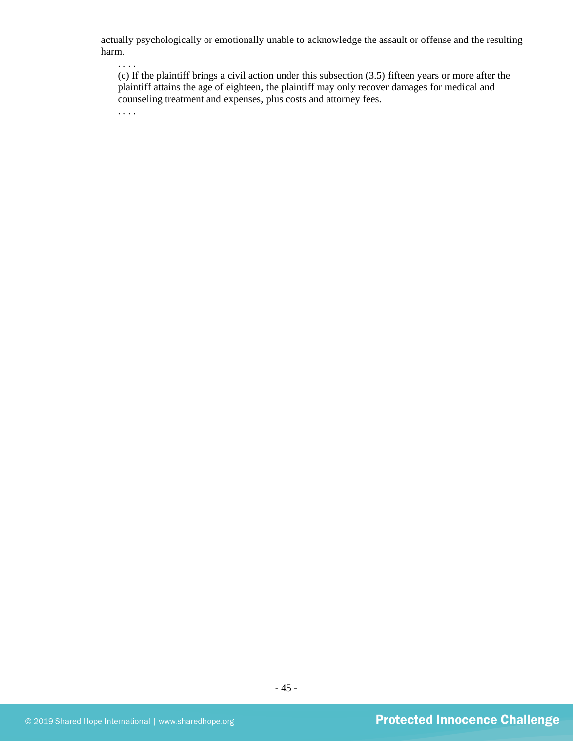actually psychologically or emotionally unable to acknowledge the assault or offense and the resulting harm.

> . . . .
>
> (c) If the plaintiff brings a civil action under this subsection (3.5) fifteen years or more after the plaintiff attains the age of eighteen, the plaintiff may only recover damages for medical and counseling treatment and expenses, plus costs and attorney fees.
>
> . . . .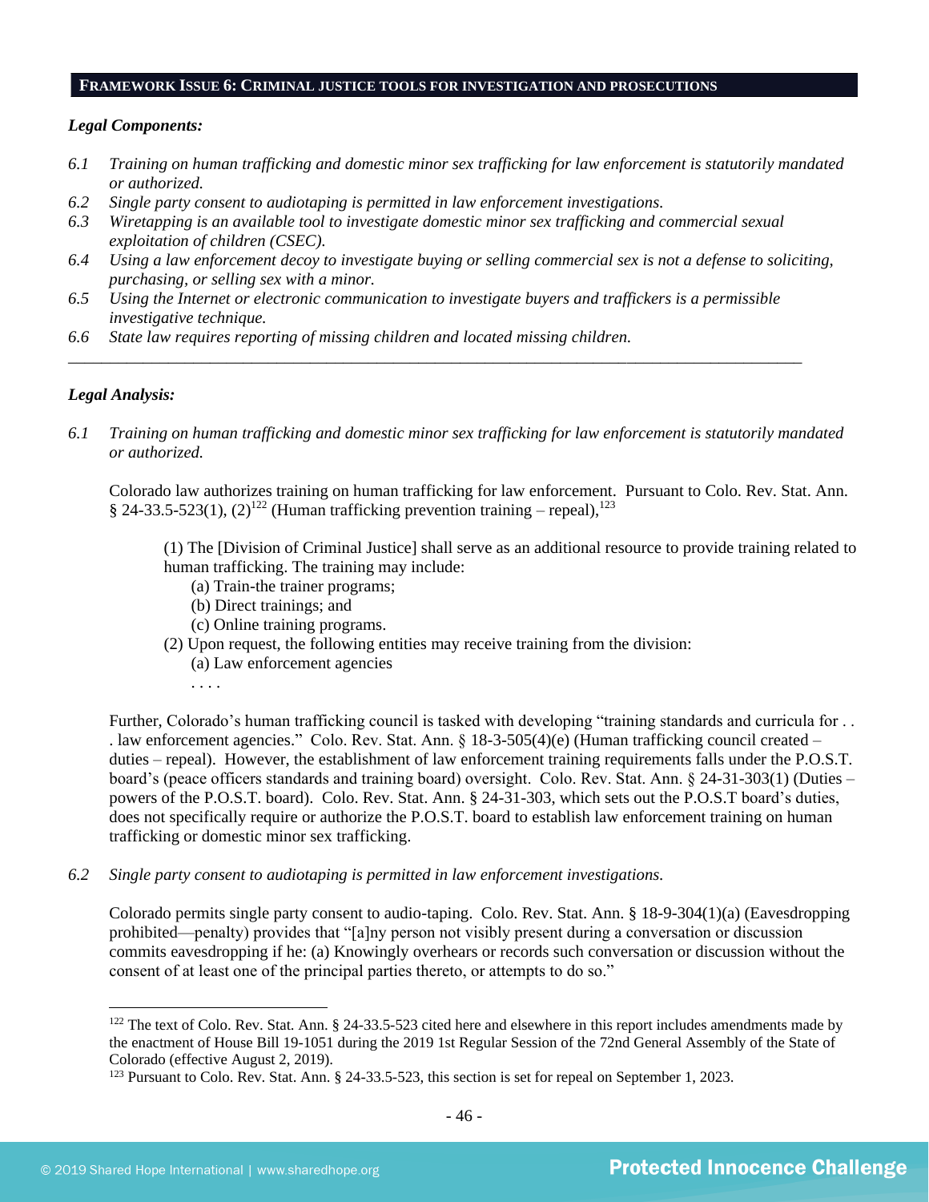## FRAMEWORK ISSUE 6: CRIMINAL JUSTICE TOOLS FOR INVESTIGATION AND PROSECUTIONS

***Legal Components:***

*6.1 Training on human trafficking and domestic minor sex trafficking for law enforcement is statutorily mandated or authorized.*
*6.2 Single party consent to audiotaping is permitted in law enforcement investigations.*
*6.3 Wiretapping is an available tool to investigate domestic minor sex trafficking and commercial sexual exploitation of children (CSEC).*
*6.4 Using a law enforcement decoy to investigate buying or selling commercial sex is not a defense to soliciting, purchasing, or selling sex with a minor.*
*6.5 Using the Internet or electronic communication to investigate buyers and traffickers is a permissible investigative technique.*
*6.6 State law requires reporting of missing children and located missing children.*

---

***Legal Analysis:***

*6.1 Training on human trafficking and domestic minor sex trafficking for law enforcement is statutorily mandated or authorized.*

Colorado law authorizes training on human trafficking for law enforcement. Pursuant to Colo. Rev. Stat. Ann. § 24-33.5-523(1), (2)[122] (Human trafficking prevention training – repeal),[123]

> (1) The [Division of Criminal Justice] shall serve as an additional resource to provide training related to human trafficking. The training may include:
> (a) Train-the trainer programs;
> (b) Direct trainings; and
> (c) Online training programs.
> (2) Upon request, the following entities may receive training from the division:
> (a) Law enforcement agencies
> . . . .

Further, Colorado's human trafficking council is tasked with developing "training standards and curricula for . . . law enforcement agencies." Colo. Rev. Stat. Ann. § 18-3-505(4)(e) (Human trafficking council created – duties – repeal). However, the establishment of law enforcement training requirements falls under the P.O.S.T. board's (peace officers standards and training board) oversight. Colo. Rev. Stat. Ann. § 24-31-303(1) (Duties – powers of the P.O.S.T. board). Colo. Rev. Stat. Ann. § 24-31-303, which sets out the P.O.S.T board's duties, does not specifically require or authorize the P.O.S.T. board to establish law enforcement training on human trafficking or domestic minor sex trafficking.

*6.2 Single party consent to audiotaping is permitted in law enforcement investigations.*

Colorado permits single party consent to audio-taping. Colo. Rev. Stat. Ann. § 18-9-304(1)(a) (Eavesdropping prohibited—penalty) provides that "[a]ny person not visibly present during a conversation or discussion commits eavesdropping if he: (a) Knowingly overhears or records such conversation or discussion without the consent of at least one of the principal parties thereto, or attempts to do so."

---

[122] The text of Colo. Rev. Stat. Ann. § 24-33.5-523 cited here and elsewhere in this report includes amendments made by the enactment of House Bill 19-1051 during the 2019 1st Regular Session of the 72nd General Assembly of the State of Colorado (effective August 2, 2019).

[123] Pursuant to Colo. Rev. Stat. Ann. § 24-33.5-523, this section is set for repeal on September 1, 2023.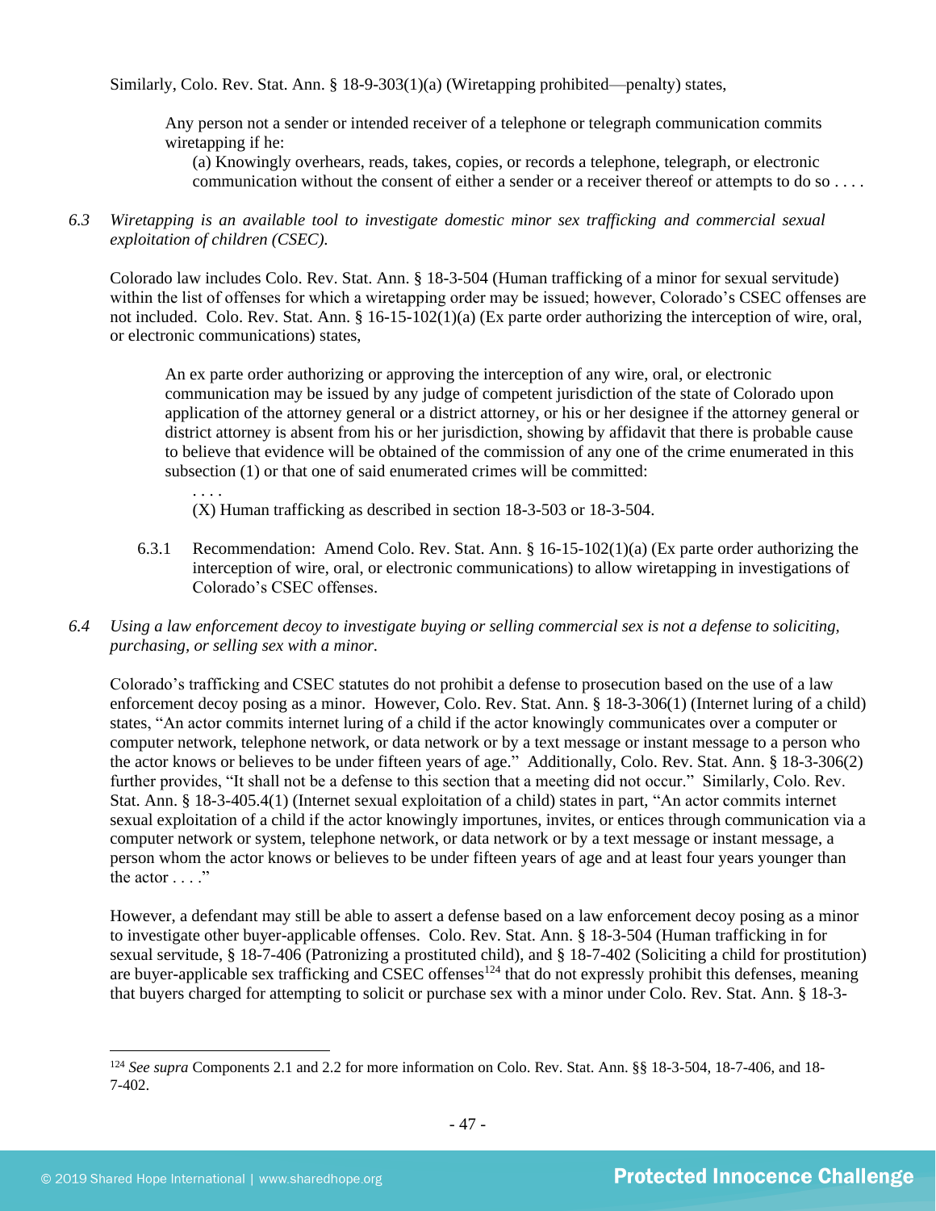Similarly, Colo. Rev. Stat. Ann. § 18-9-303(1)(a) (Wiretapping prohibited—penalty) states,

> Any person not a sender or intended receiver of a telephone or telegraph communication commits wiretapping if he:
>
> (a) Knowingly overhears, reads, takes, copies, or records a telephone, telegraph, or electronic communication without the consent of either a sender or a receiver thereof or attempts to do so . . . .

*6.3 Wiretapping is an available tool to investigate domestic minor sex trafficking and commercial sexual exploitation of children (CSEC).*

Colorado law includes Colo. Rev. Stat. Ann. § 18-3-504 (Human trafficking of a minor for sexual servitude) within the list of offenses for which a wiretapping order may be issued; however, Colorado's CSEC offenses are not included. Colo. Rev. Stat. Ann. § 16-15-102(1)(a) (Ex parte order authorizing the interception of wire, oral, or electronic communications) states,

> An ex parte order authorizing or approving the interception of any wire, oral, or electronic communication may be issued by any judge of competent jurisdiction of the state of Colorado upon application of the attorney general or a district attorney, or his or her designee if the attorney general or district attorney is absent from his or her jurisdiction, showing by affidavit that there is probable cause to believe that evidence will be obtained of the commission of any one of the crime enumerated in this subsection (1) or that one of said enumerated crimes will be committed:
>
> . . . .
>
> (X) Human trafficking as described in section 18-3-503 or 18-3-504.

6.3.1 Recommendation: Amend Colo. Rev. Stat. Ann. § 16-15-102(1)(a) (Ex parte order authorizing the interception of wire, oral, or electronic communications) to allow wiretapping in investigations of Colorado's CSEC offenses.

*6.4 Using a law enforcement decoy to investigate buying or selling commercial sex is not a defense to soliciting, purchasing, or selling sex with a minor.*

Colorado's trafficking and CSEC statutes do not prohibit a defense to prosecution based on the use of a law enforcement decoy posing as a minor. However, Colo. Rev. Stat. Ann. § 18-3-306(1) (Internet luring of a child) states, "An actor commits internet luring of a child if the actor knowingly communicates over a computer or computer network, telephone network, or data network or by a text message or instant message to a person who the actor knows or believes to be under fifteen years of age." Additionally, Colo. Rev. Stat. Ann. § 18-3-306(2) further provides, "It shall not be a defense to this section that a meeting did not occur." Similarly, Colo. Rev. Stat. Ann. § 18-3-405.4(1) (Internet sexual exploitation of a child) states in part, "An actor commits internet sexual exploitation of a child if the actor knowingly importunes, invites, or entices through communication via a computer network or system, telephone network, or data network or by a text message or instant message, a person whom the actor knows or believes to be under fifteen years of age and at least four years younger than the actor . . . ."

However, a defendant may still be able to assert a defense based on a law enforcement decoy posing as a minor to investigate other buyer-applicable offenses. Colo. Rev. Stat. Ann. § 18-3-504 (Human trafficking in for sexual servitude, § 18-7-406 (Patronizing a prostituted child), and § 18-7-402 (Soliciting a child for prostitution) are buyer-applicable sex trafficking and CSEC offenses[124] that do not expressly prohibit this defenses, meaning that buyers charged for attempting to solicit or purchase sex with a minor under Colo. Rev. Stat. Ann. § 18-3-

[124] *See supra* Components 2.1 and 2.2 for more information on Colo. Rev. Stat. Ann. §§ 18-3-504, 18-7-406, and 18-7-402.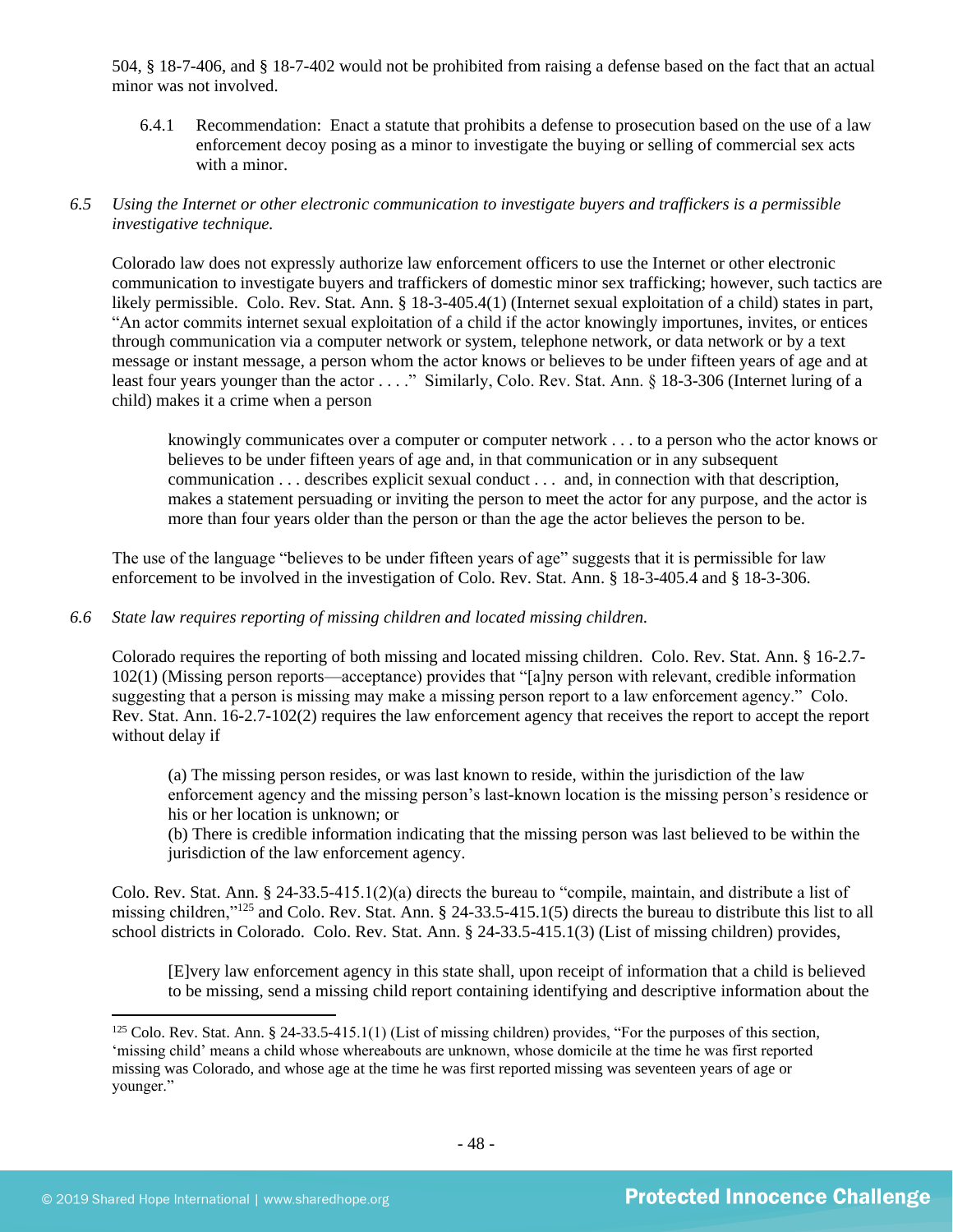504, § 18-7-406, and § 18-7-402 would not be prohibited from raising a defense based on the fact that an actual minor was not involved.

6.4.1 Recommendation: Enact a statute that prohibits a defense to prosecution based on the use of a law enforcement decoy posing as a minor to investigate the buying or selling of commercial sex acts with a minor.

*6.5 Using the Internet or other electronic communication to investigate buyers and traffickers is a permissible investigative technique.*

Colorado law does not expressly authorize law enforcement officers to use the Internet or other electronic communication to investigate buyers and traffickers of domestic minor sex trafficking; however, such tactics are likely permissible. Colo. Rev. Stat. Ann. § 18-3-405.4(1) (Internet sexual exploitation of a child) states in part, "An actor commits internet sexual exploitation of a child if the actor knowingly importunes, invites, or entices through communication via a computer network or system, telephone network, or data network or by a text message or instant message, a person whom the actor knows or believes to be under fifteen years of age and at least four years younger than the actor . . . ." Similarly, Colo. Rev. Stat. Ann. § 18-3-306 (Internet luring of a child) makes it a crime when a person

> knowingly communicates over a computer or computer network . . . to a person who the actor knows or believes to be under fifteen years of age and, in that communication or in any subsequent communication . . . describes explicit sexual conduct . . . and, in connection with that description, makes a statement persuading or inviting the person to meet the actor for any purpose, and the actor is more than four years older than the person or than the age the actor believes the person to be.

The use of the language "believes to be under fifteen years of age" suggests that it is permissible for law enforcement to be involved in the investigation of Colo. Rev. Stat. Ann. § 18-3-405.4 and § 18-3-306.

*6.6 State law requires reporting of missing children and located missing children.*

Colorado requires the reporting of both missing and located missing children. Colo. Rev. Stat. Ann. § 16-2.7-102(1) (Missing person reports—acceptance) provides that "[a]ny person with relevant, credible information suggesting that a person is missing may make a missing person report to a law enforcement agency." Colo. Rev. Stat. Ann. 16-2.7-102(2) requires the law enforcement agency that receives the report to accept the report without delay if

> (a) The missing person resides, or was last known to reside, within the jurisdiction of the law enforcement agency and the missing person's last-known location is the missing person's residence or his or her location is unknown; or
> (b) There is credible information indicating that the missing person was last believed to be within the jurisdiction of the law enforcement agency.

Colo. Rev. Stat. Ann. § 24-33.5-415.1(2)(a) directs the bureau to "compile, maintain, and distribute a list of missing children,"[125] and Colo. Rev. Stat. Ann. § 24-33.5-415.1(5) directs the bureau to distribute this list to all school districts in Colorado. Colo. Rev. Stat. Ann. § 24-33.5-415.1(3) (List of missing children) provides,

> [E]very law enforcement agency in this state shall, upon receipt of information that a child is believed to be missing, send a missing child report containing identifying and descriptive information about the

---

[125] Colo. Rev. Stat. Ann. § 24-33.5-415.1(1) (List of missing children) provides, "For the purposes of this section, 'missing child' means a child whose whereabouts are unknown, whose domicile at the time he was first reported missing was Colorado, and whose age at the time he was first reported missing was seventeen years of age or younger."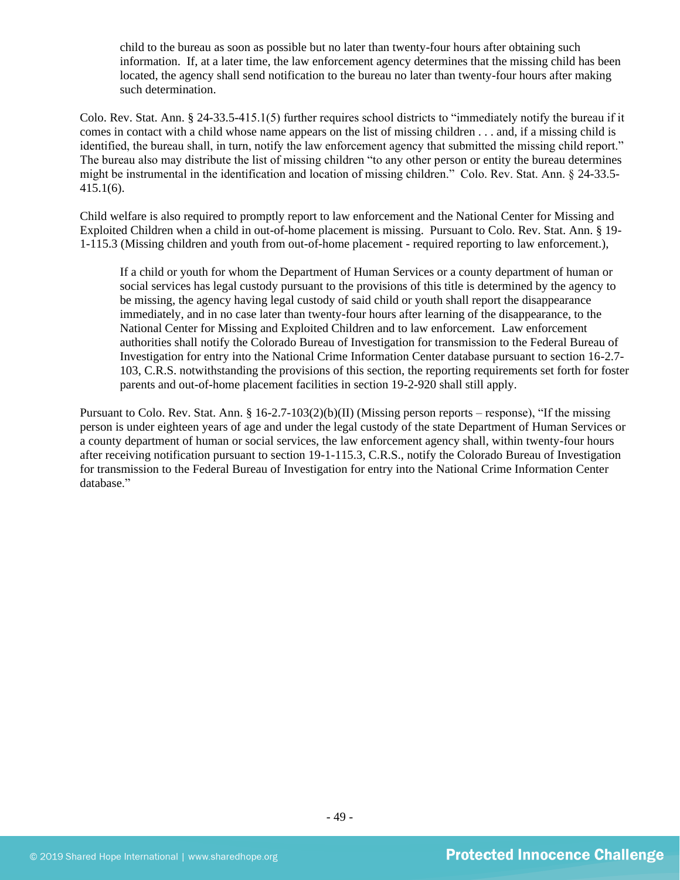> child to the bureau as soon as possible but no later than twenty-four hours after obtaining such information. If, at a later time, the law enforcement agency determines that the missing child has been located, the agency shall send notification to the bureau no later than twenty-four hours after making such determination.

Colo. Rev. Stat. Ann. § 24-33.5-415.1(5) further requires school districts to "immediately notify the bureau if it comes in contact with a child whose name appears on the list of missing children . . . and, if a missing child is identified, the bureau shall, in turn, notify the law enforcement agency that submitted the missing child report." The bureau also may distribute the list of missing children "to any other person or entity the bureau determines might be instrumental in the identification and location of missing children." Colo. Rev. Stat. Ann. § 24-33.5-415.1(6).

Child welfare is also required to promptly report to law enforcement and the National Center for Missing and Exploited Children when a child in out-of-home placement is missing. Pursuant to Colo. Rev. Stat. Ann. § 19-1-115.3 (Missing children and youth from out-of-home placement - required reporting to law enforcement.),

> If a child or youth for whom the Department of Human Services or a county department of human or social services has legal custody pursuant to the provisions of this title is determined by the agency to be missing, the agency having legal custody of said child or youth shall report the disappearance immediately, and in no case later than twenty-four hours after learning of the disappearance, to the National Center for Missing and Exploited Children and to law enforcement. Law enforcement authorities shall notify the Colorado Bureau of Investigation for transmission to the Federal Bureau of Investigation for entry into the National Crime Information Center database pursuant to section 16-2.7-103, C.R.S. notwithstanding the provisions of this section, the reporting requirements set forth for foster parents and out-of-home placement facilities in section 19-2-920 shall still apply.

Pursuant to Colo. Rev. Stat. Ann. § 16-2.7-103(2)(b)(II) (Missing person reports – response), "If the missing person is under eighteen years of age and under the legal custody of the state Department of Human Services or a county department of human or social services, the law enforcement agency shall, within twenty-four hours after receiving notification pursuant to section 19-1-115.3, C.R.S., notify the Colorado Bureau of Investigation for transmission to the Federal Bureau of Investigation for entry into the National Crime Information Center database."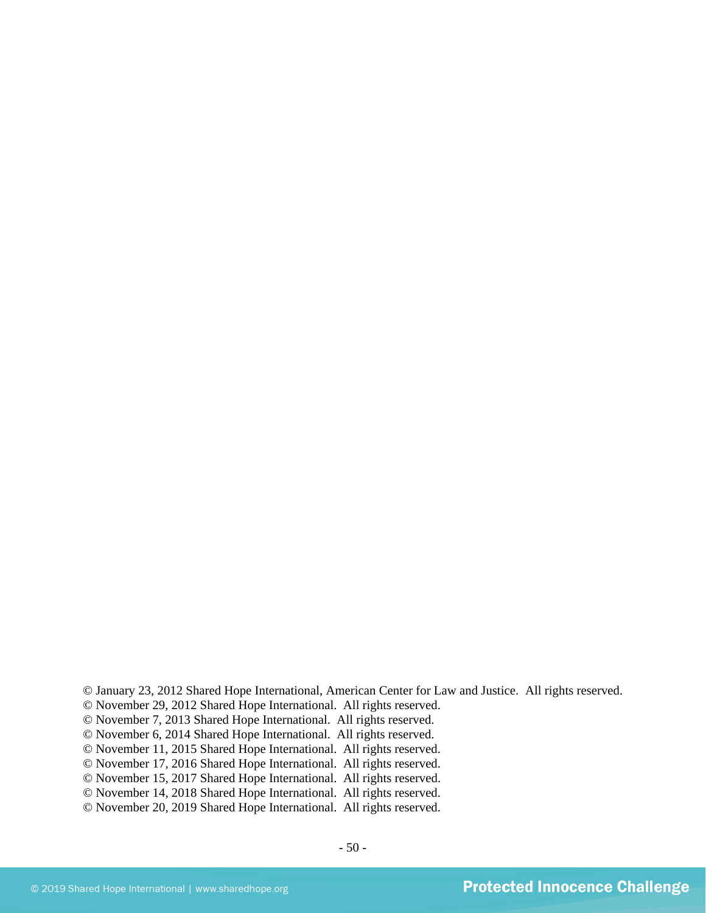© January 23, 2012 Shared Hope International, American Center for Law and Justice. All rights reserved.
© November 29, 2012 Shared Hope International. All rights reserved.
© November 7, 2013 Shared Hope International. All rights reserved.
© November 6, 2014 Shared Hope International. All rights reserved.
© November 11, 2015 Shared Hope International. All rights reserved.
© November 17, 2016 Shared Hope International. All rights reserved.
© November 15, 2017 Shared Hope International. All rights reserved.
© November 14, 2018 Shared Hope International. All rights reserved.
© November 20, 2019 Shared Hope International. All rights reserved.